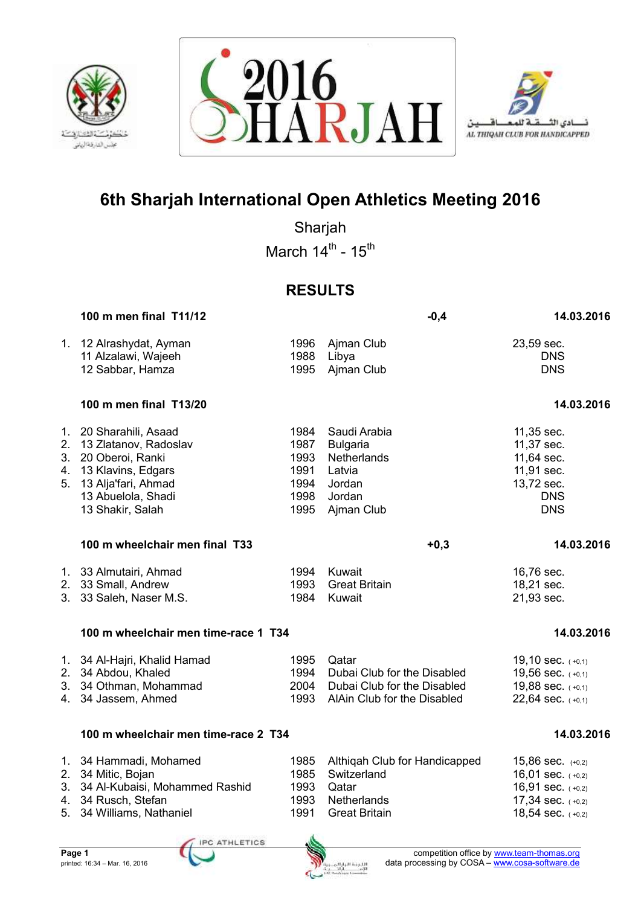# 6th Sharjah International Open Athletics Meeting 2016

Sharjah

March 14th - 15th

## RESULTS

### 100 m men final T11/12 — -0,4 — 14.03.2016

| | | | | |
|---|---|---|---|---|
| 1. | 12 Alrashydat, Ayman | 1996 | Ajman Club | 23,59 sec. |
| | 11 Alzalawi, Wajeeh | 1988 | Libya | DNS |
| | 12 Sabbar, Hamza | 1995 | Ajman Club | DNS |

### 100 m men final T13/20 — 14.03.2016

| | | | | |
|---|---|---|---|---|
| 1. | 20 Sharahili, Asaad | 1984 | Saudi Arabia | 11,35 sec. |
| 2. | 13 Zlatanov, Radoslav | 1987 | Bulgaria | 11,37 sec. |
| 3. | 20 Oberoi, Ranki | 1993 | Netherlands | 11,64 sec. |
| 4. | 13 Klavins, Edgars | 1991 | Latvia | 11,91 sec. |
| 5. | 13 Alja'fari, Ahmad | 1994 | Jordan | 13,72 sec. |
| | 13 Abuelola, Shadi | 1998 | Jordan | DNS |
| | 13 Shakir, Salah | 1995 | Ajman Club | DNS |

### 100 m wheelchair men final T33 — +0,3 — 14.03.2016

| | | | | |
|---|---|---|---|---|
| 1. | 33 Almutairi, Ahmad | 1994 | Kuwait | 16,76 sec. |
| 2. | 33 Small, Andrew | 1993 | Great Britain | 18,21 sec. |
| 3. | 33 Saleh, Naser M.S. | 1984 | Kuwait | 21,93 sec. |

### 100 m wheelchair men time-race 1 T34 — 14.03.2016

| | | | | |
|---|---|---|---|---|
| 1. | 34 Al-Hajri, Khalid Hamad | 1995 | Qatar | 19,10 sec. (+0,1) |
| 2. | 34 Abdou, Khaled | 1994 | Dubai Club for the Disabled | 19,56 sec. (+0,1) |
| 3. | 34 Othman, Mohammad | 2004 | Dubai Club for the Disabled | 19,88 sec. (+0,1) |
| 4. | 34 Jassem, Ahmed | 1993 | AlAin Club for the Disabled | 22,64 sec. (+0,1) |

### 100 m wheelchair men time-race 2 T34 — 14.03.2016

| | | | | |
|---|---|---|---|---|
| 1. | 34 Hammadi, Mohamed | 1985 | Althiqah Club for Handicapped | 15,86 sec. (+0,2) |
| 2. | 34 Mitic, Bojan | 1985 | Switzerland | 16,01 sec. (+0,2) |
| 3. | 34 Al-Kubaisi, Mohammed Rashid | 1993 | Qatar | 16,91 sec. (+0,2) |
| 4. | 34 Rusch, Stefan | 1993 | Netherlands | 17,34 sec. (+0,2) |
| 5. | 34 Williams, Nathaniel | 1991 | Great Britain | 18,54 sec. (+0,2) |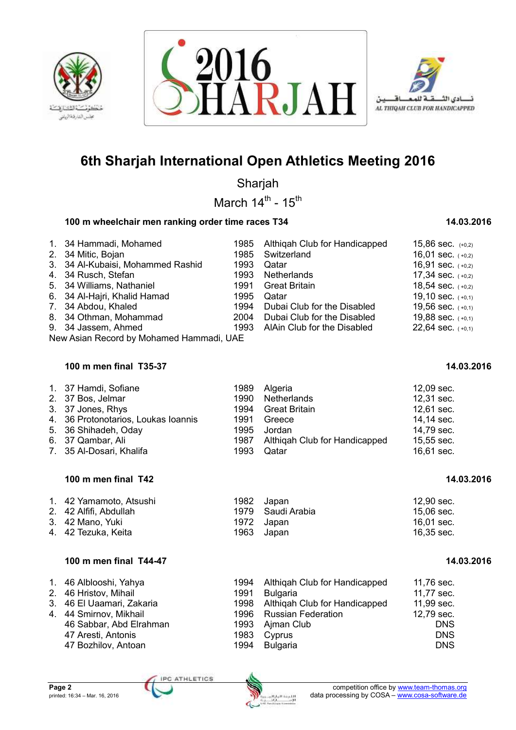# 6th Sharjah International Open Athletics Meeting 2016

Sharjah

March 14th - 15th

### 100 m wheelchair men ranking order time races T34 — 14.03.2016

| Rank | Class | Name | Year | Team | Result |
|---|---|---|---|---|---|
| 1. | 34 | Hammadi, Mohamed | 1985 | Althiqah Club for Handicapped | 15,86 sec. (+0,2) |
| 2. | 34 | Mitic, Bojan | 1985 | Switzerland | 16,01 sec. (+0,2) |
| 3. | 34 | Al-Kubaisi, Mohammed Rashid | 1993 | Qatar | 16,91 sec. (+0,2) |
| 4. | 34 | Rusch, Stefan | 1993 | Netherlands | 17,34 sec. (+0,2) |
| 5. | 34 | Williams, Nathaniel | 1991 | Great Britain | 18,54 sec. (+0,2) |
| 6. | 34 | Al-Hajri, Khalid Hamad | 1995 | Qatar | 19,10 sec. (+0,1) |
| 7. | 34 | Abdou, Khaled | 1994 | Dubai Club for the Disabled | 19,56 sec. (+0,1) |
| 8. | 34 | Othman, Mohammad | 2004 | Dubai Club for the Disabled | 19,88 sec. (+0,1) |
| 9. | 34 | Jassem, Ahmed | 1993 | AlAin Club for the Disabled | 22,64 sec. (+0,1) |

New Asian Record by Mohamed Hammadi, UAE

### 100 m men final T35-37 — 14.03.2016

| Rank | Class | Name | Year | Team | Result |
|---|---|---|---|---|---|
| 1. | 37 | Hamdi, Sofiane | 1989 | Algeria | 12,09 sec. |
| 2. | 37 | Bos, Jelmar | 1990 | Netherlands | 12,31 sec. |
| 3. | 37 | Jones, Rhys | 1994 | Great Britain | 12,61 sec. |
| 4. | 36 | Protonotarios, Loukas Ioannis | 1991 | Greece | 14,14 sec. |
| 5. | 36 | Shihadeh, Oday | 1995 | Jordan | 14,79 sec. |
| 6. | 37 | Qambar, Ali | 1987 | Althiqah Club for Handicapped | 15,55 sec. |
| 7. | 35 | Al-Dosari, Khalifa | 1993 | Qatar | 16,61 sec. |

### 100 m men final T42 — 14.03.2016

| Rank | Class | Name | Year | Team | Result |
|---|---|---|---|---|---|
| 1. | 42 | Yamamoto, Atsushi | 1982 | Japan | 12,90 sec. |
| 2. | 42 | Alfifi, Abdullah | 1979 | Saudi Arabia | 15,06 sec. |
| 3. | 42 | Mano, Yuki | 1972 | Japan | 16,01 sec. |
| 4. | 42 | Tezuka, Keita | 1963 | Japan | 16,35 sec. |

### 100 m men final T44-47 — 14.03.2016

| Rank | Class | Name | Year | Team | Result |
|---|---|---|---|---|---|
| 1. | 46 | Alblooshi, Yahya | 1994 | Althiqah Club for Handicapped | 11,76 sec. |
| 2. | 46 | Hristov, Mihail | 1991 | Bulgaria | 11,77 sec. |
| 3. | 46 | El Uaamari, Zakaria | 1998 | Althiqah Club for Handicapped | 11,99 sec. |
| 4. | 44 | Smirnov, Mikhail | 1996 | Russian Federation | 12,79 sec. |
| | 46 | Sabbar, Abd Elrahman | 1993 | Ajman Club | DNS |
| | 47 | Aresti, Antonis | 1983 | Cyprus | DNS |
| | 47 | Bozhilov, Antoan | 1994 | Bulgaria | DNS |

printed: 16:34 – Mar. 16, 2016

competition office by www.team-thomas.org
data processing by COSA – www.cosa-software.de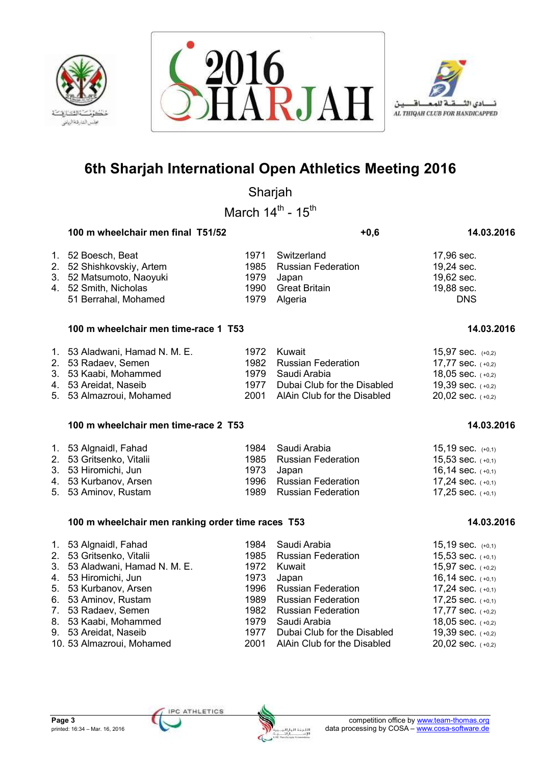# 6th Sharjah International Open Athletics Meeting 2016

Sharjah

March 14th - 15th

### 100 m wheelchair men final T51/52 — +0,6 — 14.03.2016

| Rank | Class | Name | Year | Country | Result |
|---|---|---|---|---|---|
| 1. | 52 | Boesch, Beat | 1971 | Switzerland | 17,96 sec. |
| 2. | 52 | Shishkovskiy, Artem | 1985 | Russian Federation | 19,24 sec. |
| 3. | 52 | Matsumoto, Naoyuki | 1979 | Japan | 19,62 sec. |
| 4. | 52 | Smith, Nicholas | 1990 | Great Britain | 19,88 sec. |
| | 51 | Berrahal, Mohamed | 1979 | Algeria | DNS |

### 100 m wheelchair men time-race 1 T53 — 14.03.2016

| Rank | Class | Name | Year | Country | Result |
|---|---|---|---|---|---|
| 1. | 53 | Aladwani, Hamad N. M. E. | 1972 | Kuwait | 15,97 sec. (+0,2) |
| 2. | 53 | Radaev, Semen | 1982 | Russian Federation | 17,77 sec. ( +0,2) |
| 3. | 53 | Kaabi, Mohammed | 1979 | Saudi Arabia | 18,05 sec. ( +0,2) |
| 4. | 53 | Areidat, Naseib | 1977 | Dubai Club for the Disabled | 19,39 sec. ( +0,2) |
| 5. | 53 | Almazroui, Mohamed | 2001 | AlAin Club for the Disabled | 20,02 sec. ( +0,2) |

### 100 m wheelchair men time-race 2 T53 — 14.03.2016

| Rank | Class | Name | Year | Country | Result |
|---|---|---|---|---|---|
| 1. | 53 | Algnaidl, Fahad | 1984 | Saudi Arabia | 15,19 sec. (+0,1) |
| 2. | 53 | Gritsenko, Vitalii | 1985 | Russian Federation | 15,53 sec. ( +0,1) |
| 3. | 53 | Hiromichi, Jun | 1973 | Japan | 16,14 sec. ( +0,1) |
| 4. | 53 | Kurbanov, Arsen | 1996 | Russian Federation | 17,24 sec. ( +0,1) |
| 5. | 53 | Aminov, Rustam | 1989 | Russian Federation | 17,25 sec. ( +0,1) |

### 100 m wheelchair men ranking order time races T53 — 14.03.2016

| Rank | Class | Name | Year | Country | Result |
|---|---|---|---|---|---|
| 1. | 53 | Algnaidl, Fahad | 1984 | Saudi Arabia | 15,19 sec. (+0,1) |
| 2. | 53 | Gritsenko, Vitalii | 1985 | Russian Federation | 15,53 sec. ( +0,1) |
| 3. | 53 | Aladwani, Hamad N. M. E. | 1972 | Kuwait | 15,97 sec. ( +0,2) |
| 4. | 53 | Hiromichi, Jun | 1973 | Japan | 16,14 sec. ( +0,1) |
| 5. | 53 | Kurbanov, Arsen | 1996 | Russian Federation | 17,24 sec. ( +0,1) |
| 6. | 53 | Aminov, Rustam | 1989 | Russian Federation | 17,25 sec. ( +0,1) |
| 7. | 53 | Radaev, Semen | 1982 | Russian Federation | 17,77 sec. ( +0,2) |
| 8. | 53 | Kaabi, Mohammed | 1979 | Saudi Arabia | 18,05 sec. ( +0,2) |
| 9. | 53 | Areidat, Naseib | 1977 | Dubai Club for the Disabled | 19,39 sec. ( +0,2) |
| 10. | 53 | Almazroui, Mohamed | 2001 | AlAin Club for the Disabled | 20,02 sec. ( +0,2) |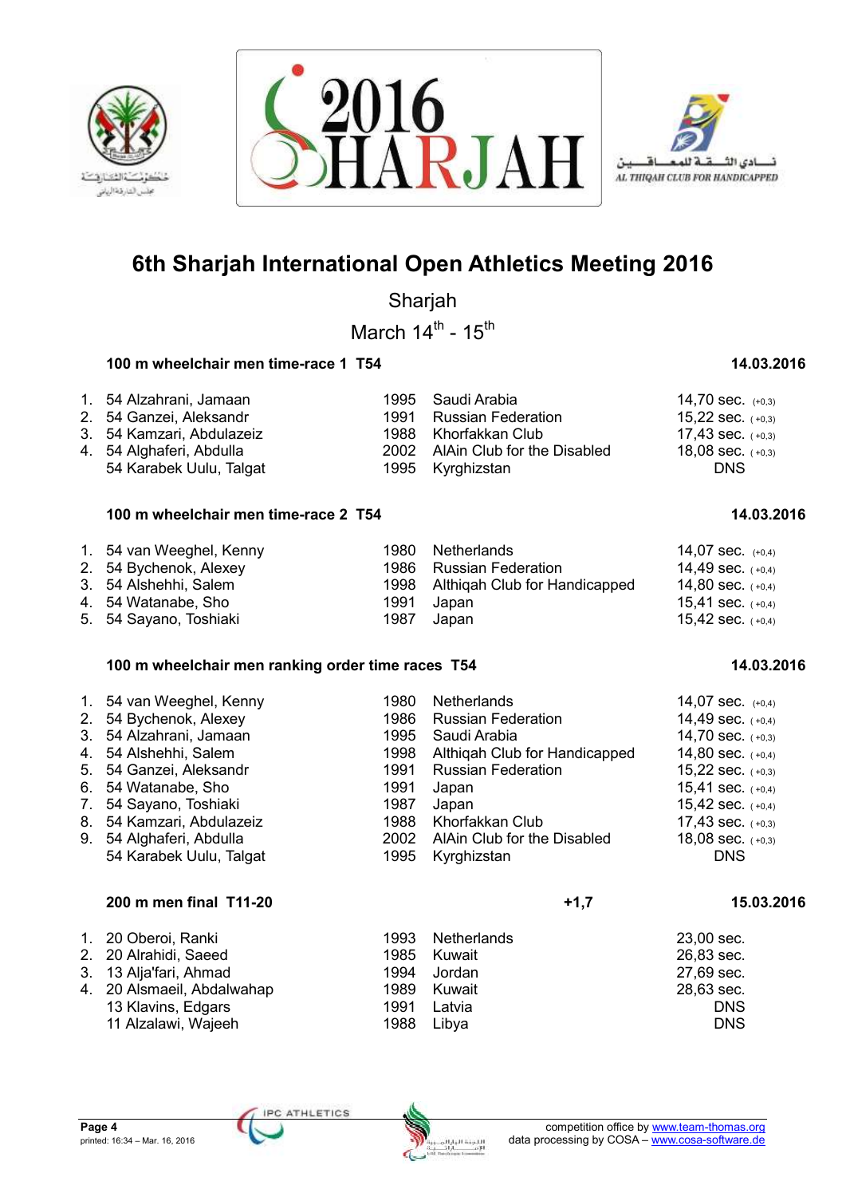# 6th Sharjah International Open Athletics Meeting 2016

Sharjah

March 14th - 15th

### 100 m wheelchair men time-race 1 T54 — 14.03.2016

| Rank | Class | Name | Year | Nation/Club | Result |
|---|---|---|---|---|---|
| 1. | 54 | Alzahrani, Jamaan | 1995 | Saudi Arabia | 14,70 sec. (+0,3) |
| 2. | 54 | Ganzei, Aleksandr | 1991 | Russian Federation | 15,22 sec. (+0,3) |
| 3. | 54 | Kamzari, Abdulazeiz | 1988 | Khorfakkan Club | 17,43 sec. (+0,3) |
| 4. | 54 | Alghaferi, Abdulla | 2002 | AlAin Club for the Disabled | 18,08 sec. (+0,3) |
| | 54 | Karabek Uulu, Talgat | 1995 | Kyrghizstan | DNS |

### 100 m wheelchair men time-race 2 T54 — 14.03.2016

| Rank | Class | Name | Year | Nation/Club | Result |
|---|---|---|---|---|---|
| 1. | 54 | van Weeghel, Kenny | 1980 | Netherlands | 14,07 sec. (+0,4) |
| 2. | 54 | Bychenok, Alexey | 1986 | Russian Federation | 14,49 sec. (+0,4) |
| 3. | 54 | Alshehhi, Salem | 1998 | Althiqah Club for Handicapped | 14,80 sec. (+0,4) |
| 4. | 54 | Watanabe, Sho | 1991 | Japan | 15,41 sec. (+0,4) |
| 5. | 54 | Sayano, Toshiaki | 1987 | Japan | 15,42 sec. (+0,4) |

### 100 m wheelchair men ranking order time races T54 — 14.03.2016

| Rank | Class | Name | Year | Nation/Club | Result |
|---|---|---|---|---|---|
| 1. | 54 | van Weeghel, Kenny | 1980 | Netherlands | 14,07 sec. (+0,4) |
| 2. | 54 | Bychenok, Alexey | 1986 | Russian Federation | 14,49 sec. (+0,4) |
| 3. | 54 | Alzahrani, Jamaan | 1995 | Saudi Arabia | 14,70 sec. (+0,3) |
| 4. | 54 | Alshehhi, Salem | 1998 | Althiqah Club for Handicapped | 14,80 sec. (+0,4) |
| 5. | 54 | Ganzei, Aleksandr | 1991 | Russian Federation | 15,22 sec. (+0,3) |
| 6. | 54 | Watanabe, Sho | 1991 | Japan | 15,41 sec. (+0,4) |
| 7. | 54 | Sayano, Toshiaki | 1987 | Japan | 15,42 sec. (+0,4) |
| 8. | 54 | Kamzari, Abdulazeiz | 1988 | Khorfakkan Club | 17,43 sec. (+0,3) |
| 9. | 54 | Alghaferi, Abdulla | 2002 | AlAin Club for the Disabled | 18,08 sec. (+0,3) |
| | 54 | Karabek Uulu, Talgat | 1995 | Kyrghizstan | DNS |

### 200 m men final T11-20 — +1,7 — 15.03.2016

| Rank | Class | Name | Year | Nation/Club | Result |
|---|---|---|---|---|---|
| 1. | 20 | Oberoi, Ranki | 1993 | Netherlands | 23,00 sec. |
| 2. | 20 | Alrahidi, Saeed | 1985 | Kuwait | 26,83 sec. |
| 3. | 13 | Alja'fari, Ahmad | 1994 | Jordan | 27,69 sec. |
| 4. | 20 | Alsmaeil, Abdalwahap | 1989 | Kuwait | 28,63 sec. |
| | 13 | Klavins, Edgars | 1991 | Latvia | DNS |
| | 11 | Alzalawi, Wajeeh | 1988 | Libya | DNS |

printed: 16:34 – Mar. 16, 2016

competition office by www.team-thomas.org
data processing by COSA – www.cosa-software.de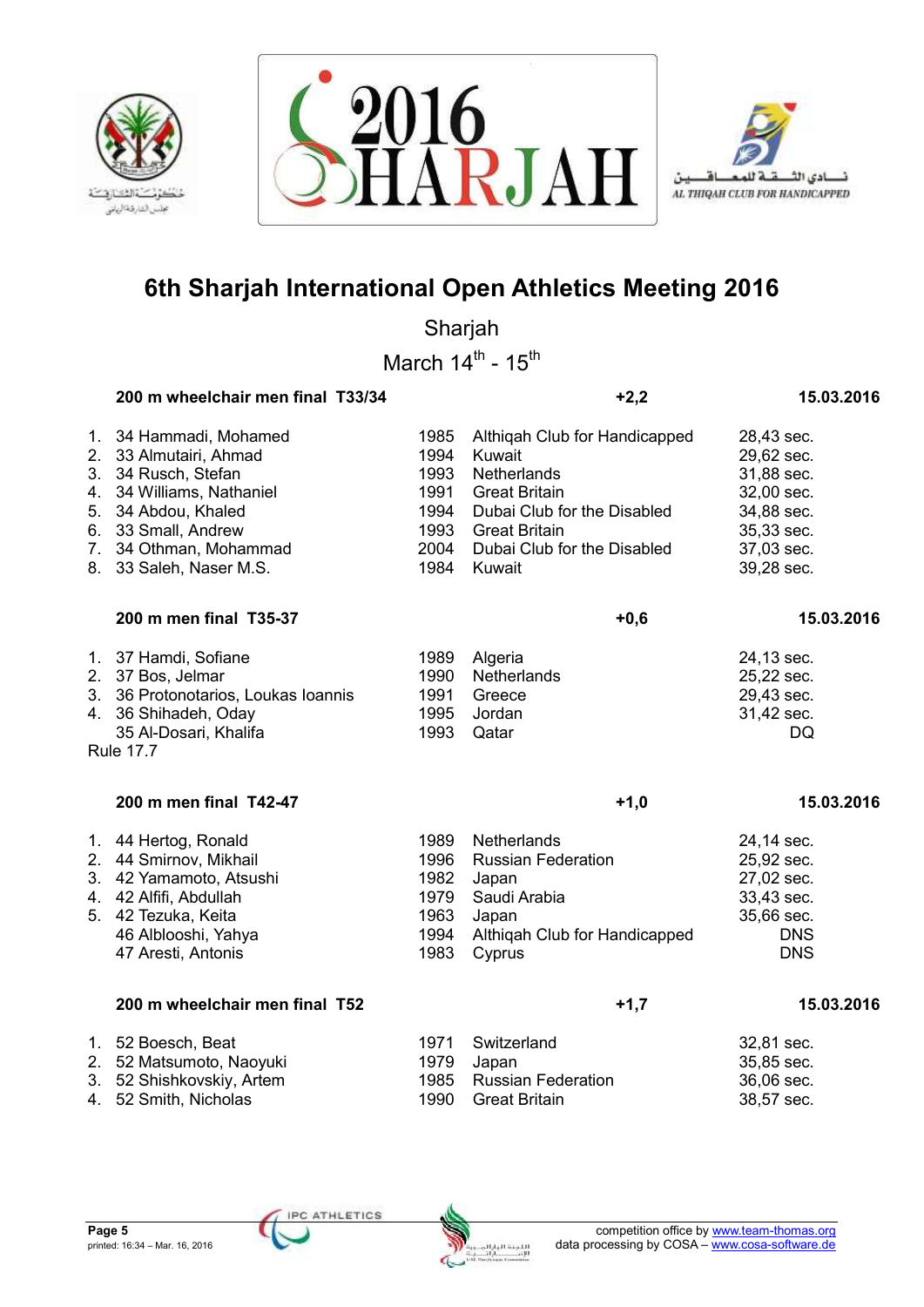# 6th Sharjah International Open Athletics Meeting 2016

Sharjah

March 14th - 15th

### 200 m wheelchair men final T33/34 — +2,2 — 15.03.2016

| Rank | Class / Name | Year | Team | Result |
|---|---|---|---|---|
| 1. | 34 Hammadi, Mohamed | 1985 | Althiqah Club for Handicapped | 28,43 sec. |
| 2. | 33 Almutairi, Ahmad | 1994 | Kuwait | 29,62 sec. |
| 3. | 34 Rusch, Stefan | 1993 | Netherlands | 31,88 sec. |
| 4. | 34 Williams, Nathaniel | 1991 | Great Britain | 32,00 sec. |
| 5. | 34 Abdou, Khaled | 1994 | Dubai Club for the Disabled | 34,88 sec. |
| 6. | 33 Small, Andrew | 1993 | Great Britain | 35,33 sec. |
| 7. | 34 Othman, Mohammad | 2004 | Dubai Club for the Disabled | 37,03 sec. |
| 8. | 33 Saleh, Naser M.S. | 1984 | Kuwait | 39,28 sec. |

### 200 m men final T35-37 — +0,6 — 15.03.2016

| Rank | Class / Name | Year | Team | Result |
|---|---|---|---|---|
| 1. | 37 Hamdi, Sofiane | 1989 | Algeria | 24,13 sec. |
| 2. | 37 Bos, Jelmar | 1990 | Netherlands | 25,22 sec. |
| 3. | 36 Protonotarios, Loukas Ioannis | 1991 | Greece | 29,43 sec. |
| 4. | 36 Shihadeh, Oday | 1995 | Jordan | 31,42 sec. |
| | 35 Al-Dosari, Khalifa | 1993 | Qatar | DQ |

Rule 17.7

### 200 m men final T42-47 — +1,0 — 15.03.2016

| Rank | Class / Name | Year | Team | Result |
|---|---|---|---|---|
| 1. | 44 Hertog, Ronald | 1989 | Netherlands | 24,14 sec. |
| 2. | 44 Smirnov, Mikhail | 1996 | Russian Federation | 25,92 sec. |
| 3. | 42 Yamamoto, Atsushi | 1982 | Japan | 27,02 sec. |
| 4. | 42 Alfifi, Abdullah | 1979 | Saudi Arabia | 33,43 sec. |
| 5. | 42 Tezuka, Keita | 1963 | Japan | 35,66 sec. |
| | 46 Alblooshi, Yahya | 1994 | Althiqah Club for Handicapped | DNS |
| | 47 Aresti, Antonis | 1983 | Cyprus | DNS |

### 200 m wheelchair men final T52 — +1,7 — 15.03.2016

| Rank | Class / Name | Year | Team | Result |
|---|---|---|---|---|
| 1. | 52 Boesch, Beat | 1971 | Switzerland | 32,81 sec. |
| 2. | 52 Matsumoto, Naoyuki | 1979 | Japan | 35,85 sec. |
| 3. | 52 Shishkovskiy, Artem | 1985 | Russian Federation | 36,06 sec. |
| 4. | 52 Smith, Nicholas | 1990 | Great Britain | 38,57 sec. |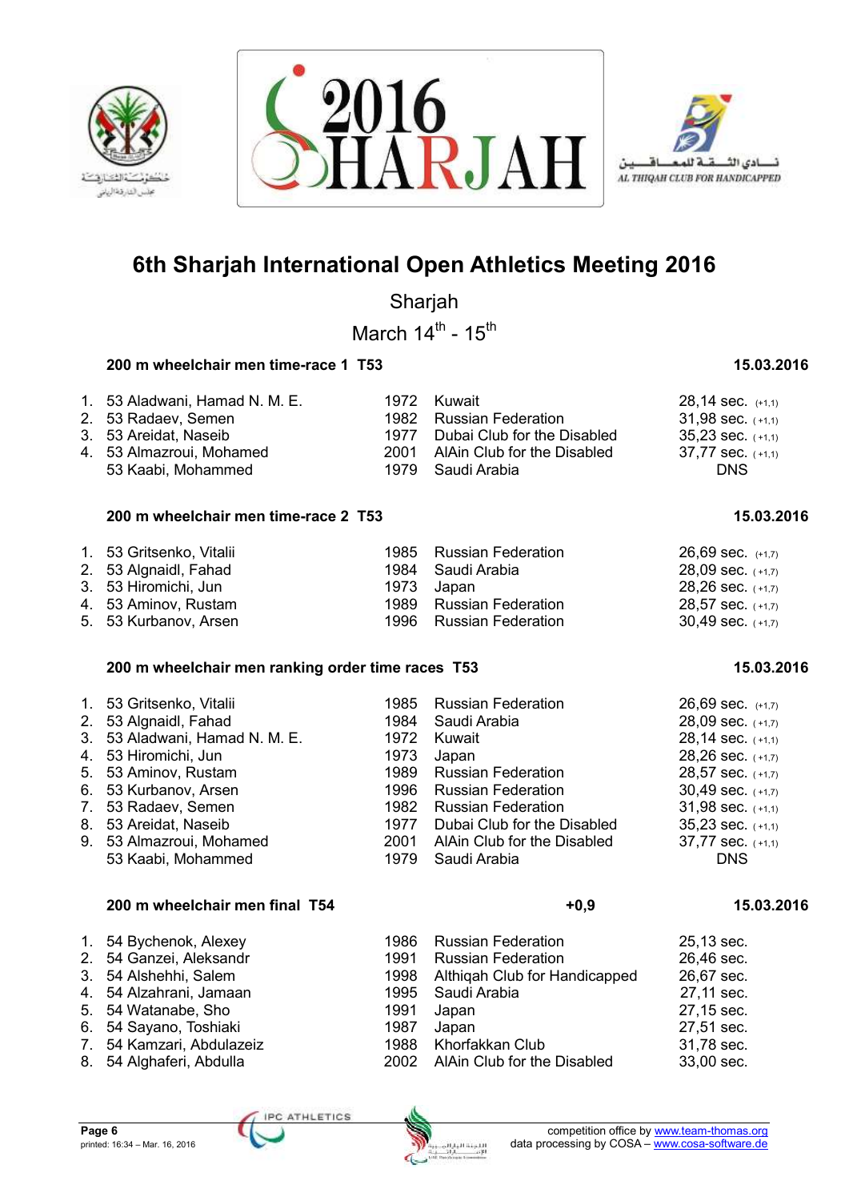# 6th Sharjah International Open Athletics Meeting 2016

Sharjah

March 14th - 15th

### 200 m wheelchair men time-race 1 T53 — 15.03.2016

| | | | | |
|---|---|---|---|---|
| 1. | 53 Aladwani, Hamad N. M. E. | 1972 | Kuwait | 28,14 sec. (+1,1) |
| 2. | 53 Radaev, Semen | 1982 | Russian Federation | 31,98 sec. (+1,1) |
| 3. | 53 Areidat, Naseib | 1977 | Dubai Club for the Disabled | 35,23 sec. (+1,1) |
| 4. | 53 Almazroui, Mohamed | 2001 | AlAin Club for the Disabled | 37,77 sec. (+1,1) |
| | 53 Kaabi, Mohammed | 1979 | Saudi Arabia | DNS |

### 200 m wheelchair men time-race 2 T53 — 15.03.2016

| | | | | |
|---|---|---|---|---|
| 1. | 53 Gritsenko, Vitalii | 1985 | Russian Federation | 26,69 sec. (+1,7) |
| 2. | 53 Algnaidl, Fahad | 1984 | Saudi Arabia | 28,09 sec. (+1,7) |
| 3. | 53 Hiromichi, Jun | 1973 | Japan | 28,26 sec. (+1,7) |
| 4. | 53 Aminov, Rustam | 1989 | Russian Federation | 28,57 sec. (+1,7) |
| 5. | 53 Kurbanov, Arsen | 1996 | Russian Federation | 30,49 sec. (+1,7) |

### 200 m wheelchair men ranking order time races T53 — 15.03.2016

| | | | | |
|---|---|---|---|---|
| 1. | 53 Gritsenko, Vitalii | 1985 | Russian Federation | 26,69 sec. (+1,7) |
| 2. | 53 Algnaidl, Fahad | 1984 | Saudi Arabia | 28,09 sec. (+1,7) |
| 3. | 53 Aladwani, Hamad N. M. E. | 1972 | Kuwait | 28,14 sec. (+1,1) |
| 4. | 53 Hiromichi, Jun | 1973 | Japan | 28,26 sec. (+1,7) |
| 5. | 53 Aminov, Rustam | 1989 | Russian Federation | 28,57 sec. (+1,7) |
| 6. | 53 Kurbanov, Arsen | 1996 | Russian Federation | 30,49 sec. (+1,7) |
| 7. | 53 Radaev, Semen | 1982 | Russian Federation | 31,98 sec. (+1,1) |
| 8. | 53 Areidat, Naseib | 1977 | Dubai Club for the Disabled | 35,23 sec. (+1,1) |
| 9. | 53 Almazroui, Mohamed | 2001 | AlAin Club for the Disabled | 37,77 sec. (+1,1) |
| | 53 Kaabi, Mohammed | 1979 | Saudi Arabia | DNS |

### 200 m wheelchair men final T54 — +0,9 — 15.03.2016

| | | | | |
|---|---|---|---|---|
| 1. | 54 Bychenok, Alexey | 1986 | Russian Federation | 25,13 sec. |
| 2. | 54 Ganzei, Aleksandr | 1991 | Russian Federation | 26,46 sec. |
| 3. | 54 Alshehhi, Salem | 1998 | Althiqah Club for Handicapped | 26,67 sec. |
| 4. | 54 Alzahrani, Jamaan | 1995 | Saudi Arabia | 27,11 sec. |
| 5. | 54 Watanabe, Sho | 1991 | Japan | 27,15 sec. |
| 6. | 54 Sayano, Toshiaki | 1987 | Japan | 27,51 sec. |
| 7. | 54 Kamzari, Abdulazeiz | 1988 | Khorfakkan Club | 31,78 sec. |
| 8. | 54 Alghaferi, Abdulla | 2002 | AlAin Club for the Disabled | 33,00 sec. |

printed: 16:34 – Mar. 16, 2016

competition office by www.team-thomas.org
data processing by COSA – www.cosa-software.de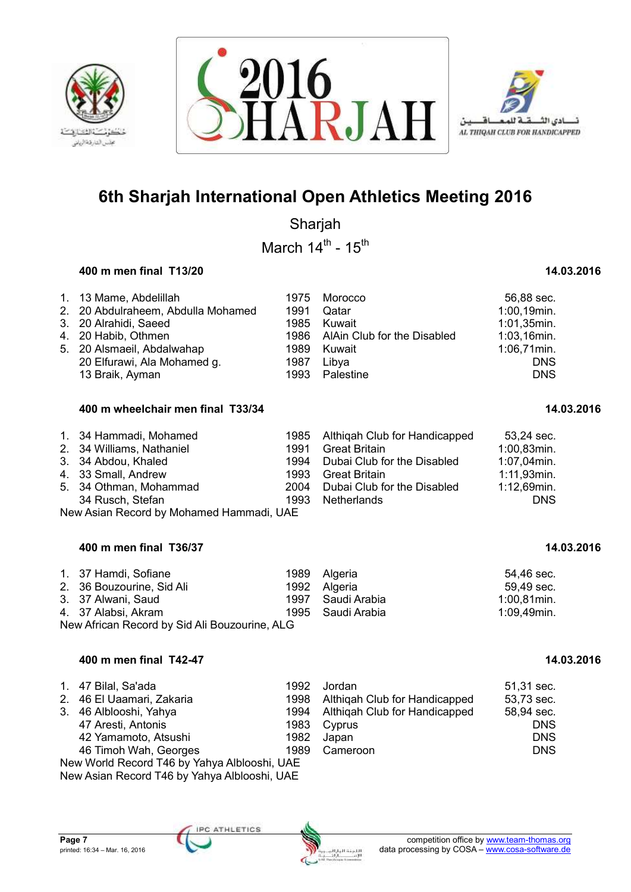# 6th Sharjah International Open Athletics Meeting 2016

Sharjah

March 14th - 15th

### 400 m men final T13/20 — 14.03.2016

| | Class | Name | Year | Nation/Club | Result |
|---|---|---|---|---|---|
| 1. | 13 | Mame, Abdelillah | 1975 | Morocco | 56,88 sec. |
| 2. | 20 | Abdulraheem, Abdulla Mohamed | 1991 | Qatar | 1:00,19min. |
| 3. | 20 | Alrahidi, Saeed | 1985 | Kuwait | 1:01,35min. |
| 4. | 20 | Habib, Othmen | 1986 | AlAin Club for the Disabled | 1:03,16min. |
| 5. | 20 | Alsmaeil, Abdalwahap | 1989 | Kuwait | 1:06,71min. |
| | 20 | Elfurawi, Ala Mohamed g. | 1987 | Libya | DNS |
| | 13 | Braik, Ayman | 1993 | Palestine | DNS |

### 400 m wheelchair men final T33/34 — 14.03.2016

| | Class | Name | Year | Nation/Club | Result |
|---|---|---|---|---|---|
| 1. | 34 | Hammadi, Mohamed | 1985 | Althiqah Club for Handicapped | 53,24 sec. |
| 2. | 34 | Williams, Nathaniel | 1991 | Great Britain | 1:00,83min. |
| 3. | 34 | Abdou, Khaled | 1994 | Dubai Club for the Disabled | 1:07,04min. |
| 4. | 33 | Small, Andrew | 1993 | Great Britain | 1:11,93min. |
| 5. | 34 | Othman, Mohammad | 2004 | Dubai Club for the Disabled | 1:12,69min. |
| | 34 | Rusch, Stefan | 1993 | Netherlands | DNS |

New Asian Record by Mohamed Hammadi, UAE

### 400 m men final T36/37 — 14.03.2016

| | Class | Name | Year | Nation/Club | Result |
|---|---|---|---|---|---|
| 1. | 37 | Hamdi, Sofiane | 1989 | Algeria | 54,46 sec. |
| 2. | 36 | Bouzourine, Sid Ali | 1992 | Algeria | 59,49 sec. |
| 3. | 37 | Alwani, Saud | 1997 | Saudi Arabia | 1:00,81min. |
| 4. | 37 | Alabsi, Akram | 1995 | Saudi Arabia | 1:09,49min. |

New African Record by Sid Ali Bouzourine, ALG

### 400 m men final T42-47 — 14.03.2016

| | Class | Name | Year | Nation/Club | Result |
|---|---|---|---|---|---|
| 1. | 47 | Bilal, Sa'ada | 1992 | Jordan | 51,31 sec. |
| 2. | 46 | El Uaamari, Zakaria | 1998 | Althiqah Club for Handicapped | 53,73 sec. |
| 3. | 46 | Alblooshi, Yahya | 1994 | Althiqah Club for Handicapped | 58,94 sec. |
| | 47 | Aresti, Antonis | 1983 | Cyprus | DNS |
| | 42 | Yamamoto, Atsushi | 1982 | Japan | DNS |
| | 46 | Timoh Wah, Georges | 1989 | Cameroon | DNS |

New World Record T46 by Yahya Alblooshi, UAE

New Asian Record T46 by Yahya Alblooshi, UAE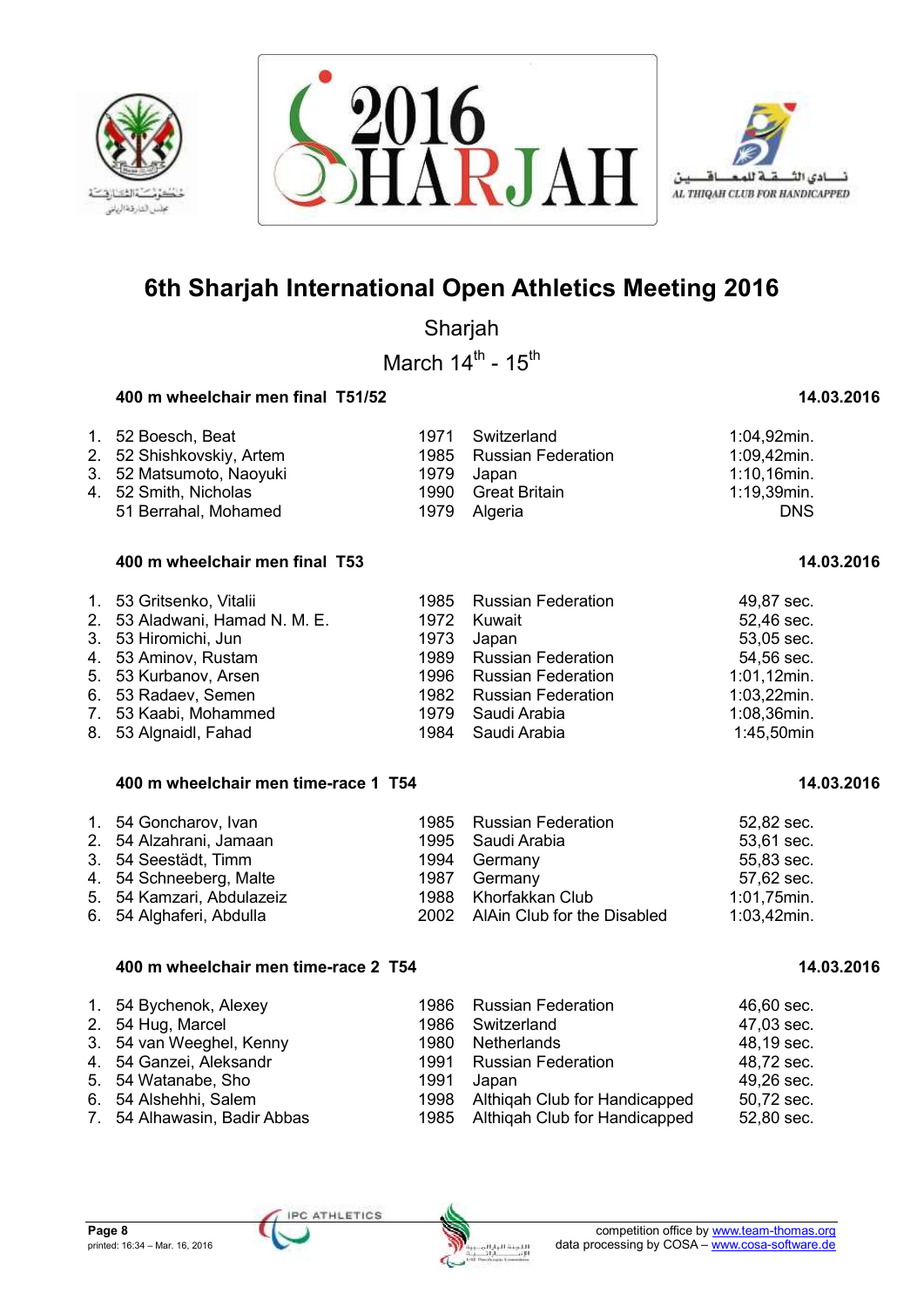# 6th Sharjah International Open Athletics Meeting 2016

Sharjah

March 14th - 15th

### 400 m wheelchair men final T51/52 — 14.03.2016

| Rank | Class | Name | Year | Country | Result |
|---|---|---|---|---|---|
| 1. | 52 | Boesch, Beat | 1971 | Switzerland | 1:04,92min. |
| 2. | 52 | Shishkovskiy, Artem | 1985 | Russian Federation | 1:09,42min. |
| 3. | 52 | Matsumoto, Naoyuki | 1979 | Japan | 1:10,16min. |
| 4. | 52 | Smith, Nicholas | 1990 | Great Britain | 1:19,39min. |
| | 51 | Berrahal, Mohamed | 1979 | Algeria | DNS |

### 400 m wheelchair men final T53 — 14.03.2016

| Rank | Class | Name | Year | Country | Result |
|---|---|---|---|---|---|
| 1. | 53 | Gritsenko, Vitalii | 1985 | Russian Federation | 49,87 sec. |
| 2. | 53 | Aladwani, Hamad N. M. E. | 1972 | Kuwait | 52,46 sec. |
| 3. | 53 | Hiromichi, Jun | 1973 | Japan | 53,05 sec. |
| 4. | 53 | Aminov, Rustam | 1989 | Russian Federation | 54,56 sec. |
| 5. | 53 | Kurbanov, Arsen | 1996 | Russian Federation | 1:01,12min. |
| 6. | 53 | Radaev, Semen | 1982 | Russian Federation | 1:03,22min. |
| 7. | 53 | Kaabi, Mohammed | 1979 | Saudi Arabia | 1:08,36min. |
| 8. | 53 | Algnaidl, Fahad | 1984 | Saudi Arabia | 1:45,50min |

### 400 m wheelchair men time-race 1 T54 — 14.03.2016

| Rank | Class | Name | Year | Country | Result |
|---|---|---|---|---|---|
| 1. | 54 | Goncharov, Ivan | 1985 | Russian Federation | 52,82 sec. |
| 2. | 54 | Alzahrani, Jamaan | 1995 | Saudi Arabia | 53,61 sec. |
| 3. | 54 | Seestädt, Timm | 1994 | Germany | 55,83 sec. |
| 4. | 54 | Schneeberg, Malte | 1987 | Germany | 57,62 sec. |
| 5. | 54 | Kamzari, Abdulazeiz | 1988 | Khorfakkan Club | 1:01,75min. |
| 6. | 54 | Alghaferi, Abdulla | 2002 | AlAin Club for the Disabled | 1:03,42min. |

### 400 m wheelchair men time-race 2 T54 — 14.03.2016

| Rank | Class | Name | Year | Country | Result |
|---|---|---|---|---|---|
| 1. | 54 | Bychenok, Alexey | 1986 | Russian Federation | 46,60 sec. |
| 2. | 54 | Hug, Marcel | 1986 | Switzerland | 47,03 sec. |
| 3. | 54 | van Weeghel, Kenny | 1980 | Netherlands | 48,19 sec. |
| 4. | 54 | Ganzei, Aleksandr | 1991 | Russian Federation | 48,72 sec. |
| 5. | 54 | Watanabe, Sho | 1991 | Japan | 49,26 sec. |
| 6. | 54 | Alshehhi, Salem | 1998 | Althiqah Club for Handicapped | 50,72 sec. |
| 7. | 54 | Alhawasin, Badir Abbas | 1985 | Althiqah Club for Handicapped | 52,80 sec. |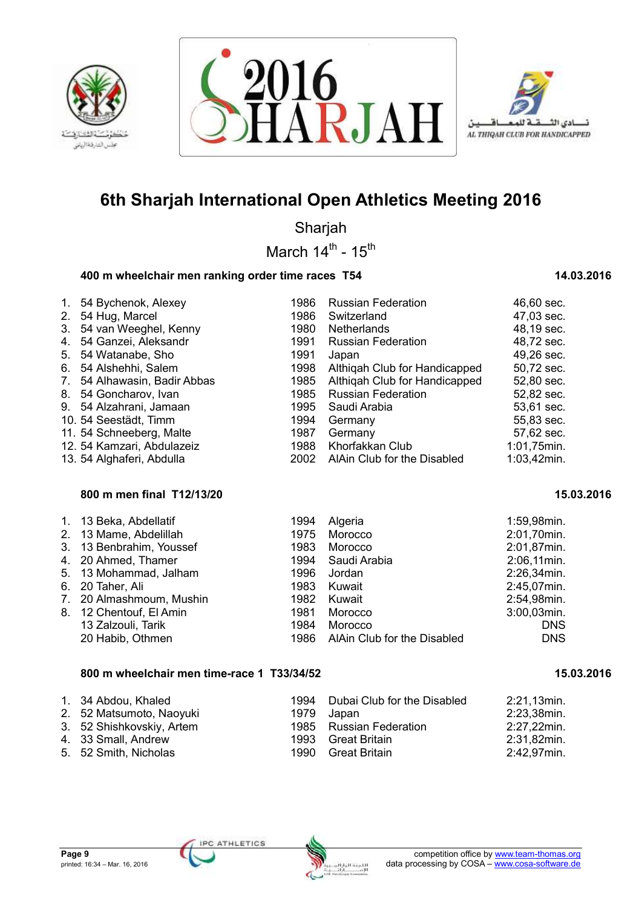# 6th Sharjah International Open Athletics Meeting 2016

Sharjah

March 14th - 15th

### 400 m wheelchair men ranking order time races T54 — 14.03.2016

| Rank | Class | Name | Year | Team | Result |
|---|---|---|---|---|---|
| 1. | 54 | Bychenok, Alexey | 1986 | Russian Federation | 46,60 sec. |
| 2. | 54 | Hug, Marcel | 1986 | Switzerland | 47,03 sec. |
| 3. | 54 | van Weeghel, Kenny | 1980 | Netherlands | 48,19 sec. |
| 4. | 54 | Ganzei, Aleksandr | 1991 | Russian Federation | 48,72 sec. |
| 5. | 54 | Watanabe, Sho | 1991 | Japan | 49,26 sec. |
| 6. | 54 | Alshehhi, Salem | 1998 | Althiqah Club for Handicapped | 50,72 sec. |
| 7. | 54 | Alhawasin, Badir Abbas | 1985 | Althiqah Club for Handicapped | 52,80 sec. |
| 8. | 54 | Goncharov, Ivan | 1985 | Russian Federation | 52,82 sec. |
| 9. | 54 | Alzahrani, Jamaan | 1995 | Saudi Arabia | 53,61 sec. |
| 10. | 54 | Seestädt, Timm | 1994 | Germany | 55,83 sec. |
| 11. | 54 | Schneeberg, Malte | 1987 | Germany | 57,62 sec. |
| 12. | 54 | Kamzari, Abdulazeiz | 1988 | Khorfakkan Club | 1:01,75min. |
| 13. | 54 | Alghaferi, Abdulla | 2002 | AlAin Club for the Disabled | 1:03,42min. |

### 800 m men final T12/13/20 — 15.03.2016

| Rank | Class | Name | Year | Team | Result |
|---|---|---|---|---|---|
| 1. | 13 | Beka, Abdellatif | 1994 | Algeria | 1:59,98min. |
| 2. | 13 | Mame, Abdelillah | 1975 | Morocco | 2:01,70min. |
| 3. | 13 | Benbrahim, Youssef | 1983 | Morocco | 2:01,87min. |
| 4. | 20 | Ahmed, Thamer | 1994 | Saudi Arabia | 2:06,11min. |
| 5. | 13 | Mohammad, Jalham | 1996 | Jordan | 2:26,34min. |
| 6. | 20 | Taher, Ali | 1983 | Kuwait | 2:45,07min. |
| 7. | 20 | Almashmoum, Mushin | 1982 | Kuwait | 2:54,98min. |
| 8. | 12 | Chentouf, El Amin | 1981 | Morocco | 3:00,03min. |
| | 13 | Zalzouli, Tarik | 1984 | Morocco | DNS |
| | 20 | Habib, Othmen | 1986 | AlAin Club for the Disabled | DNS |

### 800 m wheelchair men time-race 1 T33/34/52 — 15.03.2016

| Rank | Class | Name | Year | Team | Result |
|---|---|---|---|---|---|
| 1. | 34 | Abdou, Khaled | 1994 | Dubai Club for the Disabled | 2:21,13min. |
| 2. | 52 | Matsumoto, Naoyuki | 1979 | Japan | 2:23,38min. |
| 3. | 52 | Shishkovskiy, Artem | 1985 | Russian Federation | 2:27,22min. |
| 4. | 33 | Small, Andrew | 1993 | Great Britain | 2:31,82min. |
| 5. | 52 | Smith, Nicholas | 1990 | Great Britain | 2:42,97min. |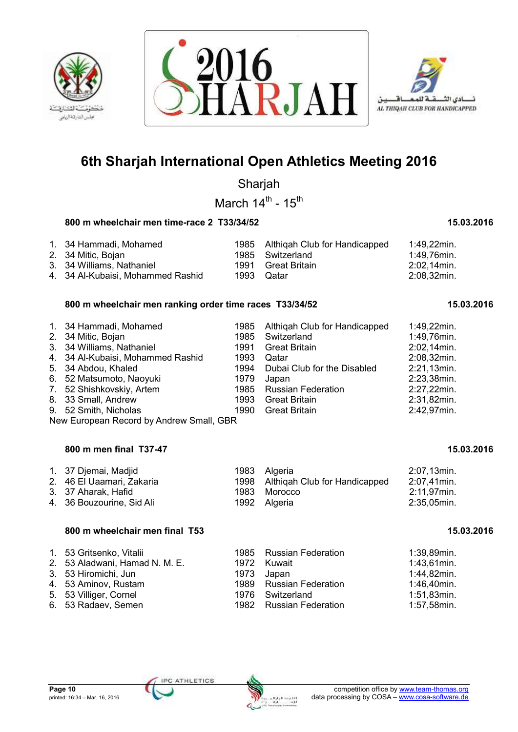# 6th Sharjah International Open Athletics Meeting 2016

Sharjah

March 14th - 15th

### 800 m wheelchair men time-race 2 T33/34/52 — 15.03.2016

| | | | | |
|---|---|---|---|---|
| 1. | 34 Hammadi, Mohamed | 1985 | Althiqah Club for Handicapped | 1:49,22min. |
| 2. | 34 Mitic, Bojan | 1985 | Switzerland | 1:49,76min. |
| 3. | 34 Williams, Nathaniel | 1991 | Great Britain | 2:02,14min. |
| 4. | 34 Al-Kubaisi, Mohammed Rashid | 1993 | Qatar | 2:08,32min. |

### 800 m wheelchair men ranking order time races T33/34/52 — 15.03.2016

| | | | | |
|---|---|---|---|---|
| 1. | 34 Hammadi, Mohamed | 1985 | Althiqah Club for Handicapped | 1:49,22min. |
| 2. | 34 Mitic, Bojan | 1985 | Switzerland | 1:49,76min. |
| 3. | 34 Williams, Nathaniel | 1991 | Great Britain | 2:02,14min. |
| 4. | 34 Al-Kubaisi, Mohammed Rashid | 1993 | Qatar | 2:08,32min. |
| 5. | 34 Abdou, Khaled | 1994 | Dubai Club for the Disabled | 2:21,13min. |
| 6. | 52 Matsumoto, Naoyuki | 1979 | Japan | 2:23,38min. |
| 7. | 52 Shishkovskiy, Artem | 1985 | Russian Federation | 2:27,22min. |
| 8. | 33 Small, Andrew | 1993 | Great Britain | 2:31,82min. |
| 9. | 52 Smith, Nicholas | 1990 | Great Britain | 2:42,97min. |

New European Record by Andrew Small, GBR

### 800 m men final T37-47 — 15.03.2016

| | | | | |
|---|---|---|---|---|
| 1. | 37 Djemai, Madjid | 1983 | Algeria | 2:07,13min. |
| 2. | 46 El Uaamari, Zakaria | 1998 | Althiqah Club for Handicapped | 2:07,41min. |
| 3. | 37 Aharak, Hafid | 1983 | Morocco | 2:11,97min. |
| 4. | 36 Bouzourine, Sid Ali | 1992 | Algeria | 2:35,05min. |

### 800 m wheelchair men final T53 — 15.03.2016

| | | | | |
|---|---|---|---|---|
| 1. | 53 Gritsenko, Vitalii | 1985 | Russian Federation | 1:39,89min. |
| 2. | 53 Aladwani, Hamad N. M. E. | 1972 | Kuwait | 1:43,61min. |
| 3. | 53 Hiromichi, Jun | 1973 | Japan | 1:44,82min. |
| 4. | 53 Aminov, Rustam | 1989 | Russian Federation | 1:46,40min. |
| 5. | 53 Villiger, Cornel | 1976 | Switzerland | 1:51,83min. |
| 6. | 53 Radaev, Semen | 1982 | Russian Federation | 1:57,58min. |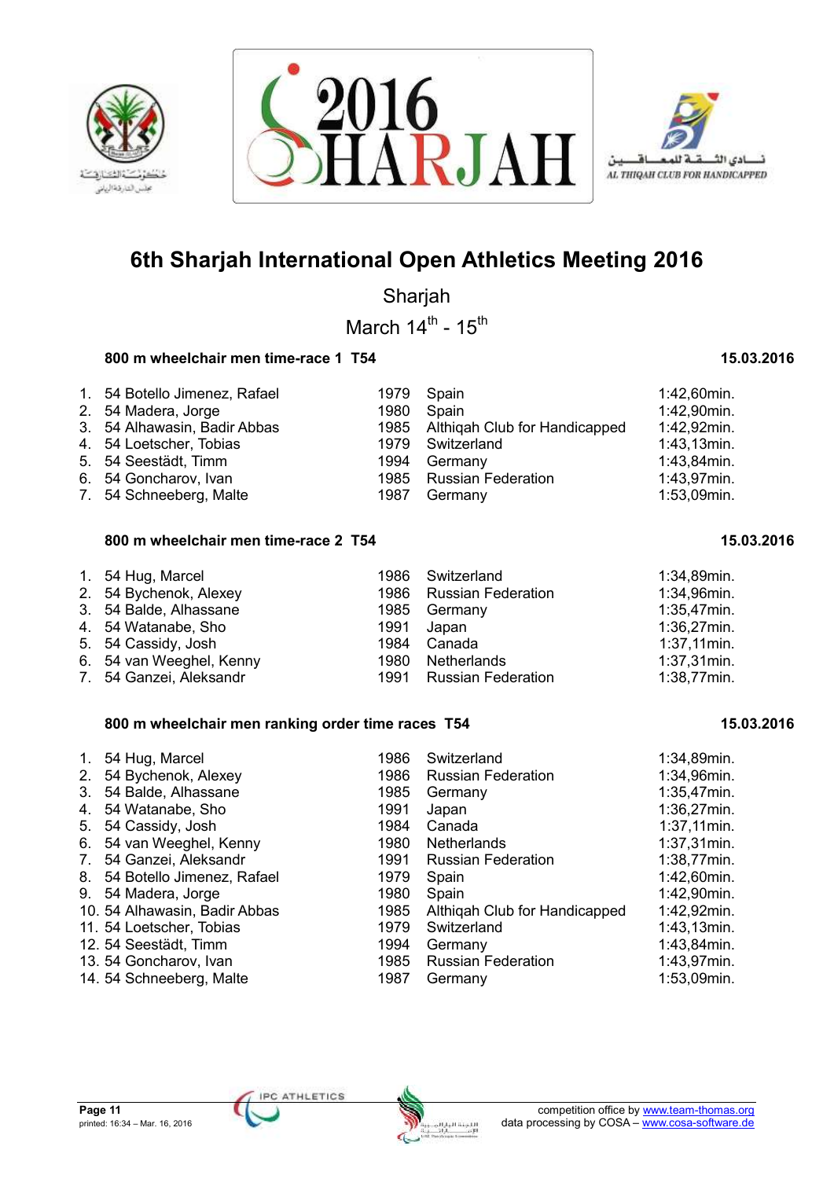# 6th Sharjah International Open Athletics Meeting 2016

Sharjah

March 14th - 15th

### 800 m wheelchair men time-race 1 T54 — 15.03.2016

| | | | | |
|---|---|---|---|---|
| 1. | 54 Botello Jimenez, Rafael | 1979 | Spain | 1:42,60min. |
| 2. | 54 Madera, Jorge | 1980 | Spain | 1:42,90min. |
| 3. | 54 Alhawasin, Badir Abbas | 1985 | Althiqah Club for Handicapped | 1:42,92min. |
| 4. | 54 Loetscher, Tobias | 1979 | Switzerland | 1:43,13min. |
| 5. | 54 Seestädt, Timm | 1994 | Germany | 1:43,84min. |
| 6. | 54 Goncharov, Ivan | 1985 | Russian Federation | 1:43,97min. |
| 7. | 54 Schneeberg, Malte | 1987 | Germany | 1:53,09min. |

### 800 m wheelchair men time-race 2 T54 — 15.03.2016

| | | | | |
|---|---|---|---|---|
| 1. | 54 Hug, Marcel | 1986 | Switzerland | 1:34,89min. |
| 2. | 54 Bychenok, Alexey | 1986 | Russian Federation | 1:34,96min. |
| 3. | 54 Balde, Alhassane | 1985 | Germany | 1:35,47min. |
| 4. | 54 Watanabe, Sho | 1991 | Japan | 1:36,27min. |
| 5. | 54 Cassidy, Josh | 1984 | Canada | 1:37,11min. |
| 6. | 54 van Weeghel, Kenny | 1980 | Netherlands | 1:37,31min. |
| 7. | 54 Ganzei, Aleksandr | 1991 | Russian Federation | 1:38,77min. |

### 800 m wheelchair men ranking order time races T54 — 15.03.2016

| | | | | |
|---|---|---|---|---|
| 1. | 54 Hug, Marcel | 1986 | Switzerland | 1:34,89min. |
| 2. | 54 Bychenok, Alexey | 1986 | Russian Federation | 1:34,96min. |
| 3. | 54 Balde, Alhassane | 1985 | Germany | 1:35,47min. |
| 4. | 54 Watanabe, Sho | 1991 | Japan | 1:36,27min. |
| 5. | 54 Cassidy, Josh | 1984 | Canada | 1:37,11min. |
| 6. | 54 van Weeghel, Kenny | 1980 | Netherlands | 1:37,31min. |
| 7. | 54 Ganzei, Aleksandr | 1991 | Russian Federation | 1:38,77min. |
| 8. | 54 Botello Jimenez, Rafael | 1979 | Spain | 1:42,60min. |
| 9. | 54 Madera, Jorge | 1980 | Spain | 1:42,90min. |
| 10. | 54 Alhawasin, Badir Abbas | 1985 | Althiqah Club for Handicapped | 1:42,92min. |
| 11. | 54 Loetscher, Tobias | 1979 | Switzerland | 1:43,13min. |
| 12. | 54 Seestädt, Timm | 1994 | Germany | 1:43,84min. |
| 13. | 54 Goncharov, Ivan | 1985 | Russian Federation | 1:43,97min. |
| 14. | 54 Schneeberg, Malte | 1987 | Germany | 1:53,09min. |

printed: 16:34 – Mar. 16, 2016

competition office by www.team-thomas.org
data processing by COSA – www.cosa-software.de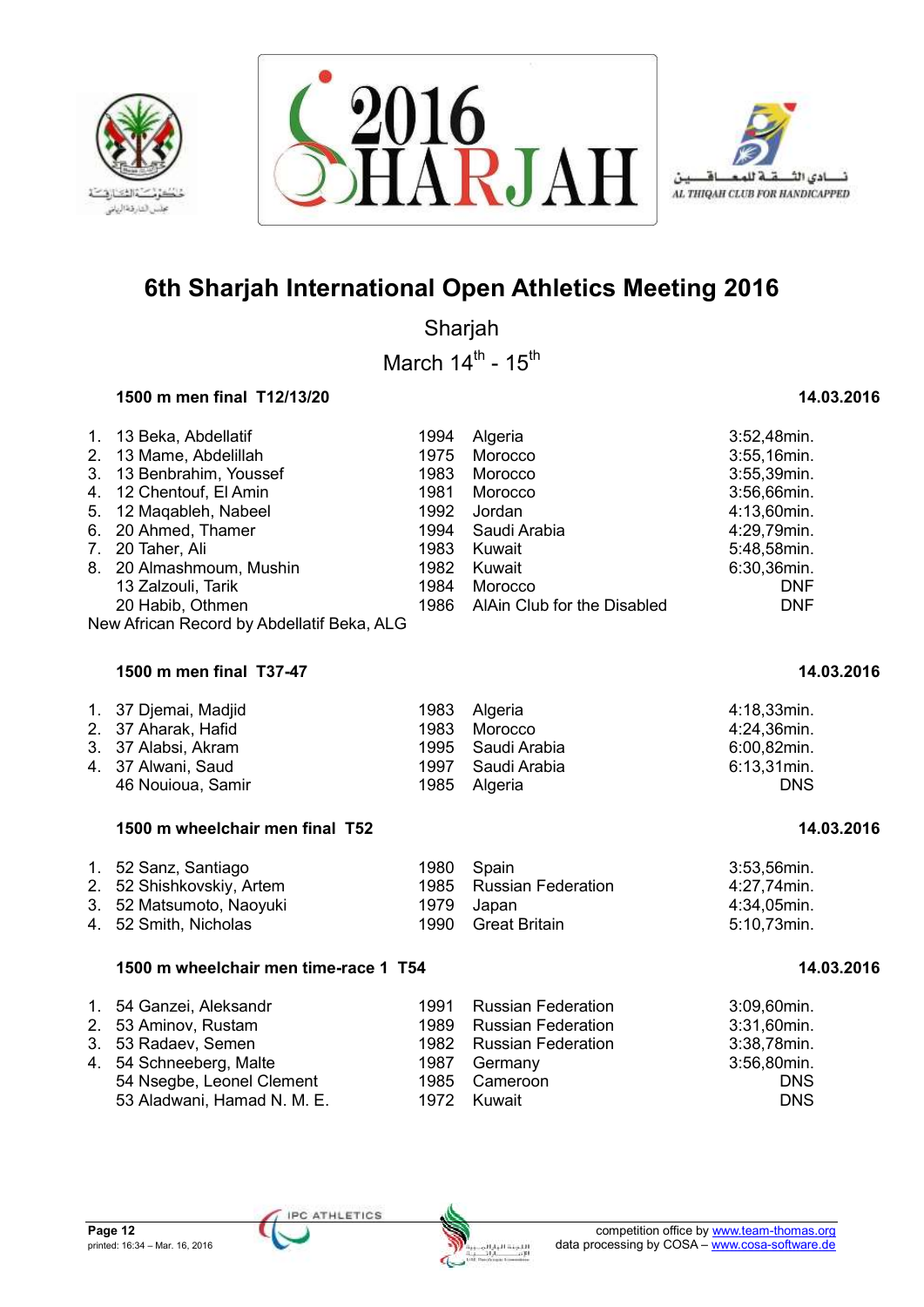# 6th Sharjah International Open Athletics Meeting 2016

Sharjah

March 14th - 15th

### 1500 m men final T12/13/20 — 14.03.2016

| Rank | Class | Name | Year | Nation | Result |
|---|---|---|---|---|---|
| 1. | 13 | Beka, Abdellatif | 1994 | Algeria | 3:52,48min. |
| 2. | 13 | Mame, Abdelillah | 1975 | Morocco | 3:55,16min. |
| 3. | 13 | Benbrahim, Youssef | 1983 | Morocco | 3:55,39min. |
| 4. | 12 | Chentouf, El Amin | 1981 | Morocco | 3:56,66min. |
| 5. | 12 | Maqableh, Nabeel | 1992 | Jordan | 4:13,60min. |
| 6. | 20 | Ahmed, Thamer | 1994 | Saudi Arabia | 4:29,79min. |
| 7. | 20 | Taher, Ali | 1983 | Kuwait | 5:48,58min. |
| 8. | 20 | Almashmoum, Mushin | 1982 | Kuwait | 6:30,36min. |
| | 13 | Zalzouli, Tarik | 1984 | Morocco | DNF |
| | 20 | Habib, Othmen | 1986 | AlAin Club for the Disabled | DNF |

New African Record by Abdellatif Beka, ALG

### 1500 m men final T37-47 — 14.03.2016

| Rank | Class | Name | Year | Nation | Result |
|---|---|---|---|---|---|
| 1. | 37 | Djemai, Madjid | 1983 | Algeria | 4:18,33min. |
| 2. | 37 | Aharak, Hafid | 1983 | Morocco | 4:24,36min. |
| 3. | 37 | Alabsi, Akram | 1995 | Saudi Arabia | 6:00,82min. |
| 4. | 37 | Alwani, Saud | 1997 | Saudi Arabia | 6:13,31min. |
| | 46 | Nouioua, Samir | 1985 | Algeria | DNS |

### 1500 m wheelchair men final T52 — 14.03.2016

| Rank | Class | Name | Year | Nation | Result |
|---|---|---|---|---|---|
| 1. | 52 | Sanz, Santiago | 1980 | Spain | 3:53,56min. |
| 2. | 52 | Shishkovskiy, Artem | 1985 | Russian Federation | 4:27,74min. |
| 3. | 52 | Matsumoto, Naoyuki | 1979 | Japan | 4:34,05min. |
| 4. | 52 | Smith, Nicholas | 1990 | Great Britain | 5:10,73min. |

### 1500 m wheelchair men time-race 1 T54 — 14.03.2016

| Rank | Class | Name | Year | Nation | Result |
|---|---|---|---|---|---|
| 1. | 54 | Ganzei, Aleksandr | 1991 | Russian Federation | 3:09,60min. |
| 2. | 53 | Aminov, Rustam | 1989 | Russian Federation | 3:31,60min. |
| 3. | 53 | Radaev, Semen | 1982 | Russian Federation | 3:38,78min. |
| 4. | 54 | Schneeberg, Malte | 1987 | Germany | 3:56,80min. |
| | 54 | Nsegbe, Leonel Clement | 1985 | Cameroon | DNS |
| | 53 | Aladwani, Hamad N. M. E. | 1972 | Kuwait | DNS |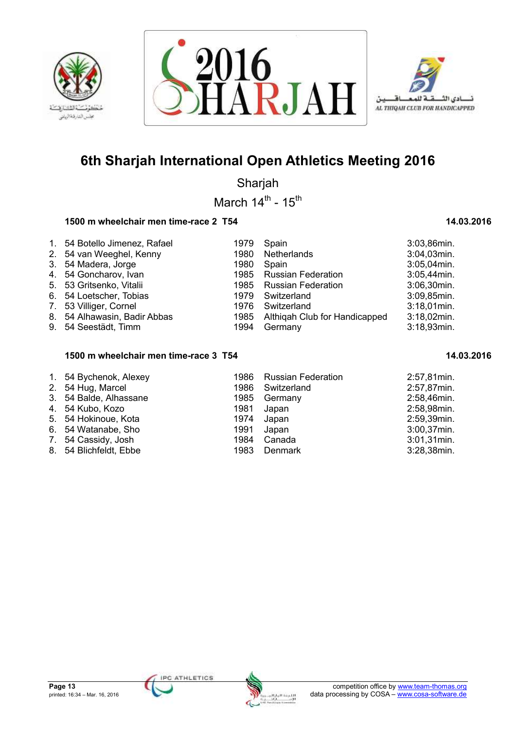# 6th Sharjah International Open Athletics Meeting 2016

Sharjah

March 14th - 15th

### 1500 m wheelchair men time-race 2 T54 — 14.03.2016

| | | | | | |
|---|---|---|---|---|---|
| 1. | 54 | Botello Jimenez, Rafael | 1979 | Spain | 3:03,86min. |
| 2. | 54 | van Weeghel, Kenny | 1980 | Netherlands | 3:04,03min. |
| 3. | 54 | Madera, Jorge | 1980 | Spain | 3:05,04min. |
| 4. | 54 | Goncharov, Ivan | 1985 | Russian Federation | 3:05,44min. |
| 5. | 53 | Gritsenko, Vitalii | 1985 | Russian Federation | 3:06,30min. |
| 6. | 54 | Loetscher, Tobias | 1979 | Switzerland | 3:09,85min. |
| 7. | 53 | Villiger, Cornel | 1976 | Switzerland | 3:18,01min. |
| 8. | 54 | Alhawasin, Badir Abbas | 1985 | Althiqah Club for Handicapped | 3:18,02min. |
| 9. | 54 | Seestädt, Timm | 1994 | Germany | 3:18,93min. |

### 1500 m wheelchair men time-race 3 T54 — 14.03.2016

| | | | | | |
|---|---|---|---|---|---|
| 1. | 54 | Bychenok, Alexey | 1986 | Russian Federation | 2:57,81min. |
| 2. | 54 | Hug, Marcel | 1986 | Switzerland | 2:57,87min. |
| 3. | 54 | Balde, Alhassane | 1985 | Germany | 2:58,46min. |
| 4. | 54 | Kubo, Kozo | 1981 | Japan | 2:58,98min. |
| 5. | 54 | Hokinoue, Kota | 1974 | Japan | 2:59,39min. |
| 6. | 54 | Watanabe, Sho | 1991 | Japan | 3:00,37min. |
| 7. | 54 | Cassidy, Josh | 1984 | Canada | 3:01,31min. |
| 8. | 54 | Blichfeldt, Ebbe | 1983 | Denmark | 3:28,38min. |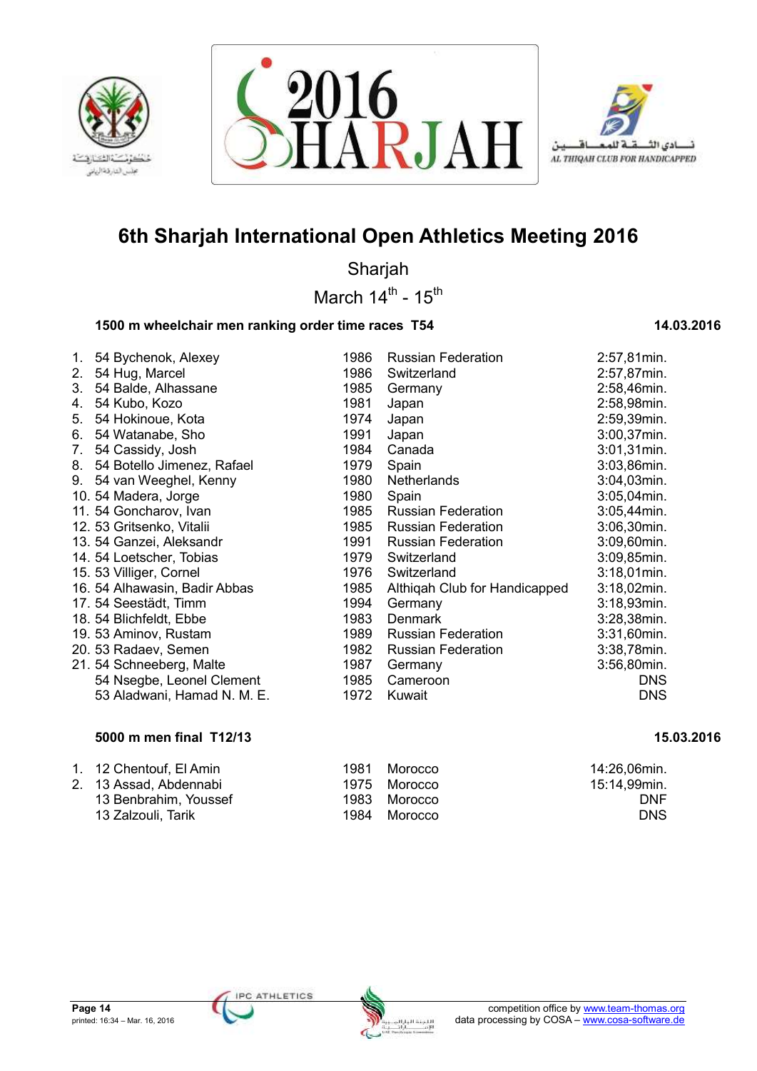# 6th Sharjah International Open Athletics Meeting 2016

Sharjah

March 14th - 15th

### 1500 m wheelchair men ranking order time races T54 — 14.03.2016

| Rank | Class | Name | Year | Nation | Result |
|---|---|---|---|---|---|
| 1. | 54 | Bychenok, Alexey | 1986 | Russian Federation | 2:57,81min. |
| 2. | 54 | Hug, Marcel | 1986 | Switzerland | 2:57,87min. |
| 3. | 54 | Balde, Alhassane | 1985 | Germany | 2:58,46min. |
| 4. | 54 | Kubo, Kozo | 1981 | Japan | 2:58,98min. |
| 5. | 54 | Hokinoue, Kota | 1974 | Japan | 2:59,39min. |
| 6. | 54 | Watanabe, Sho | 1991 | Japan | 3:00,37min. |
| 7. | 54 | Cassidy, Josh | 1984 | Canada | 3:01,31min. |
| 8. | 54 | Botello Jimenez, Rafael | 1979 | Spain | 3:03,86min. |
| 9. | 54 | van Weeghel, Kenny | 1980 | Netherlands | 3:04,03min. |
| 10. | 54 | Madera, Jorge | 1980 | Spain | 3:05,04min. |
| 11. | 54 | Goncharov, Ivan | 1985 | Russian Federation | 3:05,44min. |
| 12. | 53 | Gritsenko, Vitalii | 1985 | Russian Federation | 3:06,30min. |
| 13. | 54 | Ganzei, Aleksandr | 1991 | Russian Federation | 3:09,60min. |
| 14. | 54 | Loetscher, Tobias | 1979 | Switzerland | 3:09,85min. |
| 15. | 53 | Villiger, Cornel | 1976 | Switzerland | 3:18,01min. |
| 16. | 54 | Alhawasin, Badir Abbas | 1985 | Althiqah Club for Handicapped | 3:18,02min. |
| 17. | 54 | Seestädt, Timm | 1994 | Germany | 3:18,93min. |
| 18. | 54 | Blichfeldt, Ebbe | 1983 | Denmark | 3:28,38min. |
| 19. | 53 | Aminov, Rustam | 1989 | Russian Federation | 3:31,60min. |
| 20. | 53 | Radaev, Semen | 1982 | Russian Federation | 3:38,78min. |
| 21. | 54 | Schneeberg, Malte | 1987 | Germany | 3:56,80min. |
| | 54 | Nsegbe, Leonel Clement | 1985 | Cameroon | DNS |
| | 53 | Aladwani, Hamad N. M. E. | 1972 | Kuwait | DNS |

### 5000 m men final T12/13 — 15.03.2016

| Rank | Class | Name | Year | Nation | Result |
|---|---|---|---|---|---|
| 1. | 12 | Chentouf, El Amin | 1981 | Morocco | 14:26,06min. |
| 2. | 13 | Assad, Abdennabi | 1975 | Morocco | 15:14,99min. |
| | 13 | Benbrahim, Youssef | 1983 | Morocco | DNF |
| | 13 | Zalzouli, Tarik | 1984 | Morocco | DNS |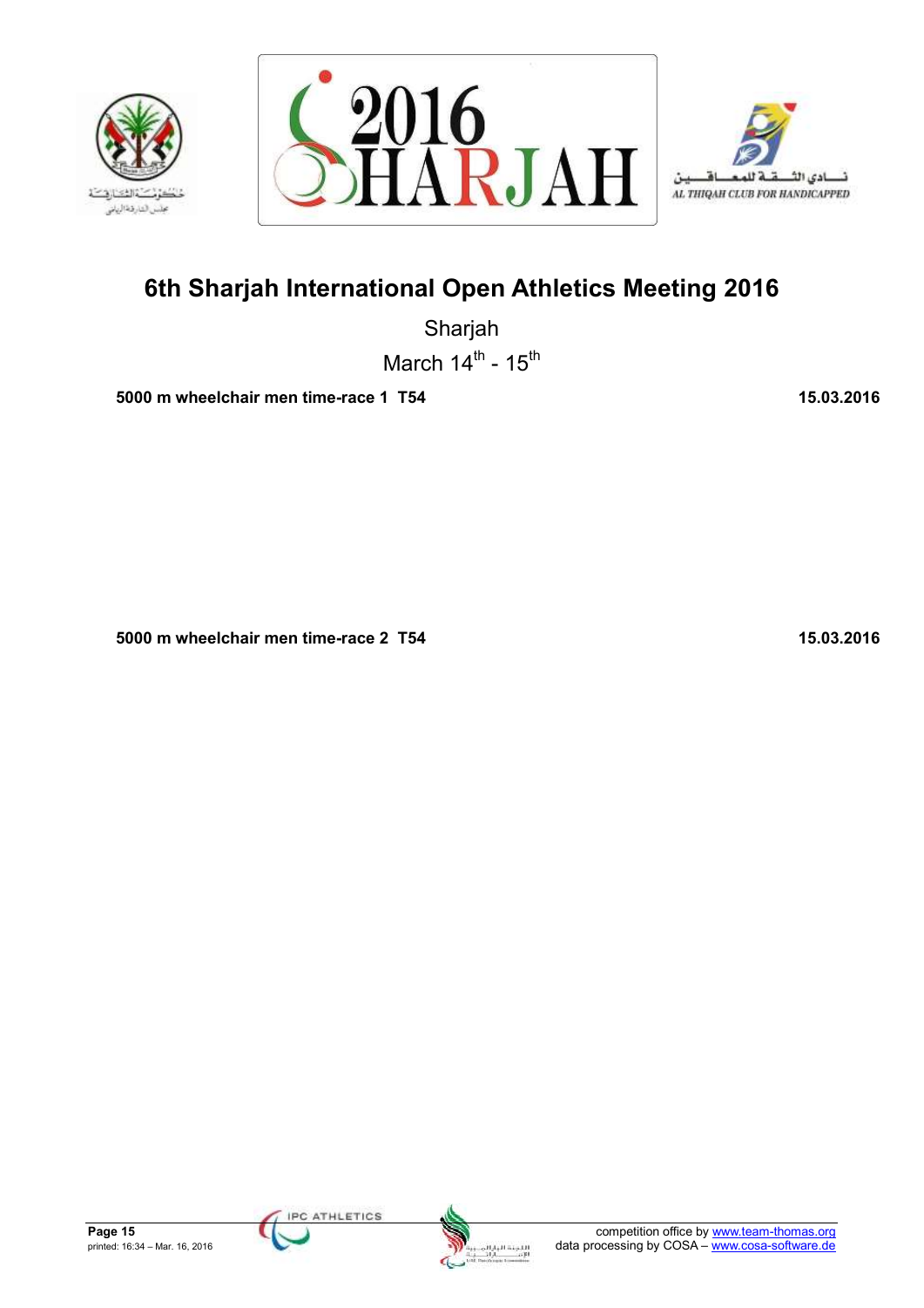# 6th Sharjah International Open Athletics Meeting 2016

Sharjah

March 14th - 15th

**5000 m wheelchair men time-race 1 T54** **15.03.2016**

**5000 m wheelchair men time-race 2 T54** **15.03.2016**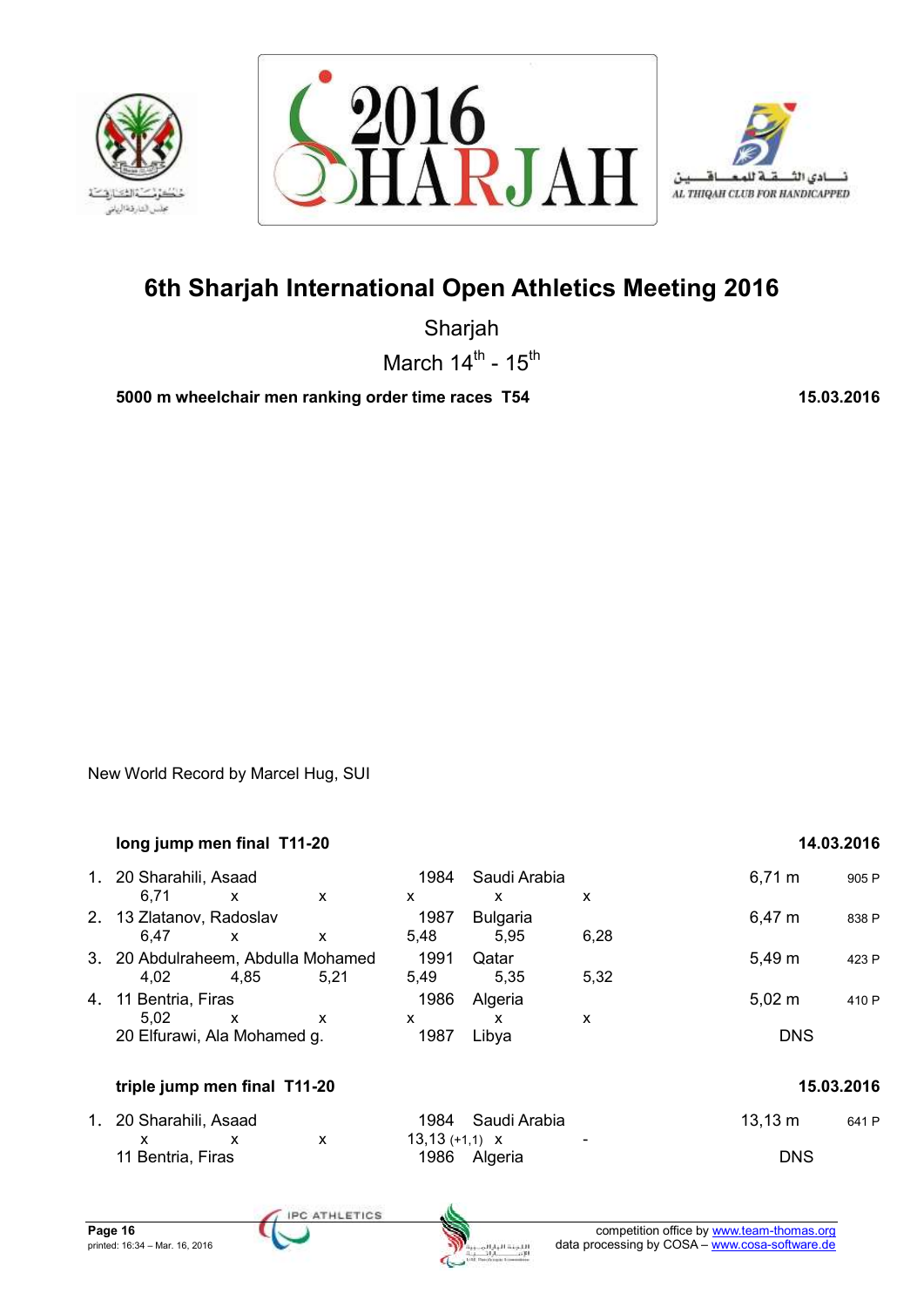# 6th Sharjah International Open Athletics Meeting 2016

Sharjah

March 14th - 15th

**5000 m wheelchair men ranking order time races T54** — **15.03.2016**

New World Record by Marcel Hug, SUI

**long jump men final T11-20** — **14.03.2016**

| Rank | Class | Name | Year | Country | Result | Points |
|---|---|---|---|---|---|---|
| 1. | 20 | Sharahili, Asaad | 1984 | Saudi Arabia | 6,71 m | 905 P |
| | | 6,71 / x / x / x / x / x | | | | |
| 2. | 13 | Zlatanov, Radoslav | 1987 | Bulgaria | 6,47 m | 838 P |
| | | 6,47 / x / x / 5,48 / 5,95 / 6,28 | | | | |
| 3. | 20 | Abdulraheem, Abdulla Mohamed | 1991 | Qatar | 5,49 m | 423 P |
| | | 4,02 / 4,85 / 5,21 / 5,49 / 5,35 / 5,32 | | | | |
| 4. | 11 | Bentria, Firas | 1986 | Algeria | 5,02 m | 410 P |
| | | 5,02 / x / x / x / x / x | | | | |
| | 20 | Elfurawi, Ala Mohamed g. | 1987 | Libya | DNS | |

**triple jump men final T11-20** — **15.03.2016**

| Rank | Class | Name | Year | Country | Result | Points |
|---|---|---|---|---|---|---|
| 1. | 20 | Sharahili, Asaad | 1984 | Saudi Arabia | 13,13 m | 641 P |
| | | x / x / x / 13,13 (+1,1) / x / - | | | | |
| | 11 | Bentria, Firas | 1986 | Algeria | DNS | |

printed: 16:34 – Mar. 16, 2016

competition office by www.team-thomas.org
data processing by COSA – www.cosa-software.de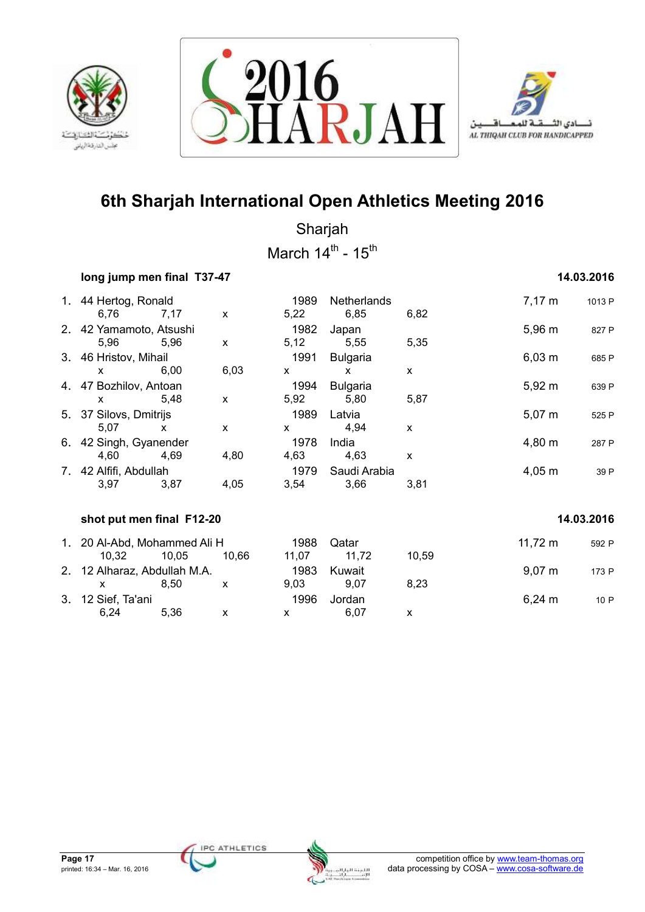# 6th Sharjah International Open Athletics Meeting 2016

Sharjah

March 14th - 15th

### long jump men final T37-47

14.03.2016

| Rank | Class / Name | Year | Country | | | Result | Points |
|---|---|---|---|---|---|---|---|
| 1. | 44 Hertog, Ronald | 1989 | Netherlands | | | 7,17 m | 1013 P |
| | 6,76 / 7,17 / x | 5,22 | 6,85 | 6,82 | | | |
| 2. | 42 Yamamoto, Atsushi | 1982 | Japan | | | 5,96 m | 827 P |
| | 5,96 / 5,96 / x | 5,12 | 5,55 | 5,35 | | | |
| 3. | 46 Hristov, Mihail | 1991 | Bulgaria | | | 6,03 m | 685 P |
| | x / 6,00 / 6,03 | x | x | x | | | |
| 4. | 47 Bozhilov, Antoan | 1994 | Bulgaria | | | 5,92 m | 639 P |
| | x / 5,48 / x | 5,92 | 5,80 | 5,87 | | | |
| 5. | 37 Silovs, Dmitrijs | 1989 | Latvia | | | 5,07 m | 525 P |
| | 5,07 / x / x | x | 4,94 | x | | | |
| 6. | 42 Singh, Gyanender | 1978 | India | | | 4,80 m | 287 P |
| | 4,60 / 4,69 / 4,80 | 4,63 | 4,63 | x | | | |
| 7. | 42 Alfifi, Abdullah | 1979 | Saudi Arabia | | | 4,05 m | 39 P |
| | 3,97 / 3,87 / 4,05 | 3,54 | 3,66 | 3,81 | | | |

### shot put men final F12-20

14.03.2016

| Rank | Class / Name | Year | Country | | | Result | Points |
|---|---|---|---|---|---|---|---|
| 1. | 20 Al-Abd, Mohammed Ali H | 1988 | Qatar | | | 11,72 m | 592 P |
| | 10,32 / 10,05 / 10,66 | 11,07 | 11,72 | 10,59 | | | |
| 2. | 12 Alharaz, Abdullah M.A. | 1983 | Kuwait | | | 9,07 m | 173 P |
| | x / 8,50 / x | 9,03 | 9,07 | 8,23 | | | |
| 3. | 12 Sief, Ta'ani | 1996 | Jordan | | | 6,24 m | 10 P |
| | 6,24 / 5,36 / x | x | 6,07 | x | | | |

printed: 16:34 – Mar. 16, 2016

competition office by www.team-thomas.org
data processing by COSA – www.cosa-software.de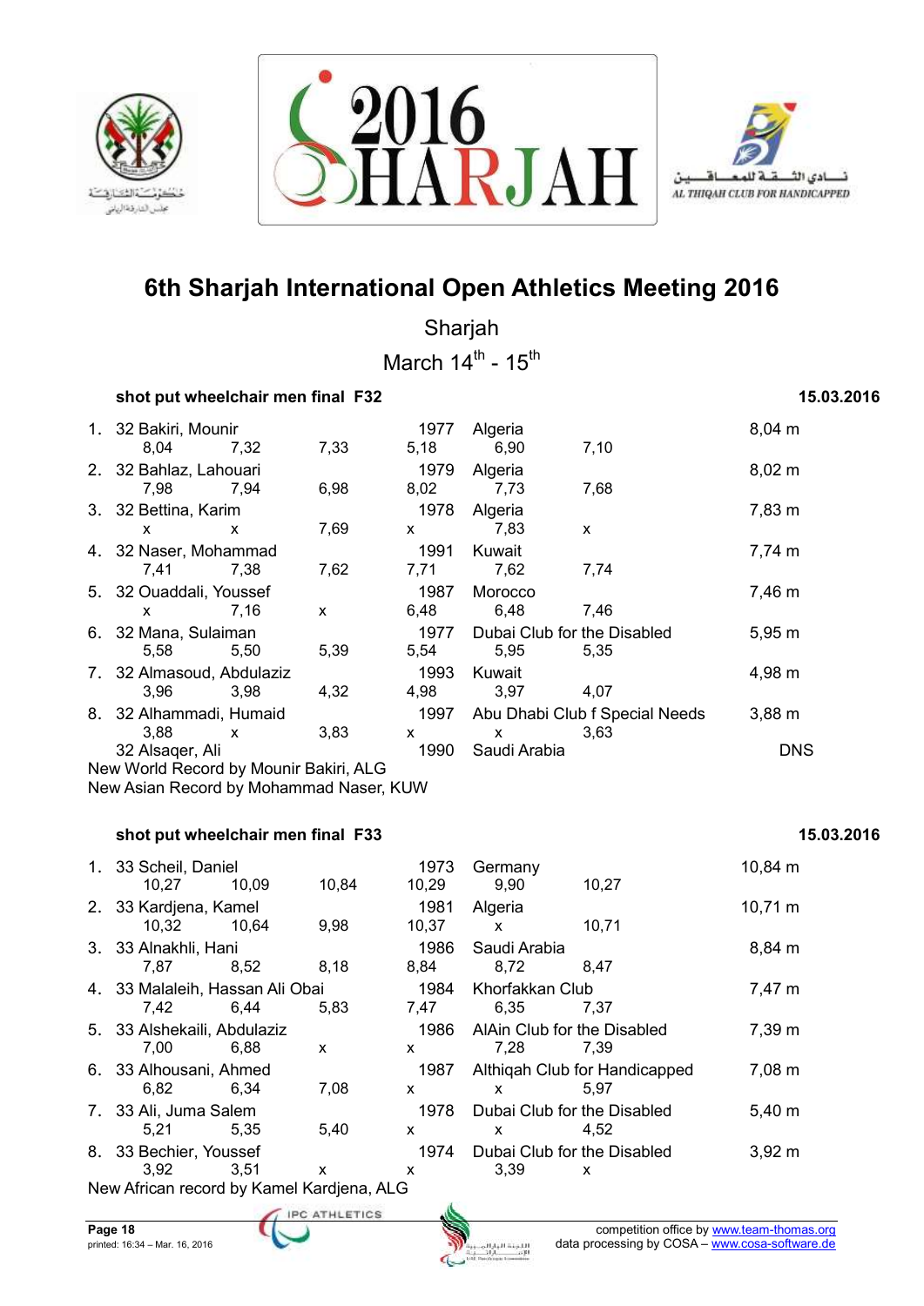# 6th Sharjah International Open Athletics Meeting 2016

Sharjah

March 14th - 15th

### shot put wheelchair men final F32 — 15.03.2016

| Rank | Class | Name | Year | Nation/Club | Result |
|---|---|---|---|---|---|
| 1. | 32 | Bakiri, Mounir | 1977 | Algeria | 8,04 m |
| | | 8,04 · 7,32 · 7,33 · 5,18 · 6,90 · 7,10 | | | |
| 2. | 32 | Bahlaz, Lahouari | 1979 | Algeria | 8,02 m |
| | | 7,98 · 7,94 · 6,98 · 8,02 · 7,73 · 7,68 | | | |
| 3. | 32 | Bettina, Karim | 1978 | Algeria | 7,83 m |
| | | x · x · 7,69 · x · 7,83 · x | | | |
| 4. | 32 | Naser, Mohammad | 1991 | Kuwait | 7,74 m |
| | | 7,41 · 7,38 · 7,62 · 7,71 · 7,62 · 7,74 | | | |
| 5. | 32 | Ouaddali, Youssef | 1987 | Morocco | 7,46 m |
| | | x · 7,16 · x · 6,48 · 6,48 · 7,46 | | | |
| 6. | 32 | Mana, Sulaiman | 1977 | Dubai Club for the Disabled | 5,95 m |
| | | 5,58 · 5,50 · 5,39 · 5,54 · 5,95 · 5,35 | | | |
| 7. | 32 | Almasoud, Abdulaziz | 1993 | Kuwait | 4,98 m |
| | | 3,96 · 3,98 · 4,32 · 4,98 · 3,97 · 4,07 | | | |
| 8. | 32 | Alhammadi, Humaid | 1997 | Abu Dhabi Club f Special Needs | 3,88 m |
| | | 3,88 · x · 3,83 · x · x · 3,63 | | | |
| | 32 | Alsaqer, Ali | 1990 | Saudi Arabia | DNS |

New World Record by Mounir Bakiri, ALG

New Asian Record by Mohammad Naser, KUW

### shot put wheelchair men final F33 — 15.03.2016

| Rank | Class | Name | Year | Nation/Club | Result |
|---|---|---|---|---|---|
| 1. | 33 | Scheil, Daniel | 1973 | Germany | 10,84 m |
| | | 10,27 · 10,09 · 10,84 · 10,29 · 9,90 · 10,27 | | | |
| 2. | 33 | Kardjena, Kamel | 1981 | Algeria | 10,71 m |
| | | 10,32 · 10,64 · 9,98 · 10,37 · x · 10,71 | | | |
| 3. | 33 | Alnakhli, Hani | 1986 | Saudi Arabia | 8,84 m |
| | | 7,87 · 8,52 · 8,18 · 8,84 · 8,72 · 8,47 | | | |
| 4. | 33 | Malaleih, Hassan Ali Obai | 1984 | Khorfakkan Club | 7,47 m |
| | | 7,42 · 6,44 · 5,83 · 7,47 · 6,35 · 7,37 | | | |
| 5. | 33 | Alshekaili, Abdulaziz | 1986 | AlAin Club for the Disabled | 7,39 m |
| | | 7,00 · 6,88 · x · x · 7,28 · 7,39 | | | |
| 6. | 33 | Alhousani, Ahmed | 1987 | Althiqah Club for Handicapped | 7,08 m |
| | | 6,82 · 6,34 · 7,08 · x · x · 5,97 | | | |
| 7. | 33 | Ali, Juma Salem | 1978 | Dubai Club for the Disabled | 5,40 m |
| | | 5,21 · 5,35 · 5,40 · x · x · 4,52 | | | |
| 8. | 33 | Bechier, Youssef | 1974 | Dubai Club for the Disabled | 3,92 m |
| | | 3,92 · 3,51 · x · x · 3,39 · x | | | |

New African record by Kamel Kardjena, ALG

competition office by www.team-thomas.org
data processing by COSA – www.cosa-software.de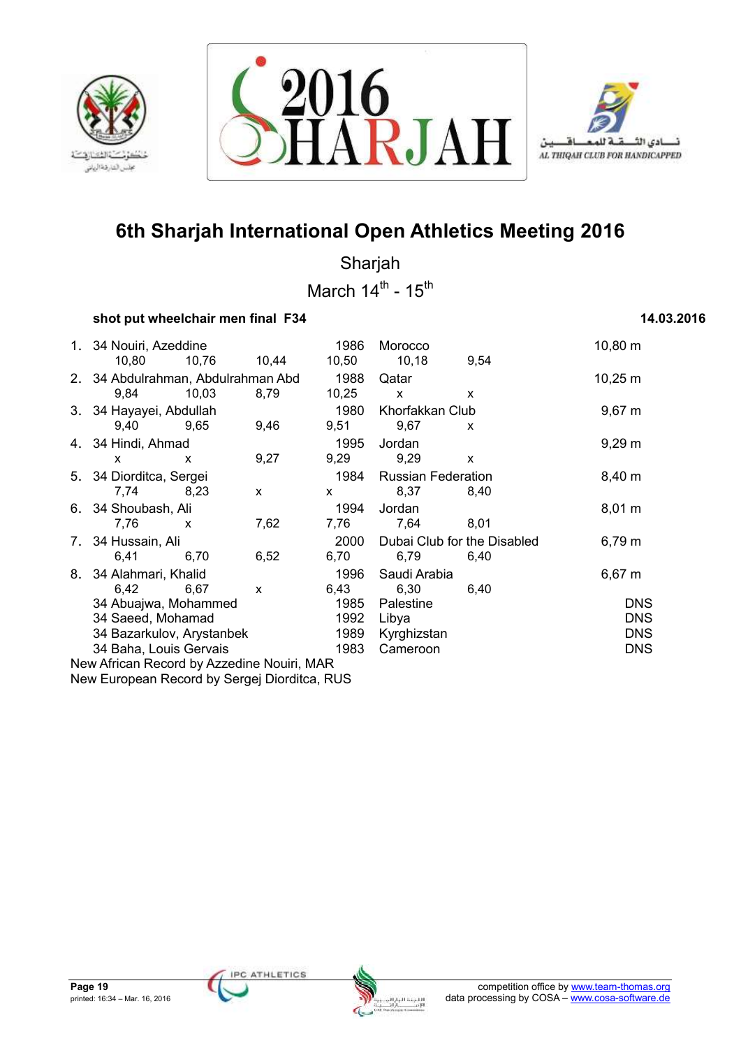# 6th Sharjah International Open Athletics Meeting 2016

Sharjah

March 14th - 15th

**shot put wheelchair men final F34** **14.03.2016**

| Rank | Class | Name | Year | Nation/Club | Result |
|---|---|---|---|---|---|
| 1. | 34 | Nouiri, Azeddine | 1986 | Morocco | 10,80 m |
| | | 10,80 / 10,76 / 10,44 / 10,50 / 10,18 / 9,54 | | | |
| 2. | 34 | Abdulrahman, Abdulrahman Abd | 1988 | Qatar | 10,25 m |
| | | 9,84 / 10,03 / 8,79 / 10,25 / x / x | | | |
| 3. | 34 | Hayayei, Abdullah | 1980 | Khorfakkan Club | 9,67 m |
| | | 9,40 / 9,65 / 9,46 / 9,51 / 9,67 / x | | | |
| 4. | 34 | Hindi, Ahmad | 1995 | Jordan | 9,29 m |
| | | x / x / 9,27 / 9,29 / 9,29 / x | | | |
| 5. | 34 | Diorditca, Sergei | 1984 | Russian Federation | 8,40 m |
| | | 7,74 / 8,23 / x / x / 8,37 / 8,40 | | | |
| 6. | 34 | Shoubash, Ali | 1994 | Jordan | 8,01 m |
| | | 7,76 / x / 7,62 / 7,76 / 7,64 / 8,01 | | | |
| 7. | 34 | Hussain, Ali | 2000 | Dubai Club for the Disabled | 6,79 m |
| | | 6,41 / 6,70 / 6,52 / 6,70 / 6,79 / 6,40 | | | |
| 8. | 34 | Alahmari, Khalid | 1996 | Saudi Arabia | 6,67 m |
| | | 6,42 / 6,67 / x / 6,43 / 6,30 / 6,40 | | | |
| | 34 | Abuajwa, Mohammed | 1985 | Palestine | DNS |
| | 34 | Saeed, Mohamad | 1992 | Libya | DNS |
| | 34 | Bazarkulov, Arystanbek | 1989 | Kyrghizstan | DNS |
| | 34 | Baha, Louis Gervais | 1983 | Cameroon | DNS |

New African Record by Azzedine Nouiri, MAR

New European Record by Sergej Diorditca, RUS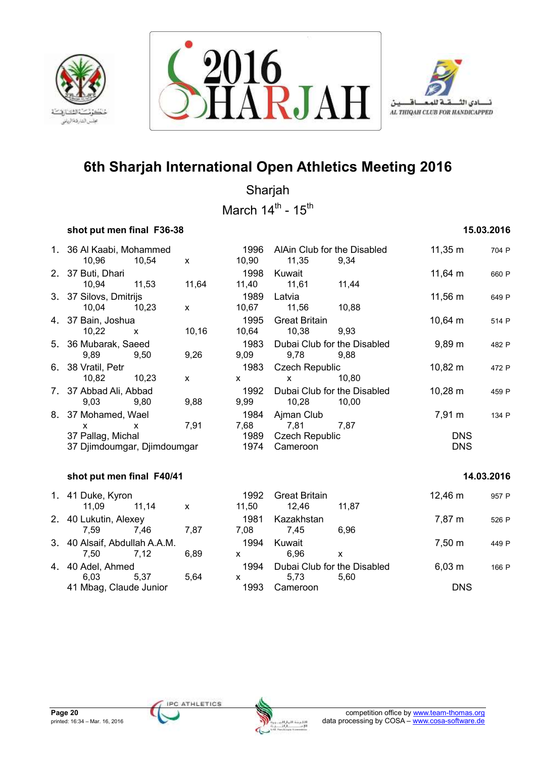# 6th Sharjah International Open Athletics Meeting 2016

Sharjah

March 14th - 15th

### shot put men final F36-38 — 15.03.2016

| Rank | Class | Name | Year | Club/Country | Result | Points |
|---|---|---|---|---|---|---|
| 1. | 36 | Al Kaabi, Mohammed | 1996 | AlAin Club for the Disabled | 11,35 m | 704 P |
| | | 10,96 10,54 x 10,90 11,35 9,34 | | | | |
| 2. | 37 | Buti, Dhari | 1998 | Kuwait | 11,64 m | 660 P |
| | | 10,94 11,53 11,64 11,40 11,61 11,44 | | | | |
| 3. | 37 | Silovs, Dmitrijs | 1989 | Latvia | 11,56 m | 649 P |
| | | 10,04 10,23 x 10,67 11,56 10,88 | | | | |
| 4. | 37 | Bain, Joshua | 1995 | Great Britain | 10,64 m | 514 P |
| | | 10,22 x 10,16 10,64 10,38 9,93 | | | | |
| 5. | 36 | Mubarak, Saeed | 1983 | Dubai Club for the Disabled | 9,89 m | 482 P |
| | | 9,89 9,50 9,26 9,09 9,78 9,88 | | | | |
| 6. | 38 | Vratil, Petr | 1983 | Czech Republic | 10,82 m | 472 P |
| | | 10,82 10,23 x x x 10,80 | | | | |
| 7. | 37 | Abbad Ali, Abbad | 1992 | Dubai Club for the Disabled | 10,28 m | 459 P |
| | | 9,03 9,80 9,88 9,99 10,28 10,00 | | | | |
| 8. | 37 | Mohamed, Wael | 1984 | Ajman Club | 7,91 m | 134 P |
| | | x x 7,91 7,68 7,81 7,87 | | | | |
| | 37 | Pallag, Michal | 1989 | Czech Republic | DNS | |
| | 37 | Djimdoumgar, Djimdoumgar | 1974 | Cameroon | DNS | |

### shot put men final F40/41 — 14.03.2016

| Rank | Class | Name | Year | Club/Country | Result | Points |
|---|---|---|---|---|---|---|
| 1. | 41 | Duke, Kyron | 1992 | Great Britain | 12,46 m | 957 P |
| | | 11,09 11,14 x 11,50 12,46 11,87 | | | | |
| 2. | 40 | Lukutin, Alexey | 1981 | Kazakhstan | 7,87 m | 526 P |
| | | 7,59 7,46 7,87 7,08 7,45 6,96 | | | | |
| 3. | 40 | Alsaif, Abdullah A.A.M. | 1994 | Kuwait | 7,50 m | 449 P |
| | | 7,50 7,12 6,89 x 6,96 x | | | | |
| 4. | 40 | Adel, Ahmed | 1994 | Dubai Club for the Disabled | 6,03 m | 166 P |
| | | 6,03 5,37 5,64 x 5,73 5,60 | | | | |
| | 41 | Mbag, Claude Junior | 1993 | Cameroon | DNS | |

printed: 16:34 – Mar. 16, 2016

competition office by www.team-thomas.org
data processing by COSA – www.cosa-software.de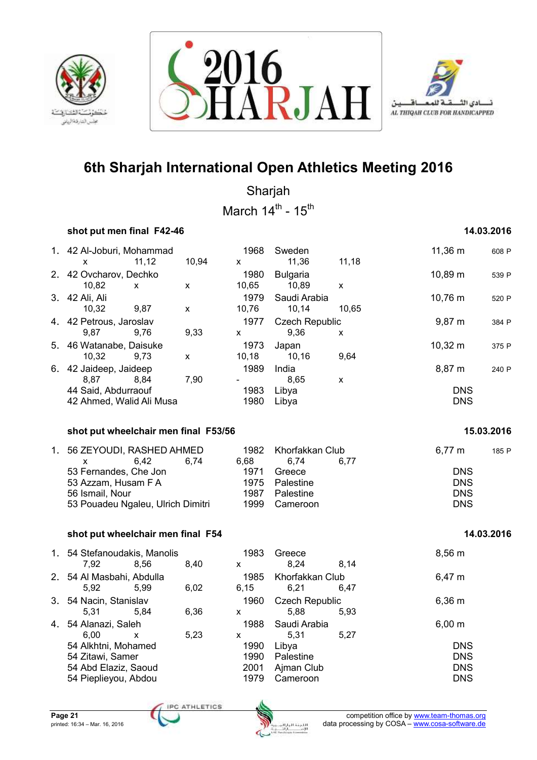# 6th Sharjah International Open Athletics Meeting 2016

Sharjah

March 14th - 15th

### shot put men final F42-46 — 14.03.2016

| Rank | Class | Name | Year | Country | Result | Points |
|---|---|---|---|---|---|---|
| 1. | 42 | Al-Joburi, Mohammad | 1968 | Sweden | 11,36 m | 608 P |
| | | x / 11,12 / 10,94 / x / 11,36 / 11,18 | | | | |
| 2. | 42 | Ovcharov, Dechko | 1980 | Bulgaria | 10,89 m | 539 P |
| | | 10,82 / x / x / 10,65 / 10,89 / x | | | | |
| 3. | 42 | Ali, Ali | 1979 | Saudi Arabia | 10,76 m | 520 P |
| | | 10,32 / 9,87 / x / 10,76 / 10,14 / 10,65 | | | | |
| 4. | 42 | Petrous, Jaroslav | 1977 | Czech Republic | 9,87 m | 384 P |
| | | 9,87 / 9,76 / 9,33 / x / 9,36 / x | | | | |
| 5. | 46 | Watanabe, Daisuke | 1973 | Japan | 10,32 m | 375 P |
| | | 10,32 / 9,73 / x / 10,18 / 10,16 / 9,64 | | | | |
| 6. | 42 | Jaideep, Jaideep | 1989 | India | 8,87 m | 240 P |
| | | 8,87 / 8,84 / 7,90 / - / 8,65 / x | | | | |
| | 44 | Said, Abdurraouf | 1983 | Libya | DNS | |
| | 42 | Ahmed, Walid Ali Musa | 1980 | Libya | DNS | |

### shot put wheelchair men final F53/56 — 15.03.2016

| Rank | Class | Name | Year | Country | Result | Points |
|---|---|---|---|---|---|---|
| 1. | 56 | ZEYOUDI, RASHED AHMED | 1982 | Khorfakkan Club | 6,77 m | 185 P |
| | | x / 6,42 / 6,74 / 6,68 / 6,74 / 6,77 | | | | |
| | 53 | Fernandes, Che Jon | 1971 | Greece | DNS | |
| | 53 | Azzam, Husam F A | 1975 | Palestine | DNS | |
| | 56 | Ismail, Nour | 1987 | Palestine | DNS | |
| | 53 | Pouadeu Ngaleu, Ulrich Dimitri | 1999 | Cameroon | DNS | |

### shot put wheelchair men final F54 — 14.03.2016

| Rank | Class | Name | Year | Country | Result |
|---|---|---|---|---|---|
| 1. | 54 | Stefanoudakis, Manolis | 1983 | Greece | 8,56 m |
| | | 7,92 / 8,56 / 8,40 / x / 8,24 / 8,14 | | | |
| 2. | 54 | Al Masbahi, Abdulla | 1985 | Khorfakkan Club | 6,47 m |
| | | 5,92 / 5,99 / 6,02 / 6,15 / 6,21 / 6,47 | | | |
| 3. | 54 | Nacin, Stanislav | 1960 | Czech Republic | 6,36 m |
| | | 5,31 / 5,84 / 6,36 / x / 5,88 / 5,93 | | | |
| 4. | 54 | Alanazi, Saleh | 1988 | Saudi Arabia | 6,00 m |
| | | 6,00 / x / 5,23 / x / 5,31 / 5,27 | | | |
| | 54 | Alkhtni, Mohamed | 1990 | Libya | DNS |
| | 54 | Zitawi, Samer | 1990 | Palestine | DNS |
| | 54 | Abd Elaziz, Saoud | 2001 | Ajman Club | DNS |
| | 54 | Pieplieyou, Abdou | 1979 | Cameroon | DNS |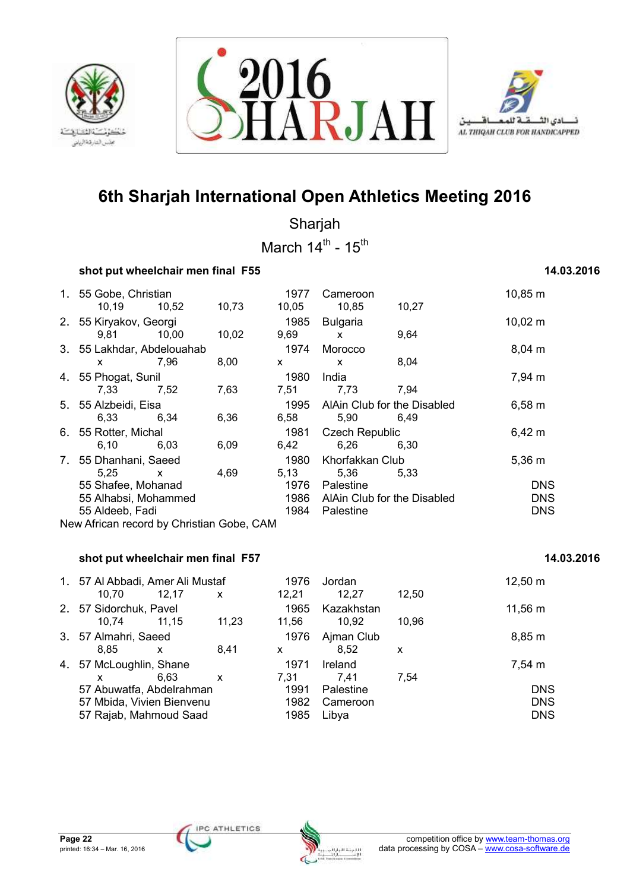# 6th Sharjah International Open Athletics Meeting 2016

Sharjah

March 14th - 15th

### shot put wheelchair men final F55 — 14.03.2016

| Rank | Class | Name | Year | Country/Club | Result |
|---|---|---|---|---|---|
| 1. | 55 | Gobe, Christian | 1977 | Cameroon | 10,85 m |
| | | 10,19 · 10,52 · 10,73 · 10,05 · 10,85 · 10,27 | | | |
| 2. | 55 | Kiryakov, Georgi | 1985 | Bulgaria | 10,02 m |
| | | 9,81 · 10,00 · 10,02 · 9,69 · x · 9,64 | | | |
| 3. | 55 | Lakhdar, Abdelouahab | 1974 | Morocco | 8,04 m |
| | | x · 7,96 · 8,00 · x · x · 8,04 | | | |
| 4. | 55 | Phogat, Sunil | 1980 | India | 7,94 m |
| | | 7,33 · 7,52 · 7,63 · 7,51 · 7,73 · 7,94 | | | |
| 5. | 55 | Alzbeidi, Eisa | 1995 | AlAin Club for the Disabled | 6,58 m |
| | | 6,33 · 6,34 · 6,36 · 6,58 · 5,90 · 6,49 | | | |
| 6. | 55 | Rotter, Michal | 1981 | Czech Republic | 6,42 m |
| | | 6,10 · 6,03 · 6,09 · 6,42 · 6,26 · 6,30 | | | |
| 7. | 55 | Dhanhani, Saeed | 1980 | Khorfakkan Club | 5,36 m |
| | | 5,25 · x · 4,69 · 5,13 · 5,36 · 5,33 | | | |
| | 55 | Shafee, Mohanad | 1976 | Palestine | DNS |
| | 55 | Alhabsi, Mohammed | 1986 | AlAin Club for the Disabled | DNS |
| | 55 | Aldeeb, Fadi | 1984 | Palestine | DNS |

New African record by Christian Gobe, CAM

### shot put wheelchair men final F57 — 14.03.2016

| Rank | Class | Name | Year | Country/Club | Result |
|---|---|---|---|---|---|
| 1. | 57 | Al Abbadi, Amer Ali Mustaf | 1976 | Jordan | 12,50 m |
| | | 10,70 · 12,17 · x · 12,21 · 12,27 · 12,50 | | | |
| 2. | 57 | Sidorchuk, Pavel | 1965 | Kazakhstan | 11,56 m |
| | | 10,74 · 11,15 · 11,23 · 11,56 · 10,92 · 10,96 | | | |
| 3. | 57 | Almahri, Saeed | 1976 | Ajman Club | 8,85 m |
| | | 8,85 · x · 8,41 · x · 8,52 · x | | | |
| 4. | 57 | McLoughlin, Shane | 1971 | Ireland | 7,54 m |
| | | x · 6,63 · x · 7,31 · 7,41 · 7,54 | | | |
| | 57 | Abuwatfa, Abdelrahman | 1991 | Palestine | DNS |
| | 57 | Mbida, Vivien Bienvenu | 1982 | Cameroon | DNS |
| | 57 | Rajab, Mahmoud Saad | 1985 | Libya | DNS |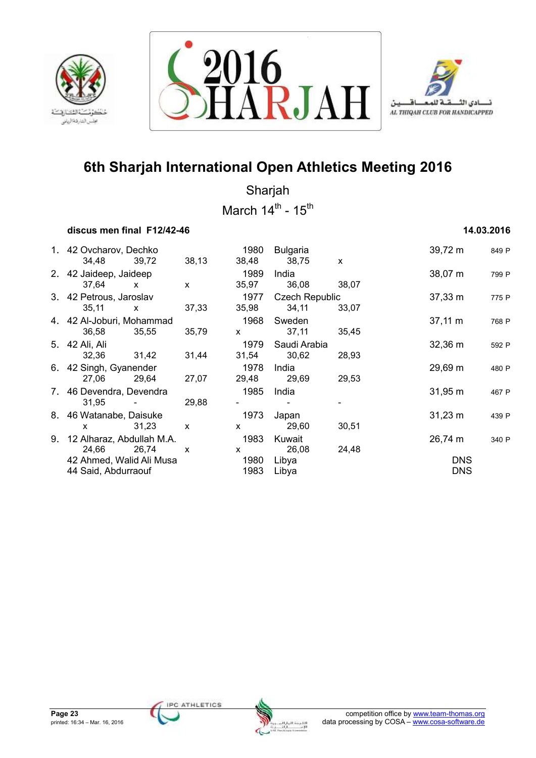# 6th Sharjah International Open Athletics Meeting 2016

Sharjah

March 14th - 15th

**discus men final F12/42-46** **14.03.2016**

| Rank | Class | Name | Year | Country | Result | Points |
|---|---|---|---|---|---|---|
| 1. | 42 | Ovcharov, Dechko | 1980 | Bulgaria | 39,72 m | 849 P |
| | | 34,48 / 39,72 / 38,13 / 38,48 / 38,75 / x | | | | |
| 2. | 42 | Jaideep, Jaideep | 1989 | India | 38,07 m | 799 P |
| | | 37,64 / x / x / 35,97 / 36,08 / 38,07 | | | | |
| 3. | 42 | Petrous, Jaroslav | 1977 | Czech Republic | 37,33 m | 775 P |
| | | 35,11 / x / 37,33 / 35,98 / 34,11 / 33,07 | | | | |
| 4. | 42 | Al-Joburi, Mohammad | 1968 | Sweden | 37,11 m | 768 P |
| | | 36,58 / 35,55 / 35,79 / x / 37,11 / 35,45 | | | | |
| 5. | 42 | Ali, Ali | 1979 | Saudi Arabia | 32,36 m | 592 P |
| | | 32,36 / 31,42 / 31,44 / 31,54 / 30,62 / 28,93 | | | | |
| 6. | 42 | Singh, Gyanender | 1978 | India | 29,69 m | 480 P |
| | | 27,06 / 29,64 / 27,07 / 29,48 / 29,69 / 29,53 | | | | |
| 7. | 46 | Devendra, Devendra | 1985 | India | 31,95 m | 467 P |
| | | 31,95 / - / 29,88 / - / - / - | | | | |
| 8. | 46 | Watanabe, Daisuke | 1973 | Japan | 31,23 m | 439 P |
| | | x / 31,23 / x / x / 29,60 / 30,51 | | | | |
| 9. | 12 | Alharaz, Abdullah M.A. | 1983 | Kuwait | 26,74 m | 340 P |
| | | 24,66 / 26,74 / x / x / 26,08 / 24,48 | | | | |
| | 42 | Ahmed, Walid Ali Musa | 1980 | Libya | DNS | |
| | 44 | Said, Abdurraouf | 1983 | Libya | DNS | |

competition office by www.team-thomas.org
data processing by COSA – www.cosa-software.de

printed: 16:34 – Mar. 16, 2016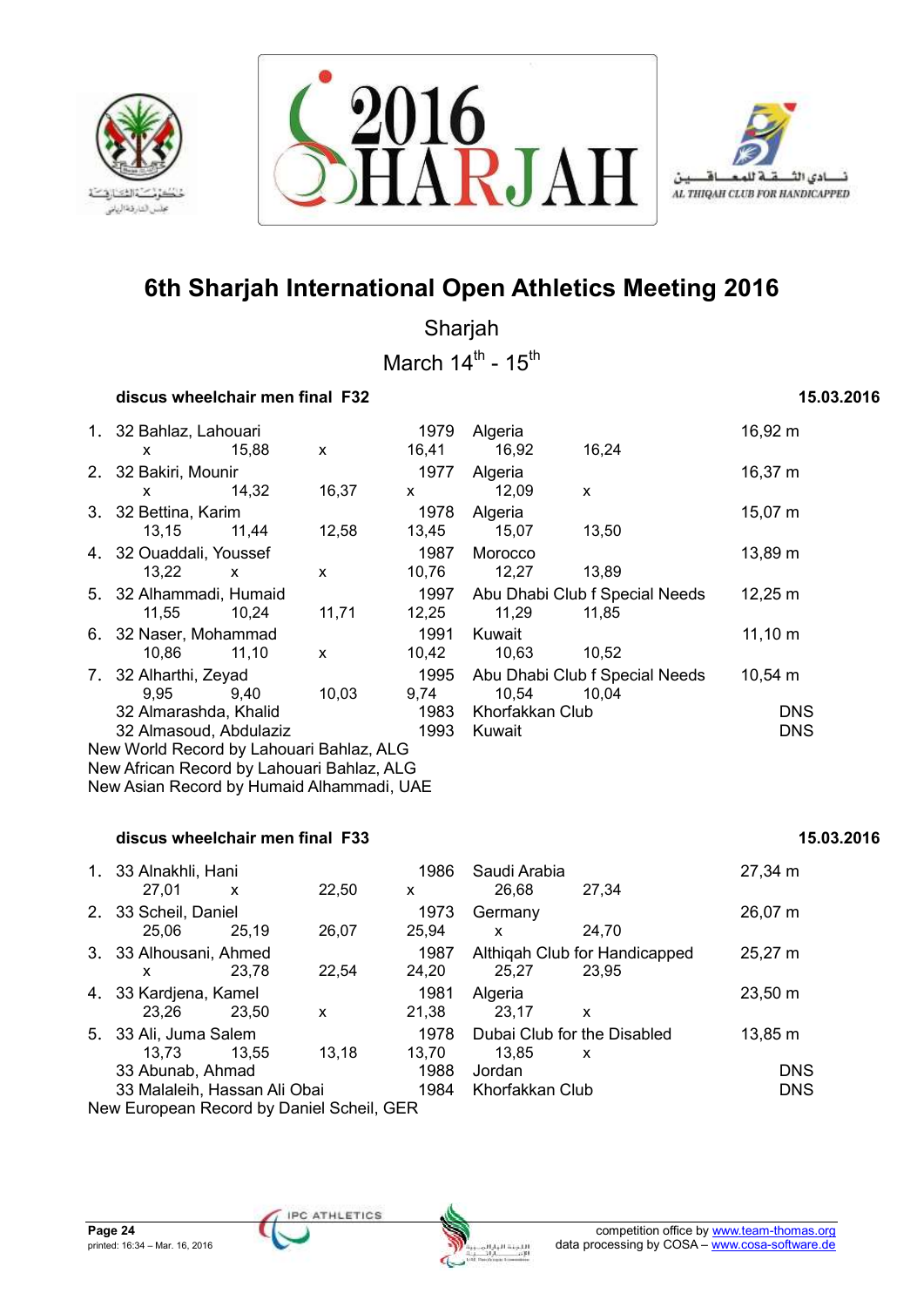# 6th Sharjah International Open Athletics Meeting 2016

Sharjah

March 14th - 15th

### discus wheelchair men final F32 — 15.03.2016

| Rank | Name | Year | Club/Country | Result |
|---|---|---|---|---|
| 1. | 32 Bahlaz, Lahouari | 1979 | Algeria | 16,92 m |
| | x 15,88 x 16,41 16,92 16,24 | | | |
| 2. | 32 Bakiri, Mounir | 1977 | Algeria | 16,37 m |
| | x 14,32 16,37 x 12,09 x | | | |
| 3. | 32 Bettina, Karim | 1978 | Algeria | 15,07 m |
| | 13,15 11,44 12,58 13,45 15,07 13,50 | | | |
| 4. | 32 Ouaddali, Youssef | 1987 | Morocco | 13,89 m |
| | 13,22 x x 10,76 12,27 13,89 | | | |
| 5. | 32 Alhammadi, Humaid | 1997 | Abu Dhabi Club f Special Needs | 12,25 m |
| | 11,55 10,24 11,71 12,25 11,29 11,85 | | | |
| 6. | 32 Naser, Mohammad | 1991 | Kuwait | 11,10 m |
| | 10,86 11,10 x 10,42 10,63 10,52 | | | |
| 7. | 32 Alharthi, Zeyad | 1995 | Abu Dhabi Club f Special Needs | 10,54 m |
| | 9,95 9,40 10,03 9,74 10,54 10,04 | | | |
| | 32 Almarashda, Khalid | 1983 | Khorfakkan Club | DNS |
| | 32 Almasoud, Abdulaziz | 1993 | Kuwait | DNS |

New World Record by Lahouari Bahlaz, ALG
New African Record by Lahouari Bahlaz, ALG
New Asian Record by Humaid Alhammadi, UAE

### discus wheelchair men final F33 — 15.03.2016

| Rank | Name | Year | Club/Country | Result |
|---|---|---|---|---|
| 1. | 33 Alnakhli, Hani | 1986 | Saudi Arabia | 27,34 m |
| | 27,01 x 22,50 x 26,68 27,34 | | | |
| 2. | 33 Scheil, Daniel | 1973 | Germany | 26,07 m |
| | 25,06 25,19 26,07 25,94 x 24,70 | | | |
| 3. | 33 Alhousani, Ahmed | 1987 | Althiqah Club for Handicapped | 25,27 m |
| | x 23,78 22,54 24,20 25,27 23,95 | | | |
| 4. | 33 Kardjena, Kamel | 1981 | Algeria | 23,50 m |
| | 23,26 23,50 x 21,38 23,17 x | | | |
| 5. | 33 Ali, Juma Salem | 1978 | Dubai Club for the Disabled | 13,85 m |
| | 13,73 13,55 13,18 13,70 13,85 x | | | |
| | 33 Abunab, Ahmad | 1988 | Jordan | DNS |
| | 33 Malaleih, Hassan Ali Obai | 1984 | Khorfakkan Club | DNS |

New European Record by Daniel Scheil, GER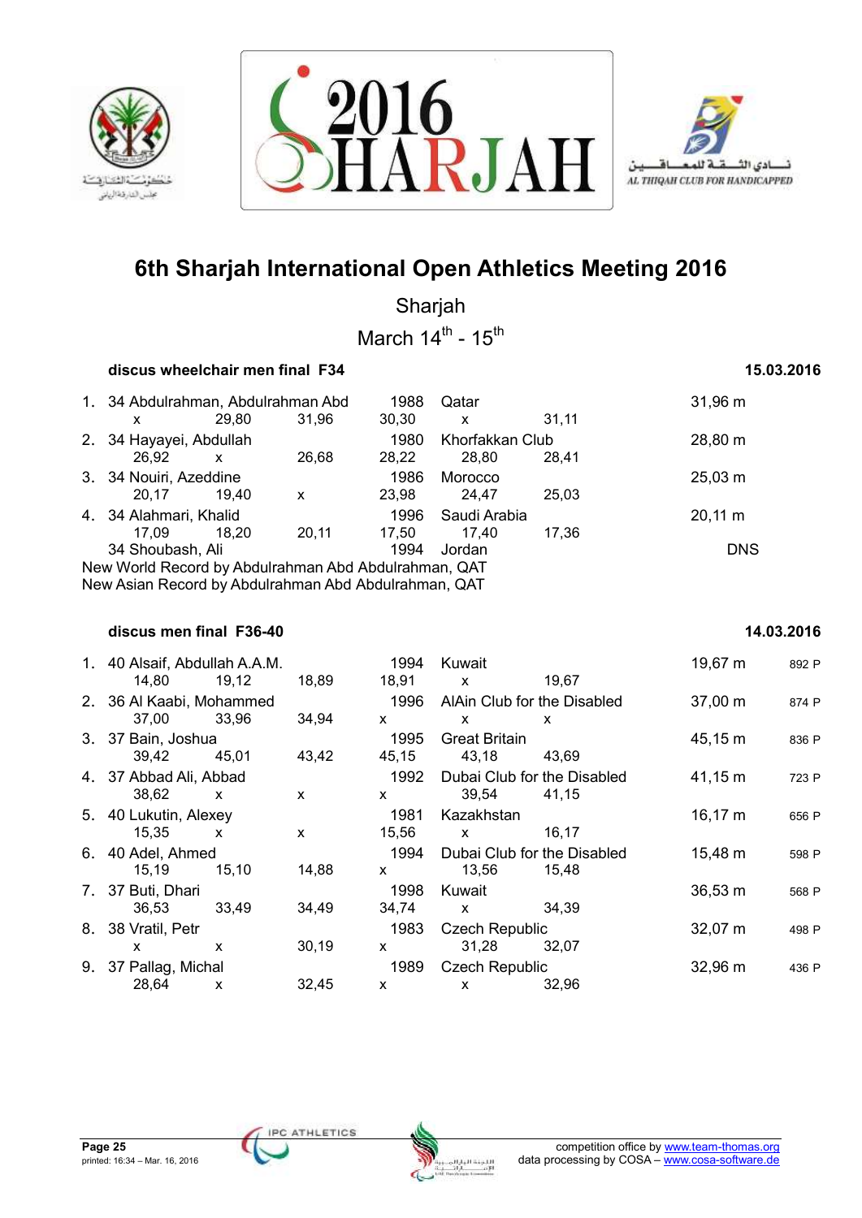# 6th Sharjah International Open Athletics Meeting 2016

Sharjah

March 14th - 15th

### discus wheelchair men final F34 — 15.03.2016

| Rank | Class | Name | Year | Team | Result |
|---|---|---|---|---|---|
| 1. | 34 | Abdulrahman, Abdulrahman Abd | 1988 | Qatar | 31,96 m |
| | | x / 29,80 / 31,96 / 30,30 / x / 31,11 | | | |
| 2. | 34 | Hayayei, Abdullah | 1980 | Khorfakkan Club | 28,80 m |
| | | 26,92 / x / 26,68 / 28,22 / 28,80 / 28,41 | | | |
| 3. | 34 | Nouiri, Azeddine | 1986 | Morocco | 25,03 m |
| | | 20,17 / 19,40 / x / 23,98 / 24,47 / 25,03 | | | |
| 4. | 34 | Alahmari, Khalid | 1996 | Saudi Arabia | 20,11 m |
| | | 17,09 / 18,20 / 20,11 / 17,50 / 17,40 / 17,36 | | | |
| | 34 | Shoubash, Ali | 1994 | Jordan | DNS |

New World Record by Abdulrahman Abd Abdulrahman, QAT
New Asian Record by Abdulrahman Abd Abdulrahman, QAT

### discus men final F36-40 — 14.03.2016

| Rank | Class | Name | Year | Team | Result | Points |
|---|---|---|---|---|---|---|
| 1. | 40 | Alsaif, Abdullah A.A.M. | 1994 | Kuwait | 19,67 m | 892 P |
| | | 14,80 / 19,12 / 18,89 / 18,91 / x / 19,67 | | | | |
| 2. | 36 | Al Kaabi, Mohammed | 1996 | AlAin Club for the Disabled | 37,00 m | 874 P |
| | | 37,00 / 33,96 / 34,94 / x / x / x | | | | |
| 3. | 37 | Bain, Joshua | 1995 | Great Britain | 45,15 m | 836 P |
| | | 39,42 / 45,01 / 43,42 / 45,15 / 43,18 / 43,69 | | | | |
| 4. | 37 | Abbad Ali, Abbad | 1992 | Dubai Club for the Disabled | 41,15 m | 723 P |
| | | 38,62 / x / x / x / 39,54 / 41,15 | | | | |
| 5. | 40 | Lukutin, Alexey | 1981 | Kazakhstan | 16,17 m | 656 P |
| | | 15,35 / x / x / 15,56 / x / 16,17 | | | | |
| 6. | 40 | Adel, Ahmed | 1994 | Dubai Club for the Disabled | 15,48 m | 598 P |
| | | 15,19 / 15,10 / 14,88 / x / 13,56 / 15,48 | | | | |
| 7. | 37 | Buti, Dhari | 1998 | Kuwait | 36,53 m | 568 P |
| | | 36,53 / 33,49 / 34,49 / 34,74 / x / 34,39 | | | | |
| 8. | 38 | Vratil, Petr | 1983 | Czech Republic | 32,07 m | 498 P |
| | | x / x / 30,19 / x / 31,28 / 32,07 | | | | |
| 9. | 37 | Pallag, Michal | 1989 | Czech Republic | 32,96 m | 436 P |
| | | 28,64 / x / 32,45 / x / x / 32,96 | | | | |

printed: 16:34 – Mar. 16, 2016

competition office by www.team-thomas.org
data processing by COSA – www.cosa-software.de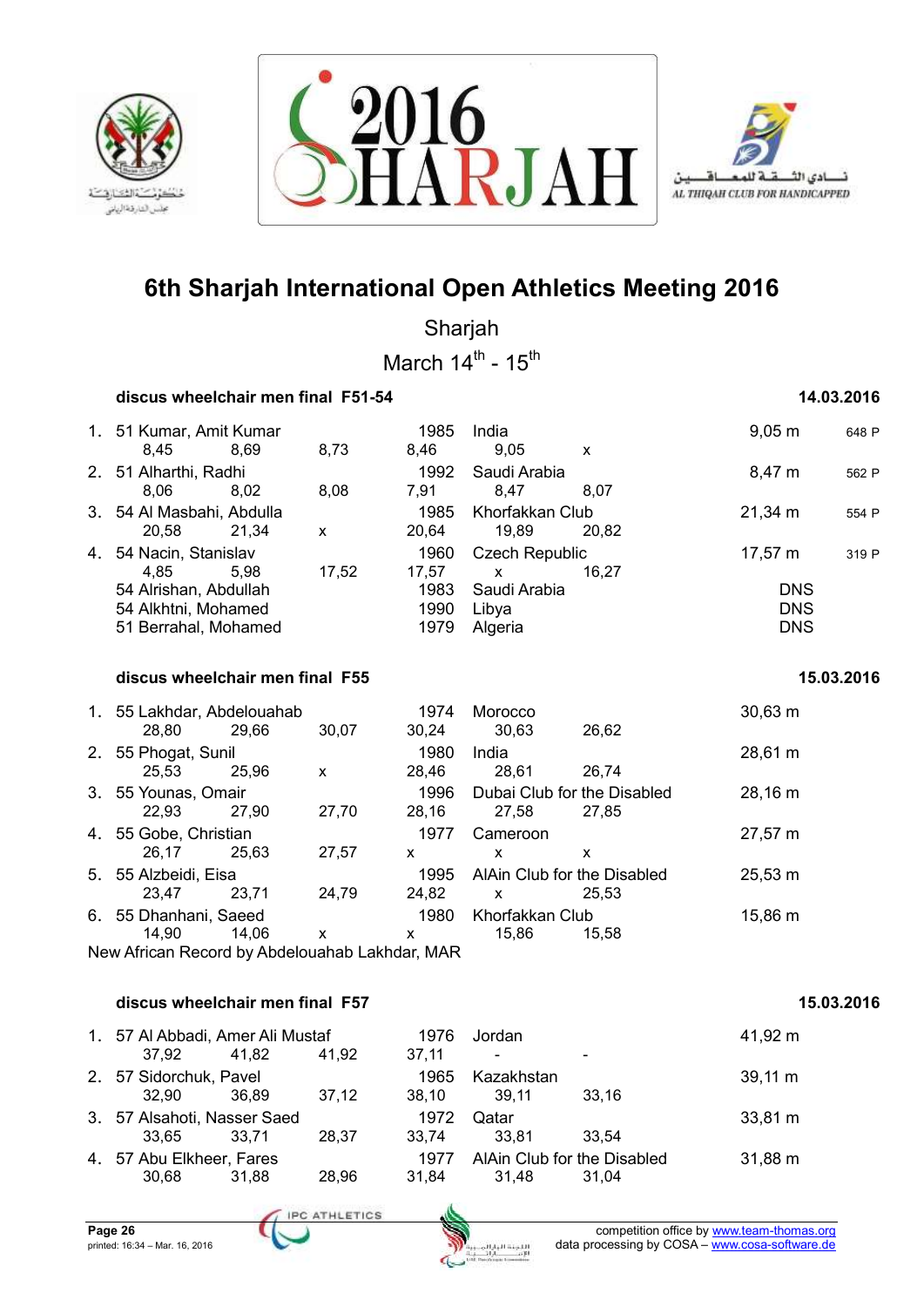# 6th Sharjah International Open Athletics Meeting 2016

Sharjah

March 14th - 15th

### discus wheelchair men final F51-54 — 14.03.2016

| Rank | Class | Name | | | YOB | Nation/Club | | Result | Points |
|---|---|---|---|---|---|---|---|---|---|
| 1. | 51 | Kumar, Amit Kumar | | | 1985 | India | | 9,05 m | 648 P |
| | | 8,45 | 8,69 | 8,73 | 8,46 | 9,05 | x | | |
| 2. | 51 | Alharthi, Radhi | | | 1992 | Saudi Arabia | | 8,47 m | 562 P |
| | | 8,06 | 8,02 | 8,08 | 7,91 | 8,47 | 8,07 | | |
| 3. | 54 | Al Masbahi, Abdulla | | | 1985 | Khorfakkan Club | | 21,34 m | 554 P |
| | | 20,58 | 21,34 | x | 20,64 | 19,89 | 20,82 | | |
| 4. | 54 | Nacin, Stanislav | | | 1960 | Czech Republic | | 17,57 m | 319 P |
| | | 4,85 | 5,98 | 17,52 | 17,57 | x | 16,27 | | |
| | 54 | Alrishan, Abdullah | | | 1983 | Saudi Arabia | | DNS | |
| | 54 | Alkhtni, Mohamed | | | 1990 | Libya | | DNS | |
| | 51 | Berrahal, Mohamed | | | 1979 | Algeria | | DNS | |

### discus wheelchair men final F55 — 15.03.2016

| Rank | Class | Name | | | YOB | Nation/Club | | Result |
|---|---|---|---|---|---|---|---|---|
| 1. | 55 | Lakhdar, Abdelouahab | | | 1974 | Morocco | | 30,63 m |
| | | 28,80 | 29,66 | 30,07 | 30,24 | 30,63 | 26,62 | |
| 2. | 55 | Phogat, Sunil | | | 1980 | India | | 28,61 m |
| | | 25,53 | 25,96 | x | 28,46 | 28,61 | 26,74 | |
| 3. | 55 | Younas, Omair | | | 1996 | Dubai Club for the Disabled | | 28,16 m |
| | | 22,93 | 27,90 | 27,70 | 28,16 | 27,58 | 27,85 | |
| 4. | 55 | Gobe, Christian | | | 1977 | Cameroon | | 27,57 m |
| | | 26,17 | 25,63 | 27,57 | x | x | x | |
| 5. | 55 | Alzbeidi, Eisa | | | 1995 | AlAin Club for the Disabled | | 25,53 m |
| | | 23,47 | 23,71 | 24,79 | 24,82 | x | 25,53 | |
| 6. | 55 | Dhanhani, Saeed | | | 1980 | Khorfakkan Club | | 15,86 m |
| | | 14,90 | 14,06 | x | x | 15,86 | 15,58 | |

New African Record by Abdelouahab Lakhdar, MAR

### discus wheelchair men final F57 — 15.03.2016

| Rank | Class | Name | | | YOB | Nation/Club | | Result |
|---|---|---|---|---|---|---|---|---|
| 1. | 57 | Al Abbadi, Amer Ali Mustaf | | | 1976 | Jordan | | 41,92 m |
| | | 37,92 | 41,82 | 41,92 | 37,11 | - | - | |
| 2. | 57 | Sidorchuk, Pavel | | | 1965 | Kazakhstan | | 39,11 m |
| | | 32,90 | 36,89 | 37,12 | 38,10 | 39,11 | 33,16 | |
| 3. | 57 | Alsahoti, Nasser Saed | | | 1972 | Qatar | | 33,81 m |
| | | 33,65 | 33,71 | 28,37 | 33,74 | 33,81 | 33,54 | |
| 4. | 57 | Abu Elkheer, Fares | | | 1977 | AlAin Club for the Disabled | | 31,88 m |
| | | 30,68 | 31,88 | 28,96 | 31,84 | 31,48 | 31,04 | |

printed: 16:34 – Mar. 16, 2016

competition office by www.team-thomas.org
data processing by COSA – www.cosa-software.de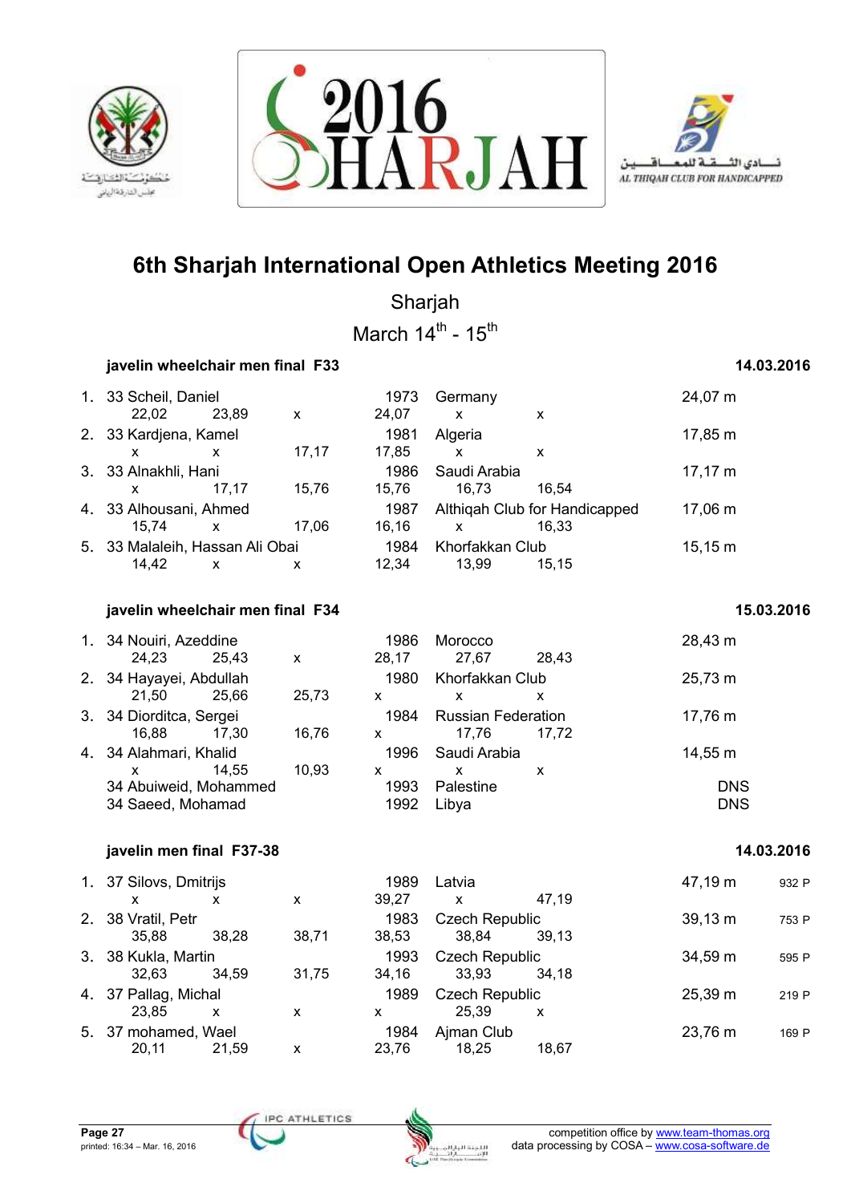# 6th Sharjah International Open Athletics Meeting 2016

Sharjah

March 14th - 15th

### javelin wheelchair men final F33

14.03.2016

| Rank | Class | Name | Born | Nation/Club | Result | Points |
|---|---|---|---|---|---|---|
| 1. | 33 | Scheil, Daniel | 1973 | Germany | 24,07 m | |
| | | 22,02 / 23,89 / x / 24,07 / x / x | | | | |
| 2. | 33 | Kardjena, Kamel | 1981 | Algeria | 17,85 m | |
| | | x / x / 17,17 / 17,85 / x / x | | | | |
| 3. | 33 | Alnakhli, Hani | 1986 | Saudi Arabia | 17,17 m | |
| | | x / 17,17 / 15,76 / 15,76 / 16,73 / 16,54 | | | | |
| 4. | 33 | Alhousani, Ahmed | 1987 | Althiqah Club for Handicapped | 17,06 m | |
| | | 15,74 / x / 17,06 / 16,16 / x / 16,33 | | | | |
| 5. | 33 | Malaleih, Hassan Ali Obai | 1984 | Khorfakkan Club | 15,15 m | |
| | | 14,42 / x / x / 12,34 / 13,99 / 15,15 | | | | |

### javelin wheelchair men final F34

15.03.2016

| Rank | Class | Name | Born | Nation/Club | Result | Points |
|---|---|---|---|---|---|---|
| 1. | 34 | Nouiri, Azeddine | 1986 | Morocco | 28,43 m | |
| | | 24,23 / 25,43 / x / 28,17 / 27,67 / 28,43 | | | | |
| 2. | 34 | Hayayei, Abdullah | 1980 | Khorfakkan Club | 25,73 m | |
| | | 21,50 / 25,66 / 25,73 / x / x / x | | | | |
| 3. | 34 | Diorditca, Sergei | 1984 | Russian Federation | 17,76 m | |
| | | 16,88 / 17,30 / 16,76 / x / 17,76 / 17,72 | | | | |
| 4. | 34 | Alahmari, Khalid | 1996 | Saudi Arabia | 14,55 m | |
| | | x / 14,55 / 10,93 / x / x / x | | | | |
| | 34 | Abuiweid, Mohammed | 1993 | Palestine | DNS | |
| | 34 | Saeed, Mohamad | 1992 | Libya | DNS | |

### javelin men final F37-38

14.03.2016

| Rank | Class | Name | Born | Nation/Club | Result | Points |
|---|---|---|---|---|---|---|
| 1. | 37 | Silovs, Dmitrijs | 1989 | Latvia | 47,19 m | 932 P |
| | | x / x / x / 39,27 / x / 47,19 | | | | |
| 2. | 38 | Vratil, Petr | 1983 | Czech Republic | 39,13 m | 753 P |
| | | 35,88 / 38,28 / 38,71 / 38,53 / 38,84 / 39,13 | | | | |
| 3. | 38 | Kukla, Martin | 1993 | Czech Republic | 34,59 m | 595 P |
| | | 32,63 / 34,59 / 31,75 / 34,16 / 33,93 / 34,18 | | | | |
| 4. | 37 | Pallag, Michal | 1989 | Czech Republic | 25,39 m | 219 P |
| | | 23,85 / x / x / x / 25,39 / x | | | | |
| 5. | 37 | mohamed, Wael | 1984 | Ajman Club | 23,76 m | 169 P |
| | | 20,11 / 21,59 / x / 23,76 / 18,25 / 18,67 | | | | |

competition office by www.team-thomas.org
data processing by COSA – www.cosa-software.de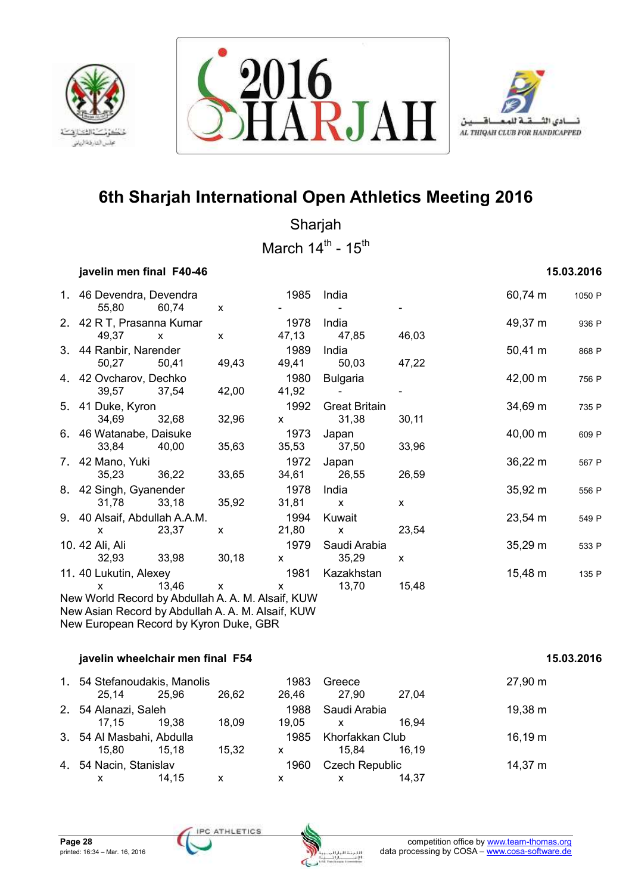# 6th Sharjah International Open Athletics Meeting 2016

Sharjah

March 14th - 15th

### javelin men final F40-46

15.03.2016

| Rank | Class | Name | Year | Country | Result | Points |
|---|---|---|---|---|---|---|
| 1. | 46 | Devendra, Devendra | 1985 | India | 60,74 m | 1050 P |
| | | 55,80 · 60,74 · x · - · - · - | | | | |
| 2. | 42 | R T, Prasanna Kumar | 1978 | India | 49,37 m | 936 P |
| | | 49,37 · x · x · 47,13 · 47,85 · 46,03 | | | | |
| 3. | 44 | Ranbir, Narender | 1989 | India | 50,41 m | 868 P |
| | | 50,27 · 50,41 · 49,43 · 49,41 · 50,03 · 47,22 | | | | |
| 4. | 42 | Ovcharov, Dechko | 1980 | Bulgaria | 42,00 m | 756 P |
| | | 39,57 · 37,54 · 42,00 · 41,92 · - · - | | | | |
| 5. | 41 | Duke, Kyron | 1992 | Great Britain | 34,69 m | 735 P |
| | | 34,69 · 32,68 · 32,96 · x · 31,38 · 30,11 | | | | |
| 6. | 46 | Watanabe, Daisuke | 1973 | Japan | 40,00 m | 609 P |
| | | 33,84 · 40,00 · 35,63 · 35,53 · 37,50 · 33,96 | | | | |
| 7. | 42 | Mano, Yuki | 1972 | Japan | 36,22 m | 567 P |
| | | 35,23 · 36,22 · 33,65 · 34,61 · 26,55 · 26,59 | | | | |
| 8. | 42 | Singh, Gyanender | 1978 | India | 35,92 m | 556 P |
| | | 31,78 · 33,18 · 35,92 · 31,81 · x · x | | | | |
| 9. | 40 | Alsaif, Abdullah A.A.M. | 1994 | Kuwait | 23,54 m | 549 P |
| | | x · 23,37 · x · 21,80 · x · 23,54 | | | | |
| 10. | 42 | Ali, Ali | 1979 | Saudi Arabia | 35,29 m | 533 P |
| | | 32,93 · 33,98 · 30,18 · x · 35,29 · x | | | | |
| 11. | 40 | Lukutin, Alexey | 1981 | Kazakhstan | 15,48 m | 135 P |
| | | x · 13,46 · x · x · 13,70 · 15,48 | | | | |

New World Record by Abdullah A. A. M. Alsaif, KUW
New Asian Record by Abdullah A. A. M. Alsaif, KUW
New European Record by Kyron Duke, GBR

### javelin wheelchair men final F54

15.03.2016

| Rank | Class | Name | Year | Country | Result |
|---|---|---|---|---|---|
| 1. | 54 | Stefanoudakis, Manolis | 1983 | Greece | 27,90 m |
| | | 25,14 · 25,96 · 26,62 · 26,46 · 27,90 · 27,04 | | | |
| 2. | 54 | Alanazi, Saleh | 1988 | Saudi Arabia | 19,38 m |
| | | 17,15 · 19,38 · 18,09 · 19,05 · x · 16,94 | | | |
| 3. | 54 | Al Masbahi, Abdulla | 1985 | Khorfakkan Club | 16,19 m |
| | | 15,80 · 15,18 · 15,32 · x · 15,84 · 16,19 | | | |
| 4. | 54 | Nacin, Stanislav | 1960 | Czech Republic | 14,37 m |
| | | x · 14,15 · x · x · x · 14,37 | | | |

printed: 16:34 – Mar. 16, 2016

competition office by www.team-thomas.org
data processing by COSA – www.cosa-software.de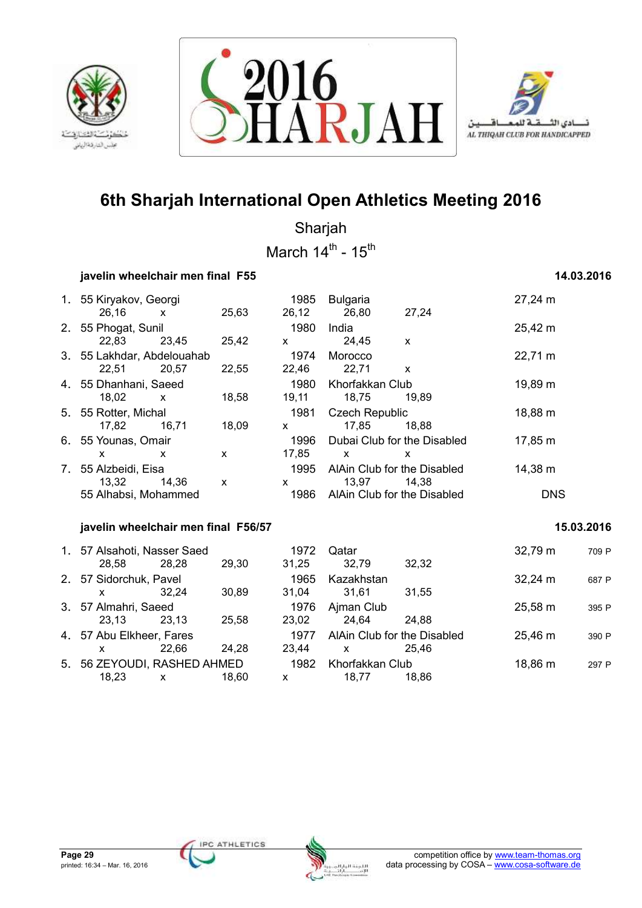# 6th Sharjah International Open Athletics Meeting 2016

Sharjah

March 14th - 15th

### javelin wheelchair men final F55 — 14.03.2016

| Rank | Class | Name | Year | Country/Club | Result |
|---|---|---|---|---|---|
| 1. | 55 | Kiryakov, Georgi | 1985 | Bulgaria | 27,24 m |
| | | 26,16 x 25,63 26,12 26,80 27,24 | | | |
| 2. | 55 | Phogat, Sunil | 1980 | India | 25,42 m |
| | | 22,83 23,45 25,42 x 24,45 x | | | |
| 3. | 55 | Lakhdar, Abdelouahab | 1974 | Morocco | 22,71 m |
| | | 22,51 20,57 22,55 22,46 22,71 x | | | |
| 4. | 55 | Dhanhani, Saeed | 1980 | Khorfakkan Club | 19,89 m |
| | | 18,02 x 18,58 19,11 18,75 19,89 | | | |
| 5. | 55 | Rotter, Michal | 1981 | Czech Republic | 18,88 m |
| | | 17,82 16,71 18,09 x 17,85 18,88 | | | |
| 6. | 55 | Younas, Omair | 1996 | Dubai Club for the Disabled | 17,85 m |
| | | x x x 17,85 x x | | | |
| 7. | 55 | Alzbeidi, Eisa | 1995 | AlAin Club for the Disabled | 14,38 m |
| | | 13,32 14,36 x x 13,97 14,38 | | | |
| | 55 | Alhabsi, Mohammed | 1986 | AlAin Club for the Disabled | DNS |

### javelin wheelchair men final F56/57 — 15.03.2016

| Rank | Class | Name | Year | Country/Club | Result | Points |
|---|---|---|---|---|---|---|
| 1. | 57 | Alsahoti, Nasser Saed | 1972 | Qatar | 32,79 m | 709 P |
| | | 28,58 28,28 29,30 31,25 32,79 32,32 | | | | |
| 2. | 57 | Sidorchuk, Pavel | 1965 | Kazakhstan | 32,24 m | 687 P |
| | | x 32,24 30,89 31,04 31,61 31,55 | | | | |
| 3. | 57 | Almahri, Saeed | 1976 | Ajman Club | 25,58 m | 395 P |
| | | 23,13 23,13 25,58 23,02 24,64 24,88 | | | | |
| 4. | 57 | Abu Elkheer, Fares | 1977 | AlAin Club for the Disabled | 25,46 m | 390 P |
| | | x 22,66 24,28 23,44 x 25,46 | | | | |
| 5. | 56 | ZEYOUDI, RASHED AHMED | 1982 | Khorfakkan Club | 18,86 m | 297 P |
| | | 18,23 x 18,60 x 18,77 18,86 | | | | |

printed: 16:34 – Mar. 16, 2016

competition office by www.team-thomas.org
data processing by COSA – www.cosa-software.de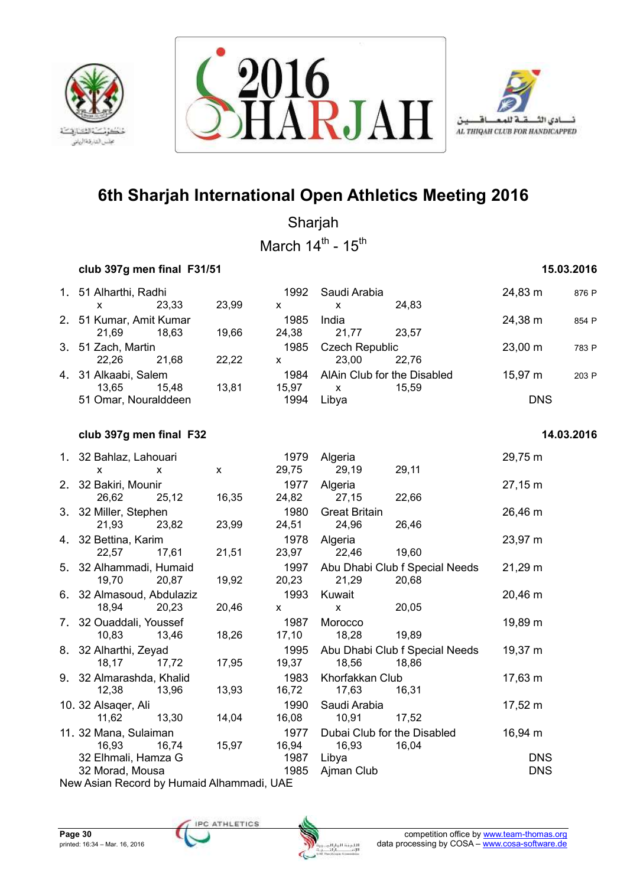# 6th Sharjah International Open Athletics Meeting 2016

Sharjah

March 14th - 15th

### club 397g men final F31/51 — 15.03.2016

| Rank | Class | Name | Year | Team | Result | Points |
|---|---|---|---|---|---|---|
| 1. | 51 | Alharthi, Radhi | 1992 | Saudi Arabia | 24,83 m | 876 P |
| | | x 23,33 23,99 x x 24,83 | | | | |
| 2. | 51 | Kumar, Amit Kumar | 1985 | India | 24,38 m | 854 P |
| | | 21,69 18,63 19,66 24,38 21,77 23,57 | | | | |
| 3. | 51 | Zach, Martin | 1985 | Czech Republic | 23,00 m | 783 P |
| | | 22,26 21,68 22,22 x 23,00 22,76 | | | | |
| 4. | 31 | Alkaabi, Salem | 1984 | AlAin Club for the Disabled | 15,97 m | 203 P |
| | | 13,65 15,48 13,81 15,97 x 15,59 | | | | |
| | 51 | Omar, Nouralddeen | 1994 | Libya | DNS | |

### club 397g men final F32 — 14.03.2016

| Rank | Class | Name | Year | Team | Result |
|---|---|---|---|---|---|
| 1. | 32 | Bahlaz, Lahouari | 1979 | Algeria | 29,75 m |
| | | x x x 29,75 29,19 29,11 | | | |
| 2. | 32 | Bakiri, Mounir | 1977 | Algeria | 27,15 m |
| | | 26,62 25,12 16,35 24,82 27,15 22,66 | | | |
| 3. | 32 | Miller, Stephen | 1980 | Great Britain | 26,46 m |
| | | 21,93 23,82 23,99 24,51 24,96 26,46 | | | |
| 4. | 32 | Bettina, Karim | 1978 | Algeria | 23,97 m |
| | | 22,57 17,61 21,51 23,97 22,46 19,60 | | | |
| 5. | 32 | Alhammadi, Humaid | 1997 | Abu Dhabi Club f Special Needs | 21,29 m |
| | | 19,70 20,87 19,92 20,23 21,29 20,68 | | | |
| 6. | 32 | Almasoud, Abdulaziz | 1993 | Kuwait | 20,46 m |
| | | 18,94 20,23 20,46 x x 20,05 | | | |
| 7. | 32 | Ouaddali, Youssef | 1987 | Morocco | 19,89 m |
| | | 10,83 13,46 18,26 17,10 18,28 19,89 | | | |
| 8. | 32 | Alharthi, Zeyad | 1995 | Abu Dhabi Club f Special Needs | 19,37 m |
| | | 18,17 17,72 17,95 19,37 18,56 18,86 | | | |
| 9. | 32 | Almarashda, Khalid | 1983 | Khorfakkan Club | 17,63 m |
| | | 12,38 13,96 13,93 16,72 17,63 16,31 | | | |
| 10. | 32 | Alsaqer, Ali | 1990 | Saudi Arabia | 17,52 m |
| | | 11,62 13,30 14,04 16,08 10,91 17,52 | | | |
| 11. | 32 | Mana, Sulaiman | 1977 | Dubai Club for the Disabled | 16,94 m |
| | | 16,93 16,74 15,97 16,94 16,93 16,04 | | | |
| | 32 | Elhmali, Hamza G | 1987 | Libya | DNS |
| | 32 | Morad, Mousa | 1985 | Ajman Club | DNS |

New Asian Record by Humaid Alhammadi, UAE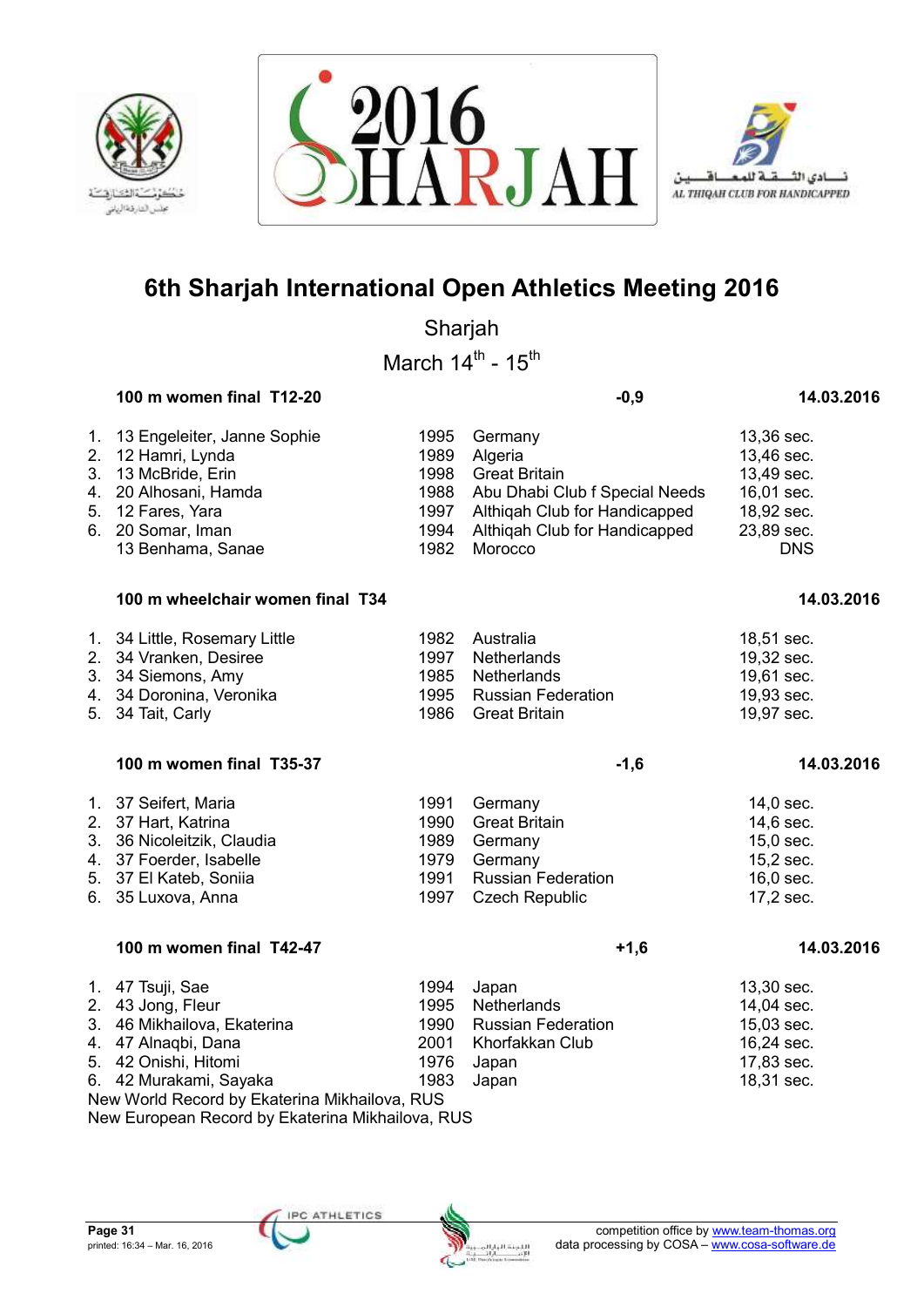# 6th Sharjah International Open Athletics Meeting 2016

Sharjah

March 14th - 15th

### 100 m women final T12-20 — -0,9 — 14.03.2016

| | | | | |
|---|---|---|---|---|
| 1. | 13 Engeleiter, Janne Sophie | 1995 | Germany | 13,36 sec. |
| 2. | 12 Hamri, Lynda | 1989 | Algeria | 13,46 sec. |
| 3. | 13 McBride, Erin | 1998 | Great Britain | 13,49 sec. |
| 4. | 20 Alhosani, Hamda | 1988 | Abu Dhabi Club f Special Needs | 16,01 sec. |
| 5. | 12 Fares, Yara | 1997 | Althiqah Club for Handicapped | 18,92 sec. |
| 6. | 20 Somar, Iman | 1994 | Althiqah Club for Handicapped | 23,89 sec. |
| | 13 Benhama, Sanae | 1982 | Morocco | DNS |

### 100 m wheelchair women final T34 — 14.03.2016

| | | | | |
|---|---|---|---|---|
| 1. | 34 Little, Rosemary Little | 1982 | Australia | 18,51 sec. |
| 2. | 34 Vranken, Desiree | 1997 | Netherlands | 19,32 sec. |
| 3. | 34 Siemons, Amy | 1985 | Netherlands | 19,61 sec. |
| 4. | 34 Doronina, Veronika | 1995 | Russian Federation | 19,93 sec. |
| 5. | 34 Tait, Carly | 1986 | Great Britain | 19,97 sec. |

### 100 m women final T35-37 — -1,6 — 14.03.2016

| | | | | |
|---|---|---|---|---|
| 1. | 37 Seifert, Maria | 1991 | Germany | 14,0 sec. |
| 2. | 37 Hart, Katrina | 1990 | Great Britain | 14,6 sec. |
| 3. | 36 Nicoleitzik, Claudia | 1989 | Germany | 15,0 sec. |
| 4. | 37 Foerder, Isabelle | 1979 | Germany | 15,2 sec. |
| 5. | 37 El Kateb, Soniia | 1991 | Russian Federation | 16,0 sec. |
| 6. | 35 Luxova, Anna | 1997 | Czech Republic | 17,2 sec. |

### 100 m women final T42-47 — +1,6 — 14.03.2016

| | | | | |
|---|---|---|---|---|
| 1. | 47 Tsuji, Sae | 1994 | Japan | 13,30 sec. |
| 2. | 43 Jong, Fleur | 1995 | Netherlands | 14,04 sec. |
| 3. | 46 Mikhailova, Ekaterina | 1990 | Russian Federation | 15,03 sec. |
| 4. | 47 Alnaqbi, Dana | 2001 | Khorfakkan Club | 16,24 sec. |
| 5. | 42 Onishi, Hitomi | 1976 | Japan | 17,83 sec. |
| 6. | 42 Murakami, Sayaka | 1983 | Japan | 18,31 sec. |

New World Record by Ekaterina Mikhailova, RUS

New European Record by Ekaterina Mikhailova, RUS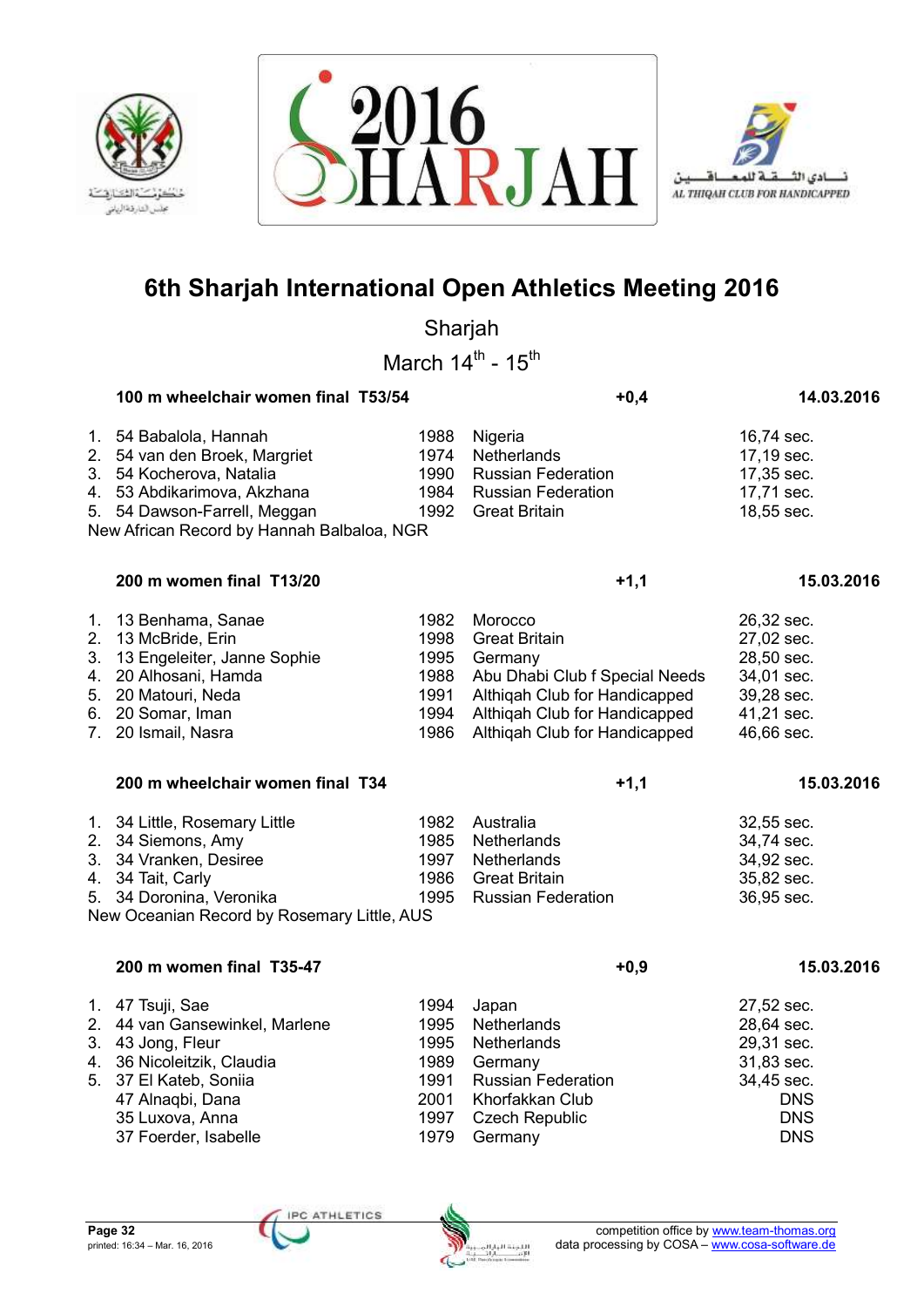# 6th Sharjah International Open Athletics Meeting 2016

Sharjah

March 14th - 15th

### 100 m wheelchair women final T53/54 — +0,4 — 14.03.2016

| | | | | |
|---|---|---|---|---|
| 1. | 54 Babalola, Hannah | 1988 | Nigeria | 16,74 sec. |
| 2. | 54 van den Broek, Margriet | 1974 | Netherlands | 17,19 sec. |
| 3. | 54 Kocherova, Natalia | 1990 | Russian Federation | 17,35 sec. |
| 4. | 53 Abdikarimova, Akzhana | 1984 | Russian Federation | 17,71 sec. |
| 5. | 54 Dawson-Farrell, Meggan | 1992 | Great Britain | 18,55 sec. |

New African Record by Hannah Balbaloa, NGR

### 200 m women final T13/20 — +1,1 — 15.03.2016

| | | | | |
|---|---|---|---|---|
| 1. | 13 Benhama, Sanae | 1982 | Morocco | 26,32 sec. |
| 2. | 13 McBride, Erin | 1998 | Great Britain | 27,02 sec. |
| 3. | 13 Engeleiter, Janne Sophie | 1995 | Germany | 28,50 sec. |
| 4. | 20 Alhosani, Hamda | 1988 | Abu Dhabi Club f Special Needs | 34,01 sec. |
| 5. | 20 Matouri, Neda | 1991 | Althiqah Club for Handicapped | 39,28 sec. |
| 6. | 20 Somar, Iman | 1994 | Althiqah Club for Handicapped | 41,21 sec. |
| 7. | 20 Ismail, Nasra | 1986 | Althiqah Club for Handicapped | 46,66 sec. |

### 200 m wheelchair women final T34 — +1,1 — 15.03.2016

| | | | | |
|---|---|---|---|---|
| 1. | 34 Little, Rosemary Little | 1982 | Australia | 32,55 sec. |
| 2. | 34 Siemons, Amy | 1985 | Netherlands | 34,74 sec. |
| 3. | 34 Vranken, Desiree | 1997 | Netherlands | 34,92 sec. |
| 4. | 34 Tait, Carly | 1986 | Great Britain | 35,82 sec. |
| 5. | 34 Doronina, Veronika | 1995 | Russian Federation | 36,95 sec. |

New Oceanian Record by Rosemary Little, AUS

### 200 m women final T35-47 — +0,9 — 15.03.2016

| | | | | |
|---|---|---|---|---|
| 1. | 47 Tsuji, Sae | 1994 | Japan | 27,52 sec. |
| 2. | 44 van Gansewinkel, Marlene | 1995 | Netherlands | 28,64 sec. |
| 3. | 43 Jong, Fleur | 1995 | Netherlands | 29,31 sec. |
| 4. | 36 Nicoleitzik, Claudia | 1989 | Germany | 31,83 sec. |
| 5. | 37 El Kateb, Soniia | 1991 | Russian Federation | 34,45 sec. |
| | 47 Alnaqbi, Dana | 2001 | Khorfakkan Club | DNS |
| | 35 Luxova, Anna | 1997 | Czech Republic | DNS |
| | 37 Foerder, Isabelle | 1979 | Germany | DNS |

printed: 16:34 – Mar. 16, 2016

competition office by www.team-thomas.org
data processing by COSA – www.cosa-software.de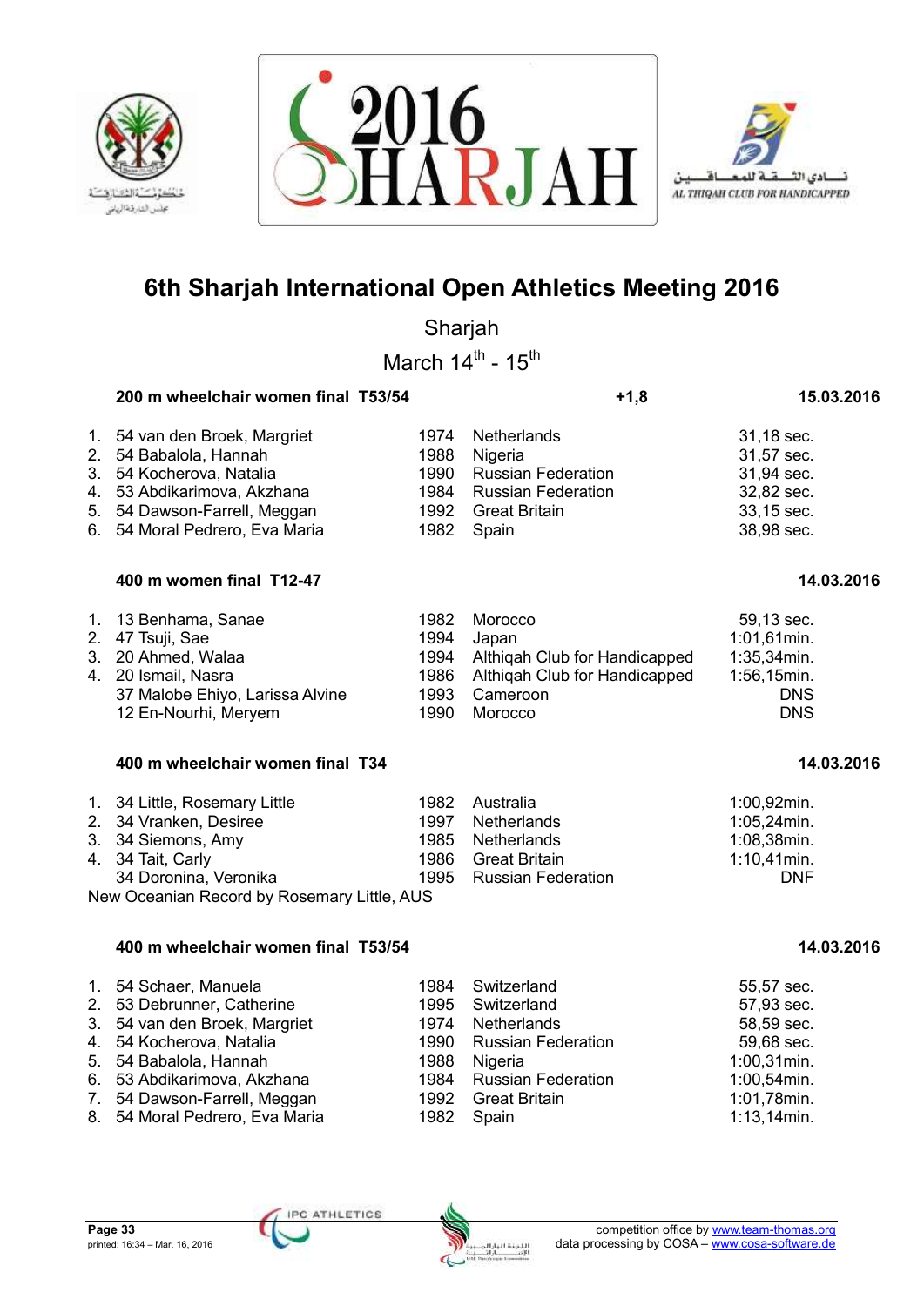# 6th Sharjah International Open Athletics Meeting 2016

Sharjah

March 14th - 15th

### 200 m wheelchair women final T53/54 — +1,8 — 15.03.2016

| Rank | Class / Name | Year | Nation | Result |
|---|---|---|---|---|
| 1. | 54 van den Broek, Margriet | 1974 | Netherlands | 31,18 sec. |
| 2. | 54 Babalola, Hannah | 1988 | Nigeria | 31,57 sec. |
| 3. | 54 Kocherova, Natalia | 1990 | Russian Federation | 31,94 sec. |
| 4. | 53 Abdikarimova, Akzhana | 1984 | Russian Federation | 32,82 sec. |
| 5. | 54 Dawson-Farrell, Meggan | 1992 | Great Britain | 33,15 sec. |
| 6. | 54 Moral Pedrero, Eva Maria | 1982 | Spain | 38,98 sec. |

### 400 m women final T12-47 — 14.03.2016

| Rank | Class / Name | Year | Nation | Result |
|---|---|---|---|---|
| 1. | 13 Benhama, Sanae | 1982 | Morocco | 59,13 sec. |
| 2. | 47 Tsuji, Sae | 1994 | Japan | 1:01,61min. |
| 3. | 20 Ahmed, Walaa | 1994 | Althiqah Club for Handicapped | 1:35,34min. |
| 4. | 20 Ismail, Nasra | 1986 | Althiqah Club for Handicapped | 1:56,15min. |
| | 37 Malobe Ehiyo, Larissa Alvine | 1993 | Cameroon | DNS |
| | 12 En-Nourhi, Meryem | 1990 | Morocco | DNS |

### 400 m wheelchair women final T34 — 14.03.2016

| Rank | Class / Name | Year | Nation | Result |
|---|---|---|---|---|
| 1. | 34 Little, Rosemary Little | 1982 | Australia | 1:00,92min. |
| 2. | 34 Vranken, Desiree | 1997 | Netherlands | 1:05,24min. |
| 3. | 34 Siemons, Amy | 1985 | Netherlands | 1:08,38min. |
| 4. | 34 Tait, Carly | 1986 | Great Britain | 1:10,41min. |
| | 34 Doronina, Veronika | 1995 | Russian Federation | DNF |

New Oceanian Record by Rosemary Little, AUS

### 400 m wheelchair women final T53/54 — 14.03.2016

| Rank | Class / Name | Year | Nation | Result |
|---|---|---|---|---|
| 1. | 54 Schaer, Manuela | 1984 | Switzerland | 55,57 sec. |
| 2. | 53 Debrunner, Catherine | 1995 | Switzerland | 57,93 sec. |
| 3. | 54 van den Broek, Margriet | 1974 | Netherlands | 58,59 sec. |
| 4. | 54 Kocherova, Natalia | 1990 | Russian Federation | 59,68 sec. |
| 5. | 54 Babalola, Hannah | 1988 | Nigeria | 1:00,31min. |
| 6. | 53 Abdikarimova, Akzhana | 1984 | Russian Federation | 1:00,54min. |
| 7. | 54 Dawson-Farrell, Meggan | 1992 | Great Britain | 1:01,78min. |
| 8. | 54 Moral Pedrero, Eva Maria | 1982 | Spain | 1:13,14min. |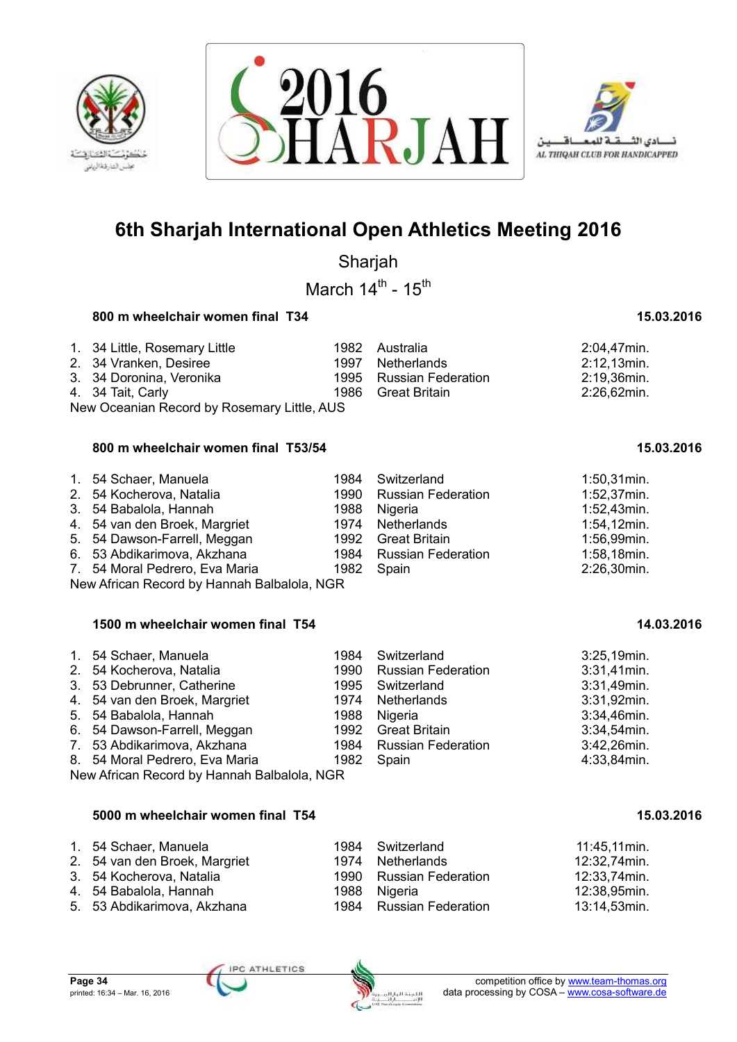# 6th Sharjah International Open Athletics Meeting 2016

Sharjah

March 14th - 15th

### 800 m wheelchair women final T34 — 15.03.2016

| | | | | |
|---|---|---|---|---|
| 1. | 34 Little, Rosemary Little | 1982 | Australia | 2:04,47min. |
| 2. | 34 Vranken, Desiree | 1997 | Netherlands | 2:12,13min. |
| 3. | 34 Doronina, Veronika | 1995 | Russian Federation | 2:19,36min. |
| 4. | 34 Tait, Carly | 1986 | Great Britain | 2:26,62min. |

New Oceanian Record by Rosemary Little, AUS

### 800 m wheelchair women final T53/54 — 15.03.2016

| | | | | |
|---|---|---|---|---|
| 1. | 54 Schaer, Manuela | 1984 | Switzerland | 1:50,31min. |
| 2. | 54 Kocherova, Natalia | 1990 | Russian Federation | 1:52,37min. |
| 3. | 54 Babalola, Hannah | 1988 | Nigeria | 1:52,43min. |
| 4. | 54 van den Broek, Margriet | 1974 | Netherlands | 1:54,12min. |
| 5. | 54 Dawson-Farrell, Meggan | 1992 | Great Britain | 1:56,99min. |
| 6. | 53 Abdikarimova, Akzhana | 1984 | Russian Federation | 1:58,18min. |
| 7. | 54 Moral Pedrero, Eva Maria | 1982 | Spain | 2:26,30min. |

New African Record by Hannah Balbalola, NGR

### 1500 m wheelchair women final T54 — 14.03.2016

| | | | | |
|---|---|---|---|---|
| 1. | 54 Schaer, Manuela | 1984 | Switzerland | 3:25,19min. |
| 2. | 54 Kocherova, Natalia | 1990 | Russian Federation | 3:31,41min. |
| 3. | 53 Debrunner, Catherine | 1995 | Switzerland | 3:31,49min. |
| 4. | 54 van den Broek, Margriet | 1974 | Netherlands | 3:31,92min. |
| 5. | 54 Babalola, Hannah | 1988 | Nigeria | 3:34,46min. |
| 6. | 54 Dawson-Farrell, Meggan | 1992 | Great Britain | 3:34,54min. |
| 7. | 53 Abdikarimova, Akzhana | 1984 | Russian Federation | 3:42,26min. |
| 8. | 54 Moral Pedrero, Eva Maria | 1982 | Spain | 4:33,84min. |

New African Record by Hannah Balbalola, NGR

### 5000 m wheelchair women final T54 — 15.03.2016

| | | | | |
|---|---|---|---|---|
| 1. | 54 Schaer, Manuela | 1984 | Switzerland | 11:45,11min. |
| 2. | 54 van den Broek, Margriet | 1974 | Netherlands | 12:32,74min. |
| 3. | 54 Kocherova, Natalia | 1990 | Russian Federation | 12:33,74min. |
| 4. | 54 Babalola, Hannah | 1988 | Nigeria | 12:38,95min. |
| 5. | 53 Abdikarimova, Akzhana | 1984 | Russian Federation | 13:14,53min. |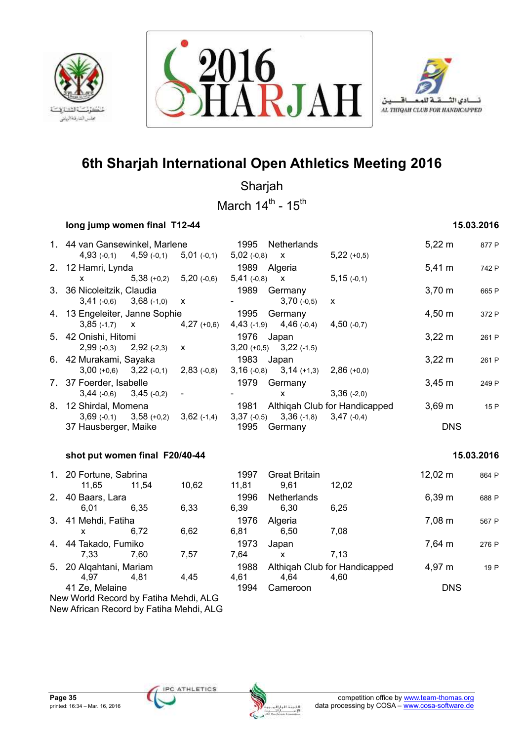# 6th Sharjah International Open Athletics Meeting 2016

Sharjah

March 14th - 15th

### long jump women final T12-44 — 15.03.2016

| Rank | Name | Year | Nation | Result | Points |
|---|---|---|---|---|---|
| 1. | 44 van Gansewinkel, Marlene | 1995 | Netherlands | 5,22 m | 877 P |
| | 4,93 (-0,1) · 4,59 (-0,1) · 5,01 (-0,1) · 5,02 (-0,8) · x · 5,22 (+0,5) | | | | |
| 2. | 12 Hamri, Lynda | 1989 | Algeria | 5,41 m | 742 P |
| | x · 5,38 (+0,2) · 5,20 (-0,6) · 5,41 (-0,8) · x · 5,15 (-0,1) | | | | |
| 3. | 36 Nicoleitzik, Claudia | 1989 | Germany | 3,70 m | 665 P |
| | 3,41 (-0,6) · 3,68 (-1,0) · x · - · 3,70 (-0,5) · x | | | | |
| 4. | 13 Engeleiter, Janne Sophie | 1995 | Germany | 4,50 m | 372 P |
| | 3,85 (-1,7) · x · 4,27 (+0,6) · 4,43 (-1,9) · 4,46 (-0,4) · 4,50 (-0,7) | | | | |
| 5. | 42 Onishi, Hitomi | 1976 | Japan | 3,22 m | 261 P |
| | 2,99 (-0,3) · 2,92 (-2,3) · x · 3,20 (+0,5) · 3,22 (-1,5) | | | | |
| 6. | 42 Murakami, Sayaka | 1983 | Japan | 3,22 m | 261 P |
| | 3,00 (+0,6) · 3,22 (-0,1) · 2,83 (-0,8) · 3,16 (-0,8) · 3,14 (+1,3) · 2,86 (+0,0) | | | | |
| 7. | 37 Foerder, Isabelle | 1979 | Germany | 3,45 m | 249 P |
| | 3,44 (-0,6) · 3,45 (-0,2) · - · - · x · 3,36 (-2,0) | | | | |
| 8. | 12 Shirdal, Momena | 1981 | Althiqah Club for Handicapped | 3,69 m | 15 P |
| | 3,69 (-0,1) · 3,58 (+0,2) · 3,62 (-1,4) · 3,37 (-0,5) · 3,36 (-1,8) · 3,47 (-0,4) | | | | |
| | 37 Hausberger, Maike | 1995 | Germany | DNS | |

### shot put women final F20/40-44 — 15.03.2016

| Rank | Name | Year | Nation | Result | Points |
|---|---|---|---|---|---|
| 1. | 20 Fortune, Sabrina | 1997 | Great Britain | 12,02 m | 864 P |
| | 11,65 · 11,54 · 10,62 · 11,81 · 9,61 · 12,02 | | | | |
| 2. | 40 Baars, Lara | 1996 | Netherlands | 6,39 m | 688 P |
| | 6,01 · 6,35 · 6,33 · 6,39 · 6,30 · 6,25 | | | | |
| 3. | 41 Mehdi, Fatiha | 1976 | Algeria | 7,08 m | 567 P |
| | x · 6,72 · 6,62 · 6,81 · 6,50 · 7,08 | | | | |
| 4. | 44 Takado, Fumiko | 1973 | Japan | 7,64 m | 276 P |
| | 7,33 · 7,60 · 7,57 · 7,64 · x · 7,13 | | | | |
| 5. | 20 Alqahtani, Mariam | 1988 | Althiqah Club for Handicapped | 4,97 m | 19 P |
| | 4,97 · 4,81 · 4,45 · 4,61 · 4,64 · 4,60 | | | | |
| | 41 Ze, Melaine | 1994 | Cameroon | DNS | |

New World Record by Fatiha Mehdi, ALG
New African Record by Fatiha Mehdi, ALG

printed: 16:34 – Mar. 16, 2016

competition office by www.team-thomas.org
data processing by COSA – www.cosa-software.de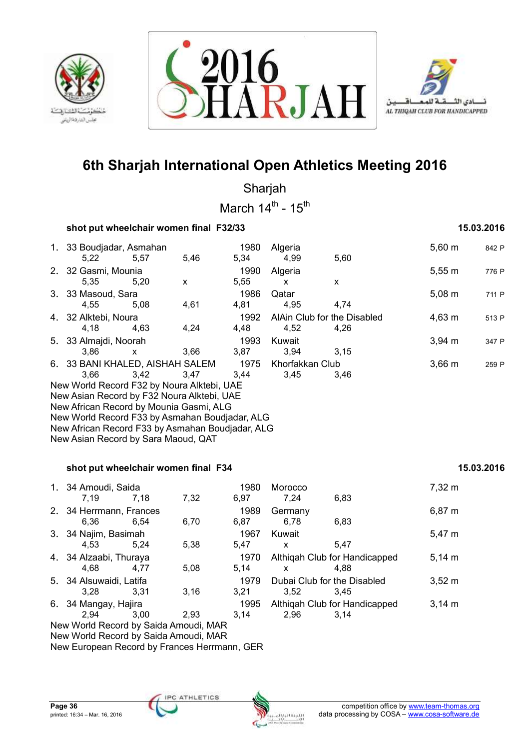# 6th Sharjah International Open Athletics Meeting 2016

Sharjah

March 14th - 15th

### shot put wheelchair women final F32/33 — 15.03.2016

| Rank | Class / Name | | | Year | Country / Club | | Result | Points |
|---|---|---|---|---|---|---|---|---|
| 1. | 33 Boudjadar, Asmahan | | | 1980 | Algeria | | 5,60 m | 842 P |
| | 5,22 | 5,57 | 5,46 | 5,34 | 4,99 | 5,60 | | |
| 2. | 32 Gasmi, Mounia | | | 1990 | Algeria | | 5,55 m | 776 P |
| | 5,35 | 5,20 | x | 5,55 | x | x | | |
| 3. | 33 Masoud, Sara | | | 1986 | Qatar | | 5,08 m | 711 P |
| | 4,55 | 5,08 | 4,61 | 4,81 | 4,95 | 4,74 | | |
| 4. | 32 Alktebi, Noura | | | 1992 | AlAin Club for the Disabled | | 4,63 m | 513 P |
| | 4,18 | 4,63 | 4,24 | 4,48 | 4,52 | 4,26 | | |
| 5. | 33 Almajdi, Noorah | | | 1993 | Kuwait | | 3,94 m | 347 P |
| | 3,86 | x | 3,66 | 3,87 | 3,94 | 3,15 | | |
| 6. | 33 BANI KHALED, AISHAH SALEM | | | 1975 | Khorfakkan Club | | 3,66 m | 259 P |
| | 3,66 | 3,42 | 3,47 | 3,44 | 3,45 | 3,46 | | |

New World Record F32 by Noura Alktebi, UAE
New Asian Record by F32 Noura Alktebi, UAE
New African Record by Mounia Gasmi, ALG
New World Record F33 by Asmahan Boudjadar, ALG
New African Record F33 by Asmahan Boudjadar, ALG
New Asian Record by Sara Maoud, QAT

### shot put wheelchair women final F34 — 15.03.2016

| Rank | Class / Name | | | Year | Country / Club | | Result |
|---|---|---|---|---|---|---|---|
| 1. | 34 Amoudi, Saida | | | 1980 | Morocco | | 7,32 m |
| | 7,19 | 7,18 | 7,32 | 6,97 | 7,24 | 6,83 | |
| 2. | 34 Herrmann, Frances | | | 1989 | Germany | | 6,87 m |
| | 6,36 | 6,54 | 6,70 | 6,87 | 6,78 | 6,83 | |
| 3. | 34 Najim, Basimah | | | 1967 | Kuwait | | 5,47 m |
| | 4,53 | 5,24 | 5,38 | 5,47 | x | 5,47 | |
| 4. | 34 Alzaabi, Thuraya | | | 1970 | Althiqah Club for Handicapped | | 5,14 m |
| | 4,68 | 4,77 | 5,08 | 5,14 | x | 4,88 | |
| 5. | 34 Alsuwaidi, Latifa | | | 1979 | Dubai Club for the Disabled | | 3,52 m |
| | 3,28 | 3,31 | 3,16 | 3,21 | 3,52 | 3,45 | |
| 6. | 34 Mangay, Hajira | | | 1995 | Althiqah Club for Handicapped | | 3,14 m |
| | 2,94 | 3,00 | 2,93 | 3,14 | 2,96 | 3,14 | |

New World Record by Saida Amoudi, MAR
New World Record by Saida Amoudi, MAR
New European Record by Frances Herrmann, GER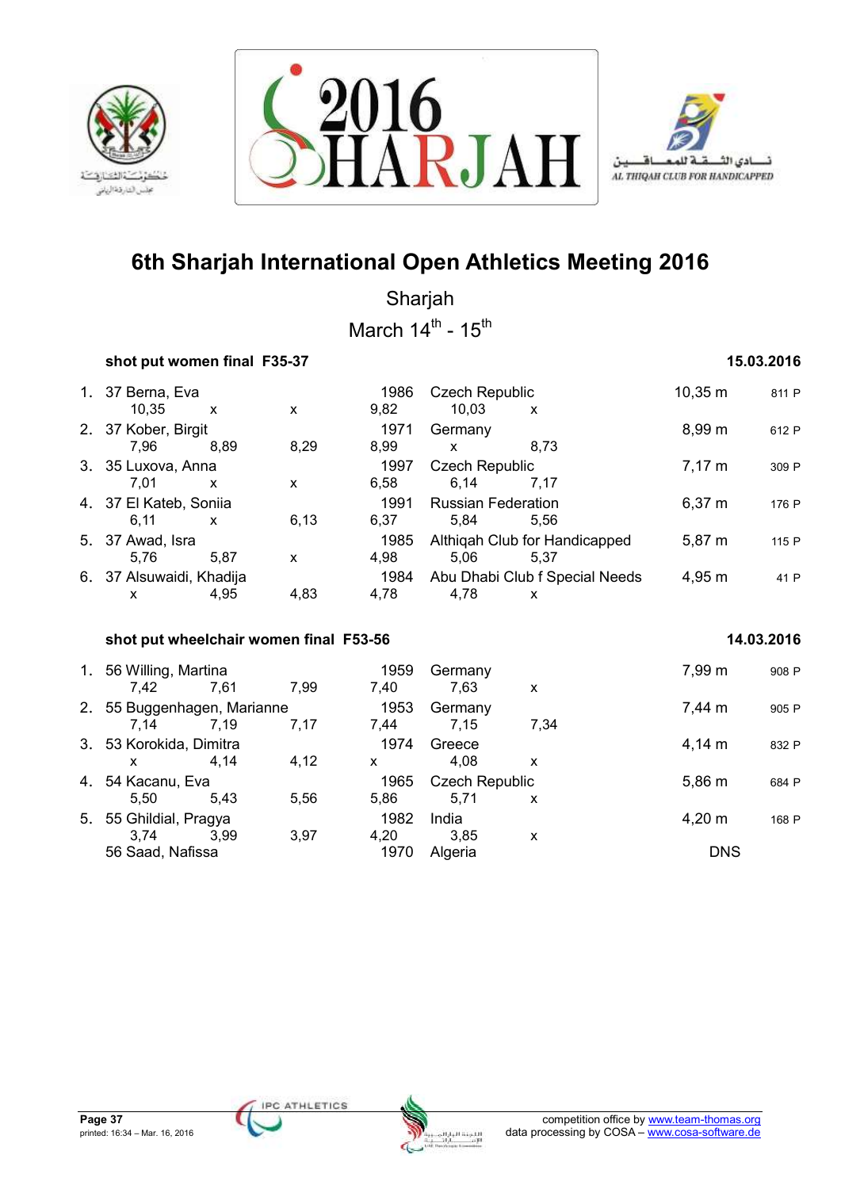# 6th Sharjah International Open Athletics Meeting 2016

Sharjah

March 14th - 15th

### shot put women final F35-37 — 15.03.2016

| Rank | Class | Name | Year | Nation | Result | Points |
|---|---|---|---|---|---|---|
| 1. | 37 | Berna, Eva | 1986 | Czech Republic | 10,35 m | 811 P |
| | | 10,35 / x / x / 9,82 / 10,03 / x | | | | |
| 2. | 37 | Kober, Birgit | 1971 | Germany | 8,99 m | 612 P |
| | | 7,96 / 8,89 / 8,29 / 8,99 / x / 8,73 | | | | |
| 3. | 35 | Luxova, Anna | 1997 | Czech Republic | 7,17 m | 309 P |
| | | 7,01 / x / x / 6,58 / 6,14 / 7,17 | | | | |
| 4. | 37 | El Kateb, Soniia | 1991 | Russian Federation | 6,37 m | 176 P |
| | | 6,11 / x / 6,13 / 6,37 / 5,84 / 5,56 | | | | |
| 5. | 37 | Awad, Isra | 1985 | Althiqah Club for Handicapped | 5,87 m | 115 P |
| | | 5,76 / 5,87 / x / 4,98 / 5,06 / 5,37 | | | | |
| 6. | 37 | Alsuwaidi, Khadija | 1984 | Abu Dhabi Club f Special Needs | 4,95 m | 41 P |
| | | x / 4,95 / 4,83 / 4,78 / 4,78 / x | | | | |

### shot put wheelchair women final F53-56 — 14.03.2016

| Rank | Class | Name | Year | Nation | Result | Points |
|---|---|---|---|---|---|---|
| 1. | 56 | Willing, Martina | 1959 | Germany | 7,99 m | 908 P |
| | | 7,42 / 7,61 / 7,99 / 7,40 / 7,63 / x | | | | |
| 2. | 55 | Buggenhagen, Marianne | 1953 | Germany | 7,44 m | 905 P |
| | | 7,14 / 7,19 / 7,17 / 7,44 / 7,15 / 7,34 | | | | |
| 3. | 53 | Korokida, Dimitra | 1974 | Greece | 4,14 m | 832 P |
| | | x / 4,14 / 4,12 / x / 4,08 / x | | | | |
| 4. | 54 | Kacanu, Eva | 1965 | Czech Republic | 5,86 m | 684 P |
| | | 5,50 / 5,43 / 5,56 / 5,86 / 5,71 / x | | | | |
| 5. | 55 | Ghildial, Pragya | 1982 | India | 4,20 m | 168 P |
| | | 3,74 / 3,99 / 3,97 / 4,20 / 3,85 / x | | | | |
| | 56 | Saad, Nafissa | 1970 | Algeria | DNS | |

printed: 16:34 – Mar. 16, 2016

competition office by www.team-thomas.org
data processing by COSA – www.cosa-software.de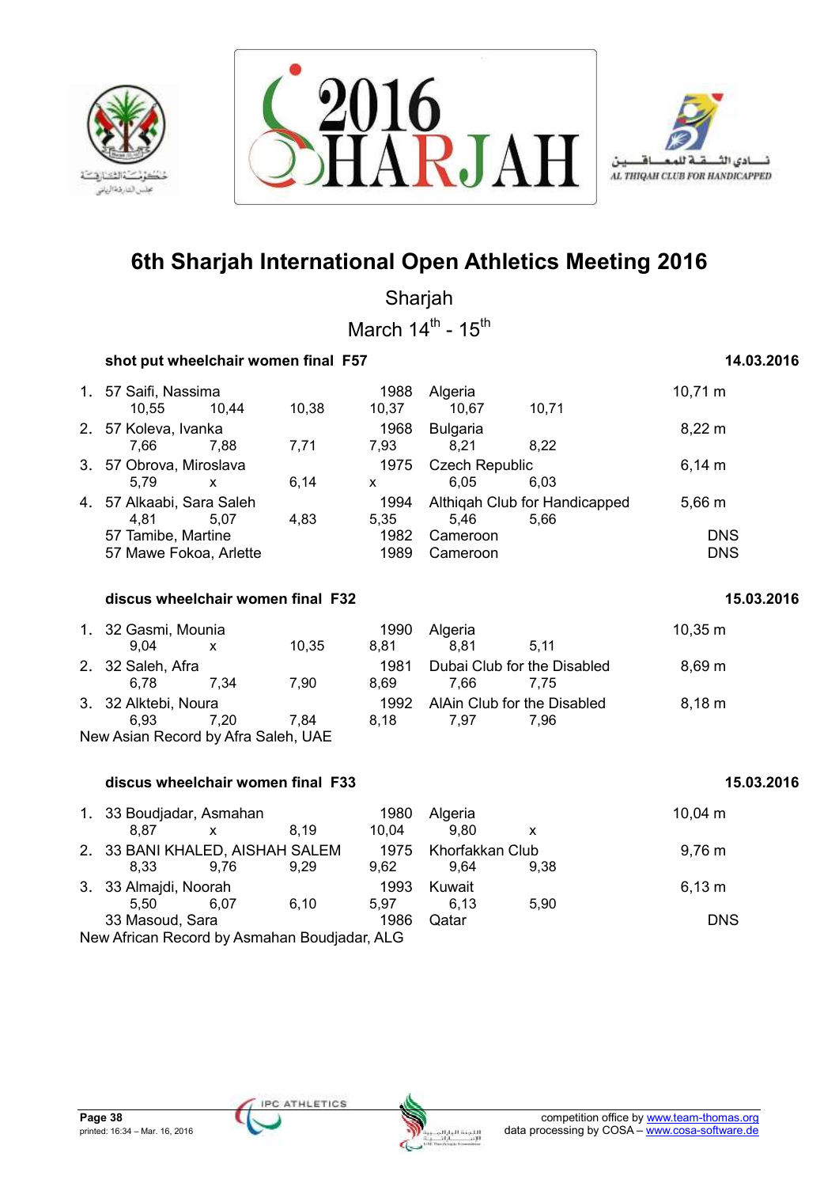# 6th Sharjah International Open Athletics Meeting 2016

Sharjah

March 14th - 15th

### shot put wheelchair women final F57 — 14.03.2016

| Rank | Class | Name | Year | Country/Club | Result |
|---|---|---|---|---|---|
| 1. | 57 | Saifi, Nassima | 1988 | Algeria | 10,71 m |
| | | 10,55 · 10,44 · 10,38 · 10,37 · 10,67 · 10,71 | | | |
| 2. | 57 | Koleva, Ivanka | 1968 | Bulgaria | 8,22 m |
| | | 7,66 · 7,88 · 7,71 · 7,93 · 8,21 · 8,22 | | | |
| 3. | 57 | Obrova, Miroslava | 1975 | Czech Republic | 6,14 m |
| | | 5,79 · x · 6,14 · x · 6,05 · 6,03 | | | |
| 4. | 57 | Alkaabi, Sara Saleh | 1994 | Althiqah Club for Handicapped | 5,66 m |
| | | 4,81 · 5,07 · 4,83 · 5,35 · 5,46 · 5,66 | | | |
| | 57 | Tamibe, Martine | 1982 | Cameroon | DNS |
| | 57 | Mawe Fokoa, Arlette | 1989 | Cameroon | DNS |

### discus wheelchair women final F32 — 15.03.2016

| Rank | Class | Name | Year | Country/Club | Result |
|---|---|---|---|---|---|
| 1. | 32 | Gasmi, Mounia | 1990 | Algeria | 10,35 m |
| | | 9,04 · x · 10,35 · 8,81 · 8,81 · 5,11 | | | |
| 2. | 32 | Saleh, Afra | 1981 | Dubai Club for the Disabled | 8,69 m |
| | | 6,78 · 7,34 · 7,90 · 8,69 · 7,66 · 7,75 | | | |
| 3. | 32 | Alktebi, Noura | 1992 | AlAin Club for the Disabled | 8,18 m |
| | | 6,93 · 7,20 · 7,84 · 8,18 · 7,97 · 7,96 | | | |

New Asian Record by Afra Saleh, UAE

### discus wheelchair women final F33 — 15.03.2016

| Rank | Class | Name | Year | Country/Club | Result |
|---|---|---|---|---|---|
| 1. | 33 | Boudjadar, Asmahan | 1980 | Algeria | 10,04 m |
| | | 8,87 · x · 8,19 · 10,04 · 9,80 · x | | | |
| 2. | 33 | BANI KHALED, AISHAH SALEM | 1975 | Khorfakkan Club | 9,76 m |
| | | 8,33 · 9,76 · 9,29 · 9,62 · 9,64 · 9,38 | | | |
| 3. | 33 | Almajdi, Noorah | 1993 | Kuwait | 6,13 m |
| | | 5,50 · 6,07 · 6,10 · 5,97 · 6,13 · 5,90 | | | |
| | 33 | Masoud, Sara | 1986 | Qatar | DNS |

New African Record by Asmahan Boudjadar, ALG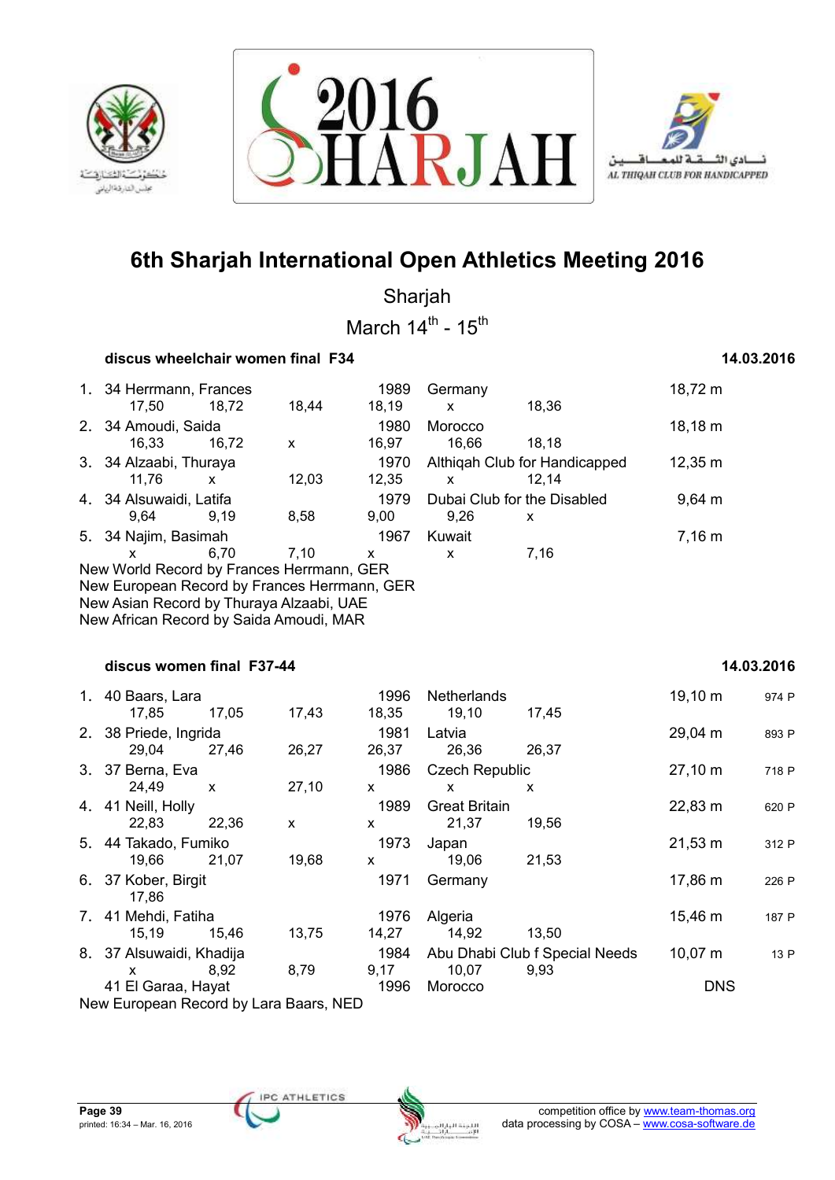# 6th Sharjah International Open Athletics Meeting 2016

Sharjah

March 14th - 15th

### discus wheelchair women final F34 — 14.03.2016

| Rank | Class | Name | Year | Nation/Club | Result |
|---|---|---|---|---|---|
| 1. | 34 | Herrmann, Frances | 1989 | Germany | 18,72 m |
| | | 17,50 · 18,72 · 18,44 · 18,19 · x · 18,36 | | | |
| 2. | 34 | Amoudi, Saida | 1980 | Morocco | 18,18 m |
| | | 16,33 · 16,72 · x · 16,97 · 16,66 · 18,18 | | | |
| 3. | 34 | Alzaabi, Thuraya | 1970 | Althiqah Club for Handicapped | 12,35 m |
| | | 11,76 · x · 12,03 · 12,35 · x · 12,14 | | | |
| 4. | 34 | Alsuwaidi, Latifa | 1979 | Dubai Club for the Disabled | 9,64 m |
| | | 9,64 · 9,19 · 8,58 · 9,00 · 9,26 · x | | | |
| 5. | 34 | Najim, Basimah | 1967 | Kuwait | 7,16 m |
| | | x · 6,70 · 7,10 · x · x · 7,16 | | | |

New World Record by Frances Herrmann, GER
New European Record by Frances Herrmann, GER
New Asian Record by Thuraya Alzaabi, UAE
New African Record by Saida Amoudi, MAR

### discus women final F37-44 — 14.03.2016

| Rank | Class | Name | Year | Nation/Club | Result | Points |
|---|---|---|---|---|---|---|
| 1. | 40 | Baars, Lara | 1996 | Netherlands | 19,10 m | 974 P |
| | | 17,85 · 17,05 · 17,43 · 18,35 · 19,10 · 17,45 | | | | |
| 2. | 38 | Priede, Ingrida | 1981 | Latvia | 29,04 m | 893 P |
| | | 29,04 · 27,46 · 26,27 · 26,37 · 26,36 · 26,37 | | | | |
| 3. | 37 | Berna, Eva | 1986 | Czech Republic | 27,10 m | 718 P |
| | | 24,49 · x · 27,10 · x · x · x | | | | |
| 4. | 41 | Neill, Holly | 1989 | Great Britain | 22,83 m | 620 P |
| | | 22,83 · 22,36 · x · x · 21,37 · 19,56 | | | | |
| 5. | 44 | Takado, Fumiko | 1973 | Japan | 21,53 m | 312 P |
| | | 19,66 · 21,07 · 19,68 · x · 19,06 · 21,53 | | | | |
| 6. | 37 | Kober, Birgit | 1971 | Germany | 17,86 m | 226 P |
| | | 17,86 | | | | |
| 7. | 41 | Mehdi, Fatiha | 1976 | Algeria | 15,46 m | 187 P |
| | | 15,19 · 15,46 · 13,75 · 14,27 · 14,92 · 13,50 | | | | |
| 8. | 37 | Alsuwaidi, Khadija | 1984 | Abu Dhabi Club f Special Needs | 10,07 m | 13 P |
| | | x · 8,92 · 8,79 · 9,17 · 10,07 · 9,93 | | | | |
| | 41 | El Garaa, Hayat | 1996 | Morocco | DNS | |

New European Record by Lara Baars, NED

printed: 16:34 – Mar. 16, 2016

competition office by www.team-thomas.org
data processing by COSA – www.cosa-software.de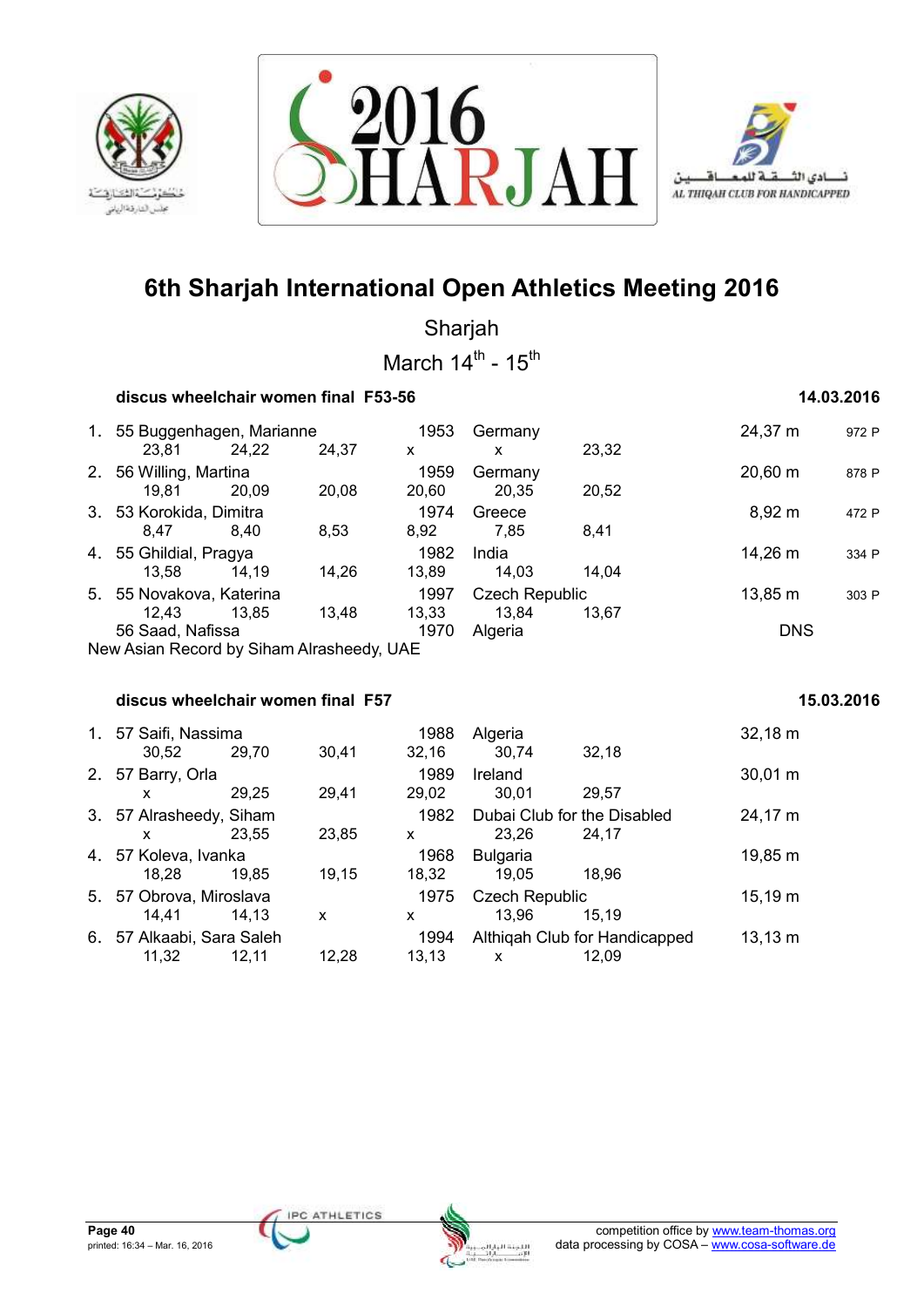# 6th Sharjah International Open Athletics Meeting 2016

Sharjah

March 14th - 15th

### discus wheelchair women final F53-56 — 14.03.2016

| Rank | Class | Name | Year | Country | Result | Points |
|---|---|---|---|---|---|---|
| 1. | 55 | Buggenhagen, Marianne | 1953 | Germany | 24,37 m | 972 P |
| | | 23,81 / 24,22 / 24,37 / x / x / 23,32 | | | | |
| 2. | 56 | Willing, Martina | 1959 | Germany | 20,60 m | 878 P |
| | | 19,81 / 20,09 / 20,08 / 20,60 / 20,35 / 20,52 | | | | |
| 3. | 53 | Korokida, Dimitra | 1974 | Greece | 8,92 m | 472 P |
| | | 8,47 / 8,40 / 8,53 / 8,92 / 7,85 / 8,41 | | | | |
| 4. | 55 | Ghildial, Pragya | 1982 | India | 14,26 m | 334 P |
| | | 13,58 / 14,19 / 14,26 / 13,89 / 14,03 / 14,04 | | | | |
| 5. | 55 | Novakova, Katerina | 1997 | Czech Republic | 13,85 m | 303 P |
| | | 12,43 / 13,85 / 13,48 / 13,33 / 13,84 / 13,67 | | | | |
| | 56 | Saad, Nafissa | 1970 | Algeria | DNS | |

New Asian Record by Siham Alrasheedy, UAE

### discus wheelchair women final F57 — 15.03.2016

| Rank | Class | Name | Year | Country | Result |
|---|---|---|---|---|---|
| 1. | 57 | Saifi, Nassima | 1988 | Algeria | 32,18 m |
| | | 30,52 / 29,70 / 30,41 / 32,16 / 30,74 / 32,18 | | | |
| 2. | 57 | Barry, Orla | 1989 | Ireland | 30,01 m |
| | | x / 29,25 / 29,41 / 29,02 / 30,01 / 29,57 | | | |
| 3. | 57 | Alrasheedy, Siham | 1982 | Dubai Club for the Disabled | 24,17 m |
| | | x / 23,55 / 23,85 / x / 23,26 / 24,17 | | | |
| 4. | 57 | Koleva, Ivanka | 1968 | Bulgaria | 19,85 m |
| | | 18,28 / 19,85 / 19,15 / 18,32 / 19,05 / 18,96 | | | |
| 5. | 57 | Obrova, Miroslava | 1975 | Czech Republic | 15,19 m |
| | | 14,41 / 14,13 / x / x / 13,96 / 15,19 | | | |
| 6. | 57 | Alkaabi, Sara Saleh | 1994 | Althiqah Club for Handicapped | 13,13 m |
| | | 11,32 / 12,11 / 12,28 / 13,13 / x / 12,09 | | | |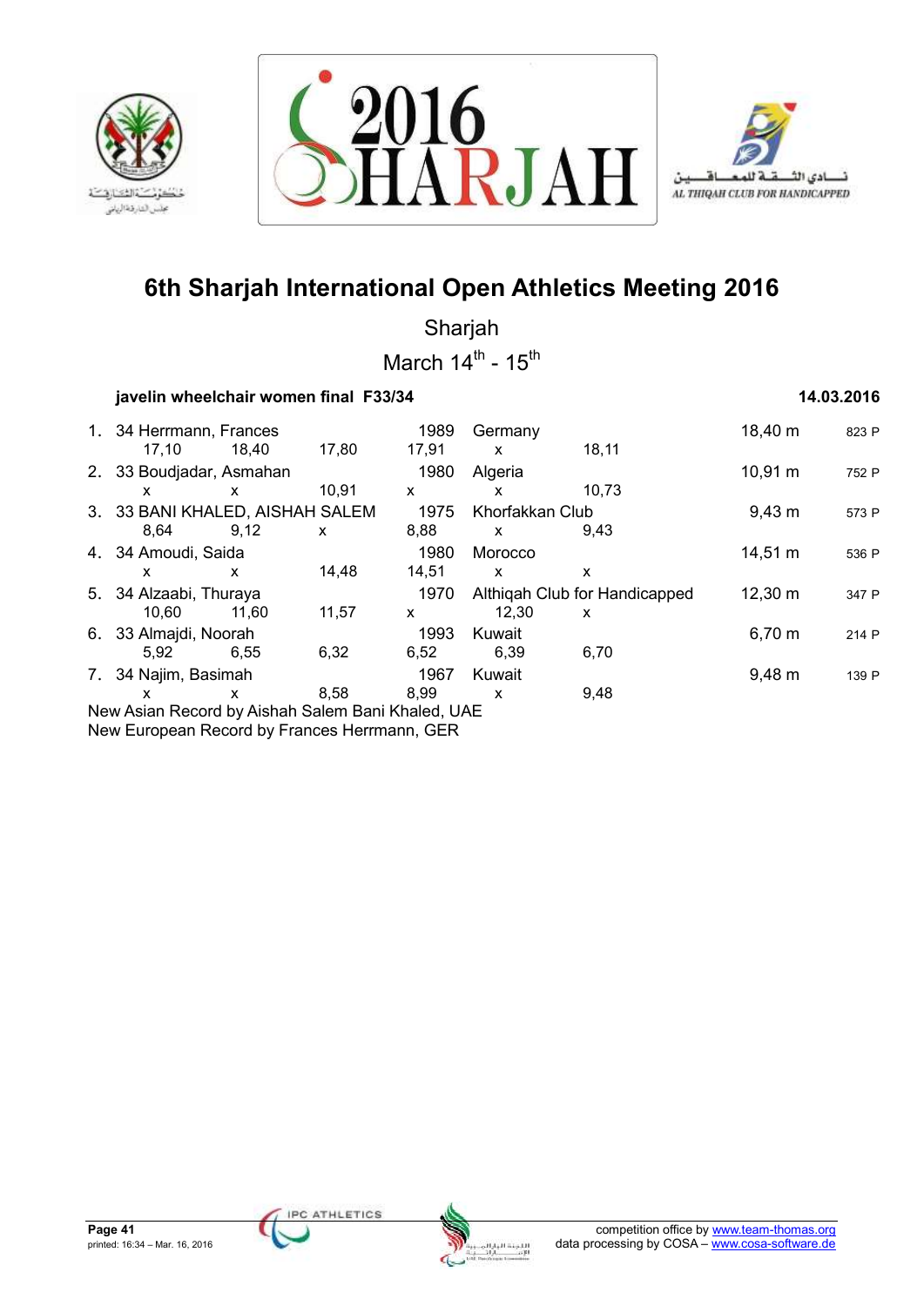# 6th Sharjah International Open Athletics Meeting 2016

Sharjah

March 14th - 15th

**javelin wheelchair women final F33/34** **14.03.2016**

| Rank | Class | Name | Year | Club/Country | Result | Points |
|---|---|---|---|---|---|---|
| 1. | 34 | Herrmann, Frances | 1989 | Germany | 18,40 m | 823 P |
| | | 17,10 18,40 17,80 17,91 x 18,11 | | | | |
| 2. | 33 | Boudjadar, Asmahan | 1980 | Algeria | 10,91 m | 752 P |
| | | x x 10,91 x x 10,73 | | | | |
| 3. | 33 | BANI KHALED, AISHAH SALEM | 1975 | Khorfakkan Club | 9,43 m | 573 P |
| | | 8,64 9,12 x 8,88 x 9,43 | | | | |
| 4. | 34 | Amoudi, Saida | 1980 | Morocco | 14,51 m | 536 P |
| | | x x 14,48 14,51 x x | | | | |
| 5. | 34 | Alzaabi, Thuraya | 1970 | Althiqah Club for Handicapped | 12,30 m | 347 P |
| | | 10,60 11,60 11,57 x 12,30 x | | | | |
| 6. | 33 | Almajdi, Noorah | 1993 | Kuwait | 6,70 m | 214 P |
| | | 5,92 6,55 6,32 6,52 6,39 6,70 | | | | |
| 7. | 34 | Najim, Basimah | 1967 | Kuwait | 9,48 m | 139 P |
| | | x x 8,58 8,99 x 9,48 | | | | |

New Asian Record by Aishah Salem Bani Khaled, UAE

New European Record by Frances Herrmann, GER

competition office by www.team-thomas.org

data processing by COSA – www.cosa-software.de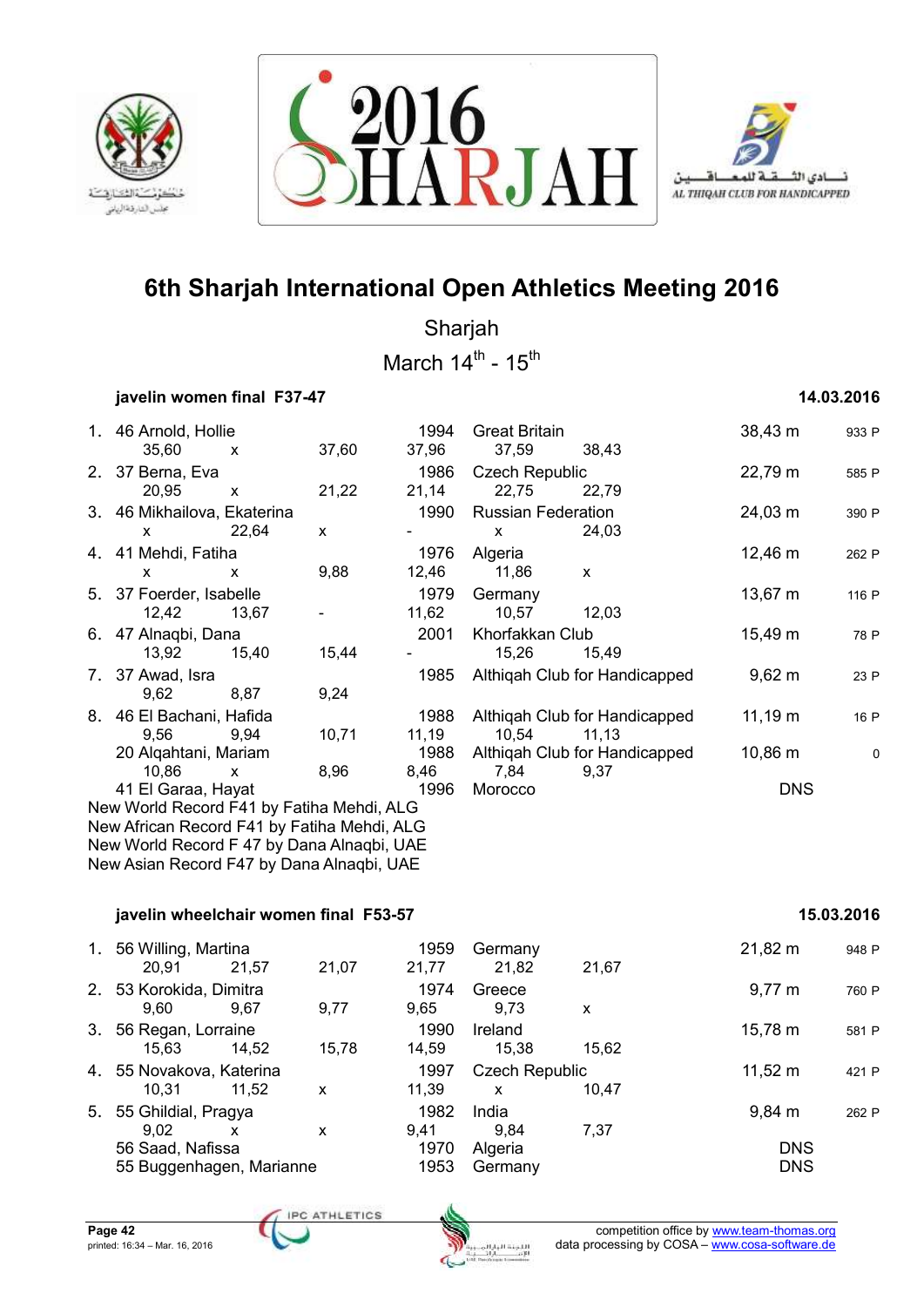# 6th Sharjah International Open Athletics Meeting 2016

Sharjah

March 14th - 15th

### javelin women final F37-47

14.03.2016

| Rank | Class | Name | Year | Nation / Club | Result | Points |
|---|---|---|---|---|---|---|
| 1. | 46 | Arnold, Hollie | 1994 | Great Britain | 38,43 m | 933 P |
| | | 35,60 x 37,60 37,96 37,59 38,43 | | | | |
| 2. | 37 | Berna, Eva | 1986 | Czech Republic | 22,79 m | 585 P |
| | | 20,95 x 21,22 21,14 22,75 22,79 | | | | |
| 3. | 46 | Mikhailova, Ekaterina | 1990 | Russian Federation | 24,03 m | 390 P |
| | | x 22,64 x - x 24,03 | | | | |
| 4. | 41 | Mehdi, Fatiha | 1976 | Algeria | 12,46 m | 262 P |
| | | x x 9,88 12,46 11,86 x | | | | |
| 5. | 37 | Foerder, Isabelle | 1979 | Germany | 13,67 m | 116 P |
| | | 12,42 13,67 - 11,62 10,57 12,03 | | | | |
| 6. | 47 | Alnaqbi, Dana | 2001 | Khorfakkan Club | 15,49 m | 78 P |
| | | 13,92 15,40 15,44 - 15,26 15,49 | | | | |
| 7. | 37 | Awad, Isra | 1985 | Althiqah Club for Handicapped | 9,62 m | 23 P |
| | | 9,62 8,87 9,24 | | | | |
| 8. | 46 | El Bachani, Hafida | 1988 | Althiqah Club for Handicapped | 11,19 m | 16 P |
| | | 9,56 9,94 10,71 11,19 10,54 11,13 | | | | |
| | 20 | Alqahtani, Mariam | 1988 | Althiqah Club for Handicapped | 10,86 m | 0 |
| | | 10,86 x 8,96 8,46 7,84 9,37 | | | | |
| | 41 | El Garaa, Hayat | 1996 | Morocco | DNS | |

New World Record F41 by Fatiha Mehdi, ALG
New African Record F41 by Fatiha Mehdi, ALG
New World Record F 47 by Dana Alnaqbi, UAE
New Asian Record F47 by Dana Alnaqbi, UAE

### javelin wheelchair women final F53-57

15.03.2016

| Rank | Class | Name | Year | Nation / Club | Result | Points |
|---|---|---|---|---|---|---|
| 1. | 56 | Willing, Martina | 1959 | Germany | 21,82 m | 948 P |
| | | 20,91 21,57 21,07 21,77 21,82 21,67 | | | | |
| 2. | 53 | Korokida, Dimitra | 1974 | Greece | 9,77 m | 760 P |
| | | 9,60 9,67 9,77 9,65 9,73 x | | | | |
| 3. | 56 | Regan, Lorraine | 1990 | Ireland | 15,78 m | 581 P |
| | | 15,63 14,52 15,78 14,59 15,38 15,62 | | | | |
| 4. | 55 | Novakova, Katerina | 1997 | Czech Republic | 11,52 m | 421 P |
| | | 10,31 11,52 x 11,39 x 10,47 | | | | |
| 5. | 55 | Ghildial, Pragya | 1982 | India | 9,84 m | 262 P |
| | | 9,02 x x 9,41 9,84 7,37 | | | | |
| | 56 | Saad, Nafissa | 1970 | Algeria | DNS | |
| | 55 | Buggenhagen, Marianne | 1953 | Germany | DNS | |

printed: 16:34 – Mar. 16, 2016

competition office by www.team-thomas.org
data processing by COSA – www.cosa-software.de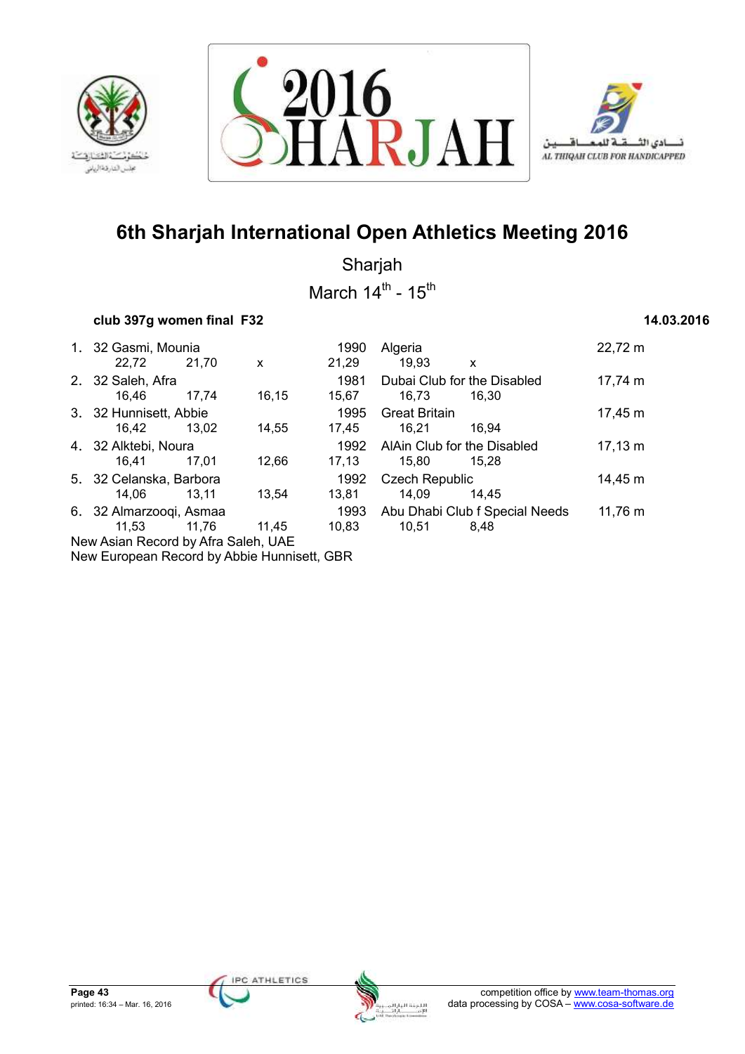# 6th Sharjah International Open Athletics Meeting 2016

Sharjah

March 14th - 15th

**club 397g women final F32** **14.03.2016**

| | | | | | | | | |
|---|---|---|---|---|---|---|---|---|
| 1. | 32 Gasmi, Mounia | | | 1990 | Algeria | | | 22,72 m |
| | 22,72 | 21,70 | x | 21,29 | 19,93 | x | | |
| 2. | 32 Saleh, Afra | | | 1981 | Dubai Club for the Disabled | | | 17,74 m |
| | 16,46 | 17,74 | 16,15 | 15,67 | 16,73 | 16,30 | | |
| 3. | 32 Hunnisett, Abbie | | | 1995 | Great Britain | | | 17,45 m |
| | 16,42 | 13,02 | 14,55 | 17,45 | 16,21 | 16,94 | | |
| 4. | 32 Alktebi, Noura | | | 1992 | AlAin Club for the Disabled | | | 17,13 m |
| | 16,41 | 17,01 | 12,66 | 17,13 | 15,80 | 15,28 | | |
| 5. | 32 Celanska, Barbora | | | 1992 | Czech Republic | | | 14,45 m |
| | 14,06 | 13,11 | 13,54 | 13,81 | 14,09 | 14,45 | | |
| 6. | 32 Almarzooqi, Asmaa | | | 1993 | Abu Dhabi Club f Special Needs | | | 11,76 m |
| | 11,53 | 11,76 | 11,45 | 10,83 | 10,51 | 8,48 | | |

New Asian Record by Afra Saleh, UAE

New European Record by Abbie Hunnisett, GBR